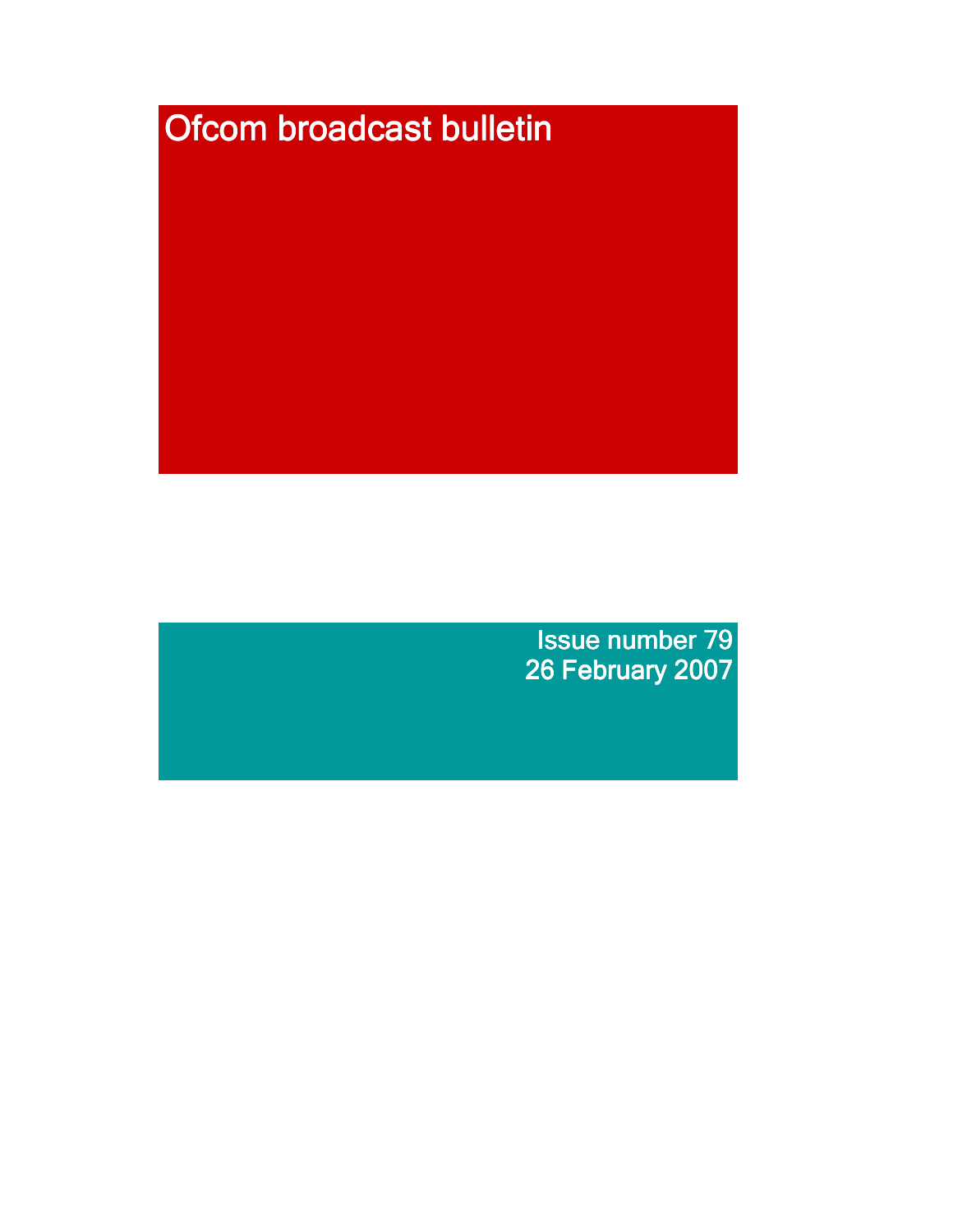# Ofcom broadcast bulletin

Issue number 79
26 February 2007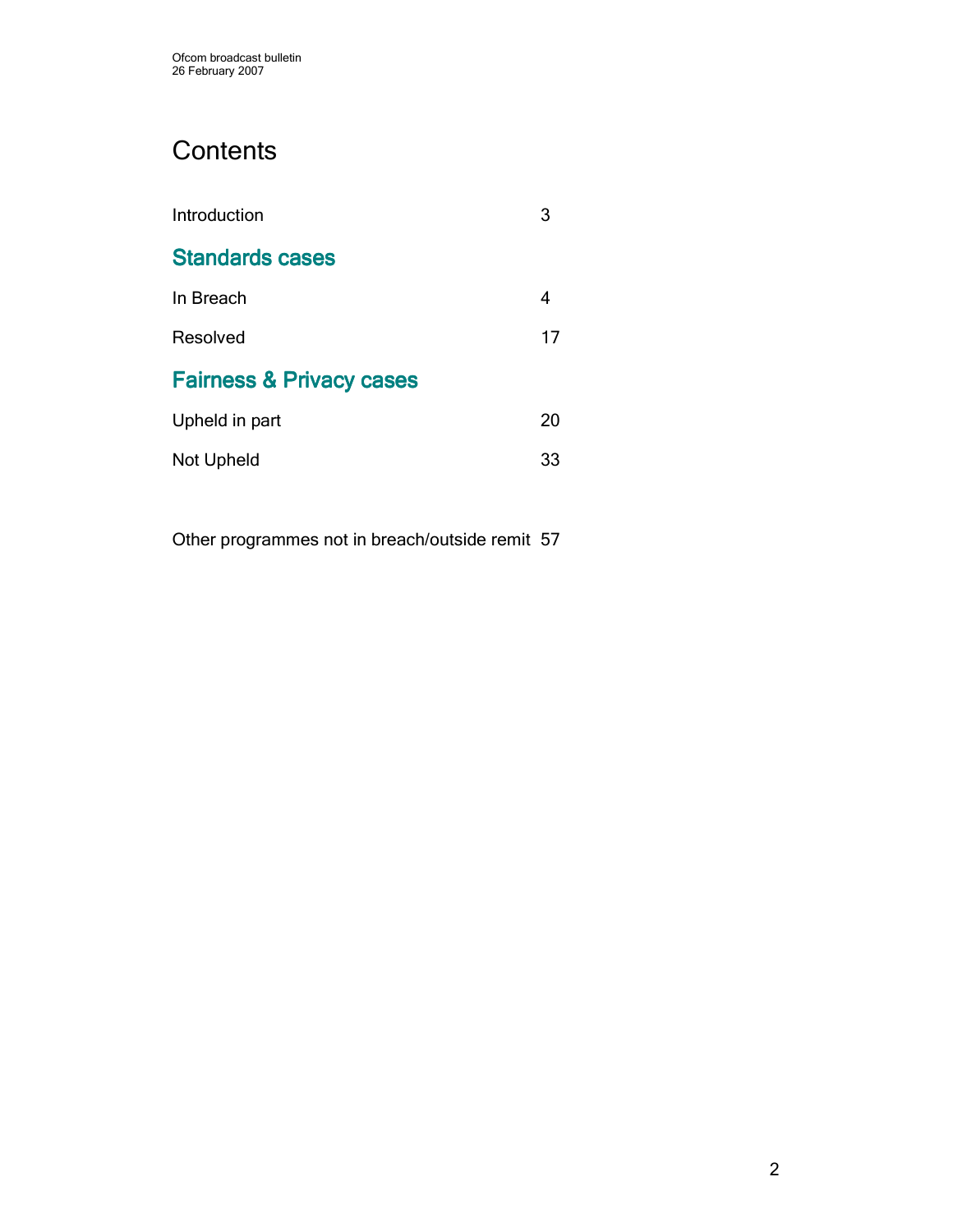# Contents

Introduction 3

## Standards cases

In Breach 4

Resolved 17

## Fairness & Privacy cases

Upheld in part 20

Not Upheld 33

Other programmes not in breach/outside remit 57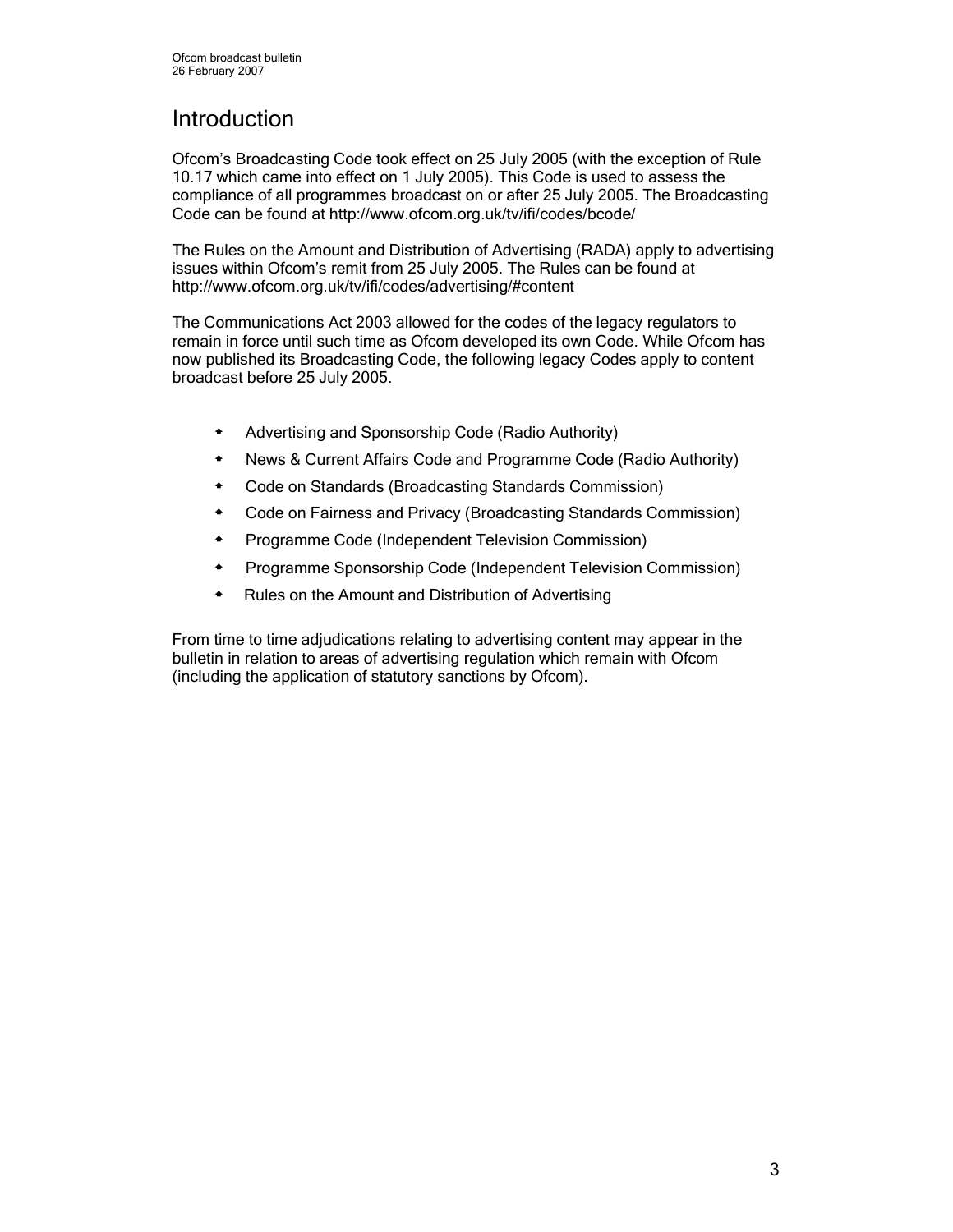# Introduction

Ofcom's Broadcasting Code took effect on 25 July 2005 (with the exception of Rule 10.17 which came into effect on 1 July 2005). This Code is used to assess the compliance of all programmes broadcast on or after 25 July 2005. The Broadcasting Code can be found at http://www.ofcom.org.uk/tv/ifi/codes/bcode/

The Rules on the Amount and Distribution of Advertising (RADA) apply to advertising issues within Ofcom's remit from 25 July 2005. The Rules can be found at http://www.ofcom.org.uk/tv/ifi/codes/advertising/#content

The Communications Act 2003 allowed for the codes of the legacy regulators to remain in force until such time as Ofcom developed its own Code. While Ofcom has now published its Broadcasting Code, the following legacy Codes apply to content broadcast before 25 July 2005.

- Advertising and Sponsorship Code (Radio Authority)
- News & Current Affairs Code and Programme Code (Radio Authority)
- Code on Standards (Broadcasting Standards Commission)
- Code on Fairness and Privacy (Broadcasting Standards Commission)
- Programme Code (Independent Television Commission)
- Programme Sponsorship Code (Independent Television Commission)
- Rules on the Amount and Distribution of Advertising

From time to time adjudications relating to advertising content may appear in the bulletin in relation to areas of advertising regulation which remain with Ofcom (including the application of statutory sanctions by Ofcom).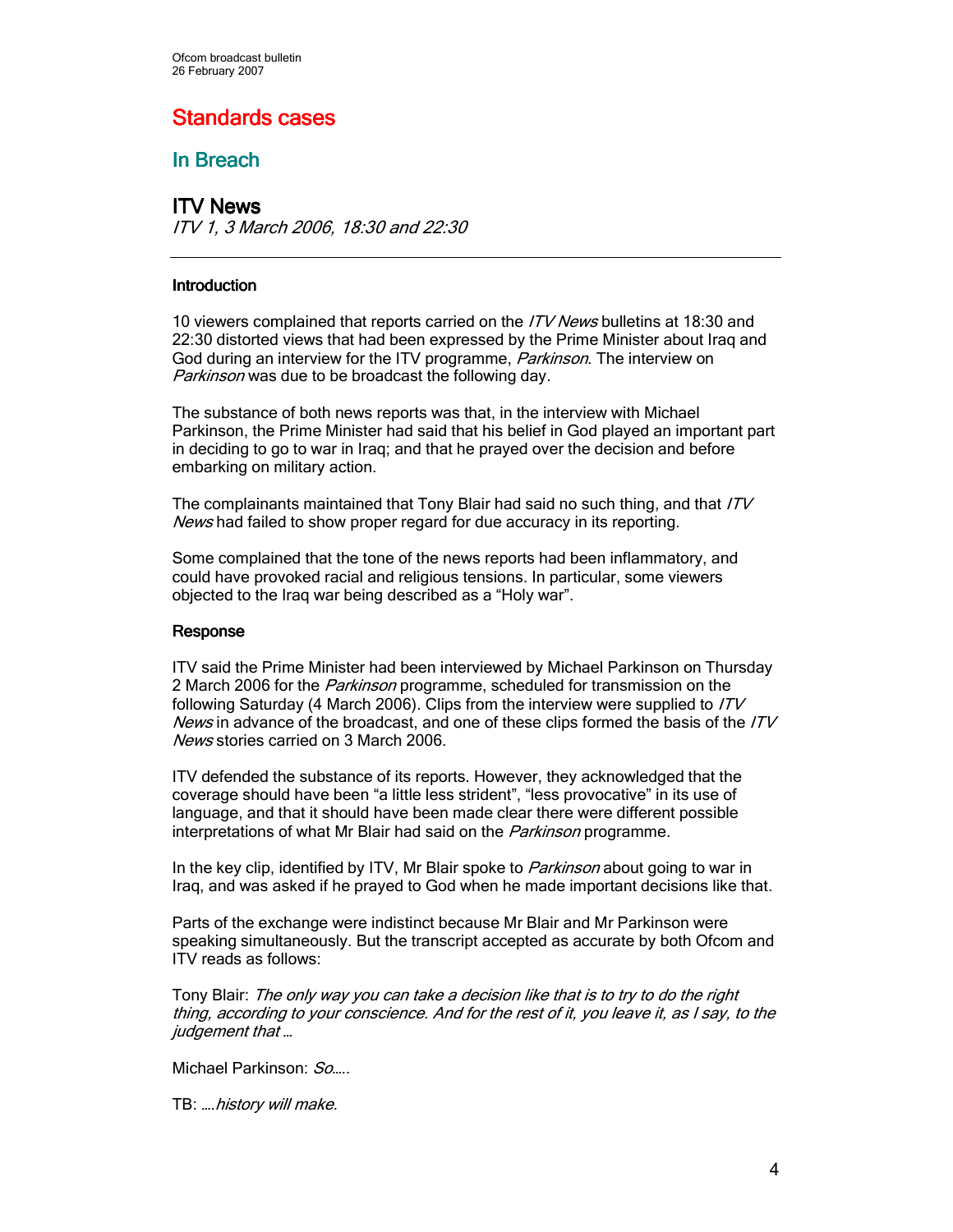# Standards cases

## In Breach

### ITV News

*ITV 1, 3 March 2006, 18:30 and 22:30*

---

**Introduction**

10 viewers complained that reports carried on the *ITV News* bulletins at 18:30 and 22:30 distorted views that had been expressed by the Prime Minister about Iraq and God during an interview for the ITV programme, *Parkinson*. The interview on *Parkinson* was due to be broadcast the following day.

The substance of both news reports was that, in the interview with Michael Parkinson, the Prime Minister had said that his belief in God played an important part in deciding to go to war in Iraq; and that he prayed over the decision and before embarking on military action.

The complainants maintained that Tony Blair had said no such thing, and that *ITV News* had failed to show proper regard for due accuracy in its reporting.

Some complained that the tone of the news reports had been inflammatory, and could have provoked racial and religious tensions. In particular, some viewers objected to the Iraq war being described as a "Holy war".

**Response**

ITV said the Prime Minister had been interviewed by Michael Parkinson on Thursday 2 March 2006 for the *Parkinson* programme, scheduled for transmission on the following Saturday (4 March 2006). Clips from the interview were supplied to *ITV News* in advance of the broadcast, and one of these clips formed the basis of the *ITV News* stories carried on 3 March 2006.

ITV defended the substance of its reports. However, they acknowledged that the coverage should have been "a little less strident", "less provocative" in its use of language, and that it should have been made clear there were different possible interpretations of what Mr Blair had said on the *Parkinson* programme.

In the key clip, identified by ITV, Mr Blair spoke to *Parkinson* about going to war in Iraq, and was asked if he prayed to God when he made important decisions like that.

Parts of the exchange were indistinct because Mr Blair and Mr Parkinson were speaking simultaneously. But the transcript accepted as accurate by both Ofcom and ITV reads as follows:

Tony Blair: *The only way you can take a decision like that is to try to do the right thing, according to your conscience. And for the rest of it, you leave it, as I say, to the judgement that …*

Michael Parkinson: *So…..*

TB: *….history will make.*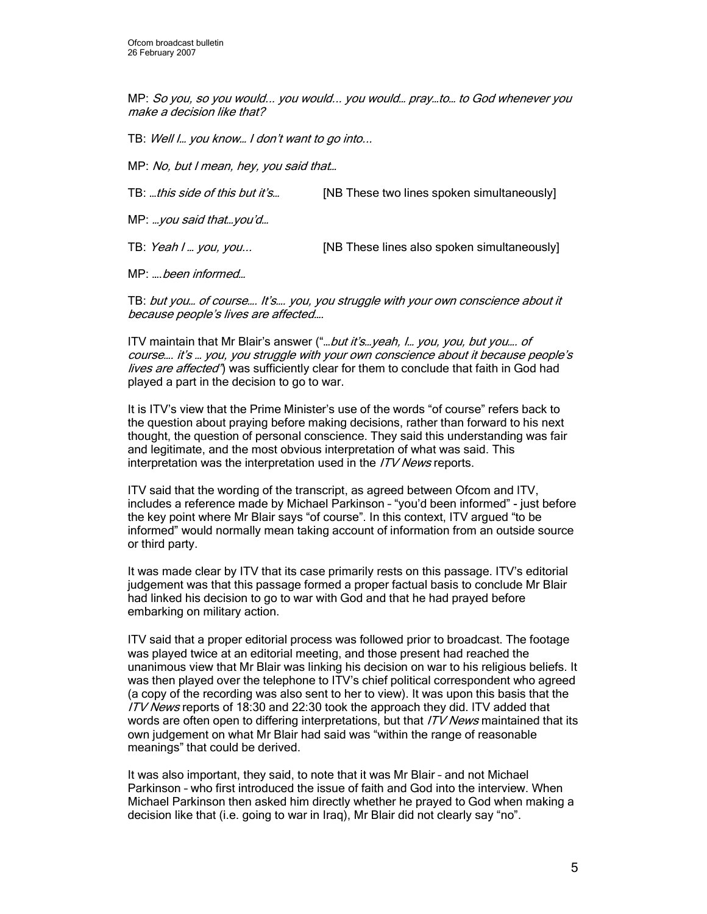MP: *So you, so you would… you would… you would… pray…to… to God whenever you make a decision like that?*

TB: *Well I… you know… I don't want to go into…*

MP: *No, but I mean, hey, you said that…*

TB: *…this side of this but it's…* [NB These two lines spoken simultaneously]

MP: *…you said that…you'd…*

TB: *Yeah I … you, you…* [NB These lines also spoken simultaneously]

MP: *….been informed…*

TB: *but you… of course…. It's…. you, you struggle with your own conscience about it because people's lives are affected….*

ITV maintain that Mr Blair's answer ("*…but it's…yeah, I… you, you, but you…. of course…. it's … you, you struggle with your own conscience about it because people's lives are affected*") was sufficiently clear for them to conclude that faith in God had played a part in the decision to go to war.

It is ITV's view that the Prime Minister's use of the words "of course" refers back to the question about praying before making decisions, rather than forward to his next thought, the question of personal conscience. They said this understanding was fair and legitimate, and the most obvious interpretation of what was said. This interpretation was the interpretation used in the *ITV News* reports.

ITV said that the wording of the transcript, as agreed between Ofcom and ITV, includes a reference made by Michael Parkinson – "you'd been informed" - just before the key point where Mr Blair says "of course". In this context, ITV argued "to be informed" would normally mean taking account of information from an outside source or third party.

It was made clear by ITV that its case primarily rests on this passage. ITV's editorial judgement was that this passage formed a proper factual basis to conclude Mr Blair had linked his decision to go to war with God and that he had prayed before embarking on military action.

ITV said that a proper editorial process was followed prior to broadcast. The footage was played twice at an editorial meeting, and those present had reached the unanimous view that Mr Blair was linking his decision on war to his religious beliefs. It was then played over the telephone to ITV's chief political correspondent who agreed (a copy of the recording was also sent to her to view). It was upon this basis that the *ITV News* reports of 18:30 and 22:30 took the approach they did. ITV added that words are often open to differing interpretations, but that *ITV News* maintained that its own judgement on what Mr Blair had said was "within the range of reasonable meanings" that could be derived.

It was also important, they said, to note that it was Mr Blair – and not Michael Parkinson – who first introduced the issue of faith and God into the interview. When Michael Parkinson then asked him directly whether he prayed to God when making a decision like that (i.e. going to war in Iraq), Mr Blair did not clearly say "no".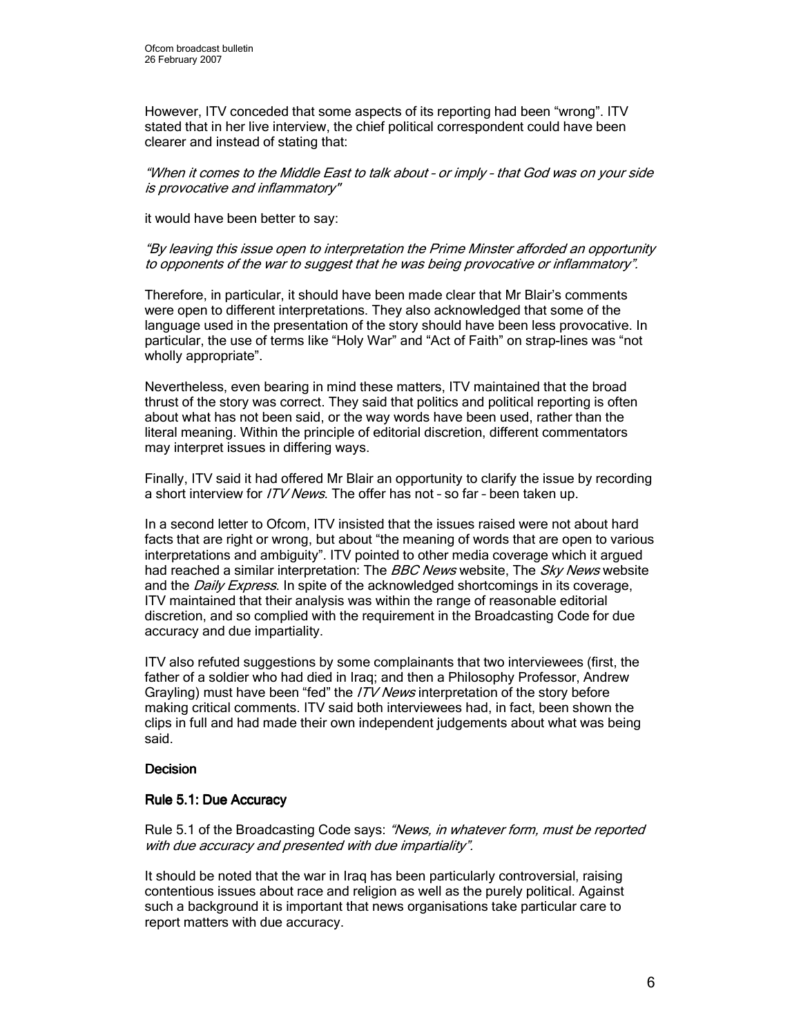However, ITV conceded that some aspects of its reporting had been "wrong". ITV stated that in her live interview, the chief political correspondent could have been clearer and instead of stating that:

*"When it comes to the Middle East to talk about – or imply – that God was on your side is provocative and inflammatory"*

it would have been better to say:

*"By leaving this issue open to interpretation the Prime Minister afforded an opportunity to opponents of the war to suggest that he was being provocative or inflammatory".*

Therefore, in particular, it should have been made clear that Mr Blair's comments were open to different interpretations. They also acknowledged that some of the language used in the presentation of the story should have been less provocative. In particular, the use of terms like "Holy War" and "Act of Faith" on strap-lines was "not wholly appropriate".

Nevertheless, even bearing in mind these matters, ITV maintained that the broad thrust of the story was correct. They said that politics and political reporting is often about what has not been said, or the way words have been used, rather than the literal meaning. Within the principle of editorial discretion, different commentators may interpret issues in differing ways.

Finally, ITV said it had offered Mr Blair an opportunity to clarify the issue by recording a short interview for *ITV News*. The offer has not – so far – been taken up.

In a second letter to Ofcom, ITV insisted that the issues raised were not about hard facts that are right or wrong, but about "the meaning of words that are open to various interpretations and ambiguity". ITV pointed to other media coverage which it argued had reached a similar interpretation: The *BBC News* website, The *Sky News* website and the *Daily Express*. In spite of the acknowledged shortcomings in its coverage, ITV maintained that their analysis was within the range of reasonable editorial discretion, and so complied with the requirement in the Broadcasting Code for due accuracy and due impartiality.

ITV also refuted suggestions by some complainants that two interviewees (first, the father of a soldier who had died in Iraq; and then a Philosophy Professor, Andrew Grayling) must have been "fed" the *ITV News* interpretation of the story before making critical comments. ITV said both interviewees had, in fact, been shown the clips in full and had made their own independent judgements about what was being said.

## Decision

### Rule 5.1: Due Accuracy

Rule 5.1 of the Broadcasting Code says: *"News, in whatever form, must be reported with due accuracy and presented with due impartiality".*

It should be noted that the war in Iraq has been particularly controversial, raising contentious issues about race and religion as well as the purely political. Against such a background it is important that news organisations take particular care to report matters with due accuracy.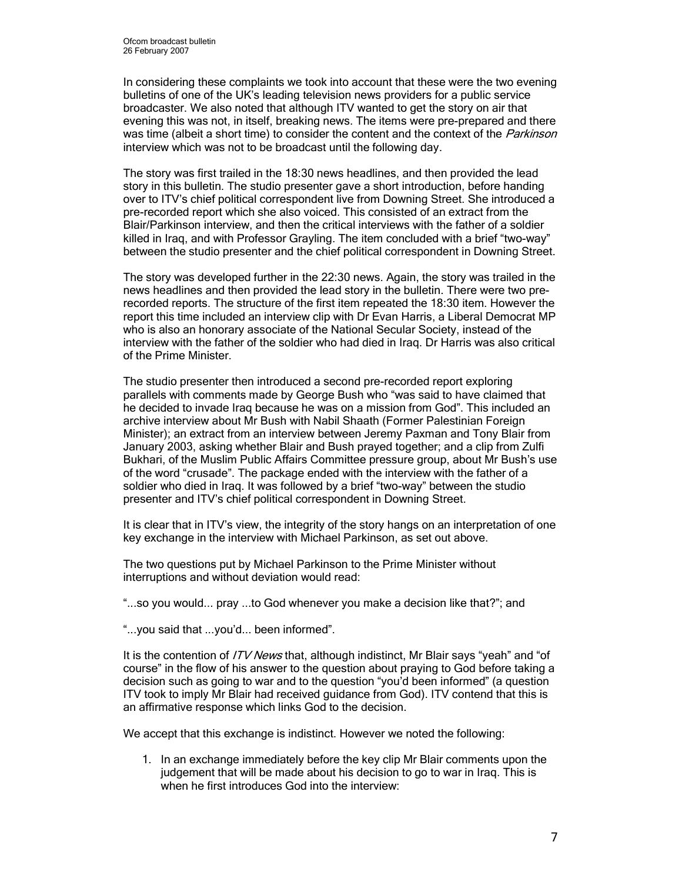In considering these complaints we took into account that these were the two evening bulletins of one of the UK's leading television news providers for a public service broadcaster. We also noted that although ITV wanted to get the story on air that evening this was not, in itself, breaking news. The items were pre-prepared and there was time (albeit a short time) to consider the content and the context of the *Parkinson* interview which was not to be broadcast until the following day.

The story was first trailed in the 18:30 news headlines, and then provided the lead story in this bulletin. The studio presenter gave a short introduction, before handing over to ITV's chief political correspondent live from Downing Street. She introduced a pre-recorded report which she also voiced. This consisted of an extract from the Blair/Parkinson interview, and then the critical interviews with the father of a soldier killed in Iraq, and with Professor Grayling. The item concluded with a brief "two-way" between the studio presenter and the chief political correspondent in Downing Street.

The story was developed further in the 22:30 news. Again, the story was trailed in the news headlines and then provided the lead story in the bulletin. There were two pre-recorded reports. The structure of the first item repeated the 18:30 item. However the report this time included an interview clip with Dr Evan Harris, a Liberal Democrat MP who is also an honorary associate of the National Secular Society, instead of the interview with the father of the soldier who had died in Iraq. Dr Harris was also critical of the Prime Minister.

The studio presenter then introduced a second pre-recorded report exploring parallels with comments made by George Bush who "was said to have claimed that he decided to invade Iraq because he was on a mission from God". This included an archive interview about Mr Bush with Nabil Shaath (Former Palestinian Foreign Minister); an extract from an interview between Jeremy Paxman and Tony Blair from January 2003, asking whether Blair and Bush prayed together; and a clip from Zulfi Bukhari, of the Muslim Public Affairs Committee pressure group, about Mr Bush's use of the word "crusade". The package ended with the interview with the father of a soldier who died in Iraq. It was followed by a brief "two-way" between the studio presenter and ITV's chief political correspondent in Downing Street.

It is clear that in ITV's view, the integrity of the story hangs on an interpretation of one key exchange in the interview with Michael Parkinson, as set out above.

The two questions put by Michael Parkinson to the Prime Minister without interruptions and without deviation would read:

"...so you would... pray ...to God whenever you make a decision like that?"; and

"...you said that ...you'd... been informed".

It is the contention of *ITV News* that, although indistinct, Mr Blair says "yeah" and "of course" in the flow of his answer to the question about praying to God before taking a decision such as going to war and to the question "you'd been informed" (a question ITV took to imply Mr Blair had received guidance from God). ITV contend that this is an affirmative response which links God to the decision.

We accept that this exchange is indistinct. However we noted the following:

1. In an exchange immediately before the key clip Mr Blair comments upon the judgement that will be made about his decision to go to war in Iraq. This is when he first introduces God into the interview: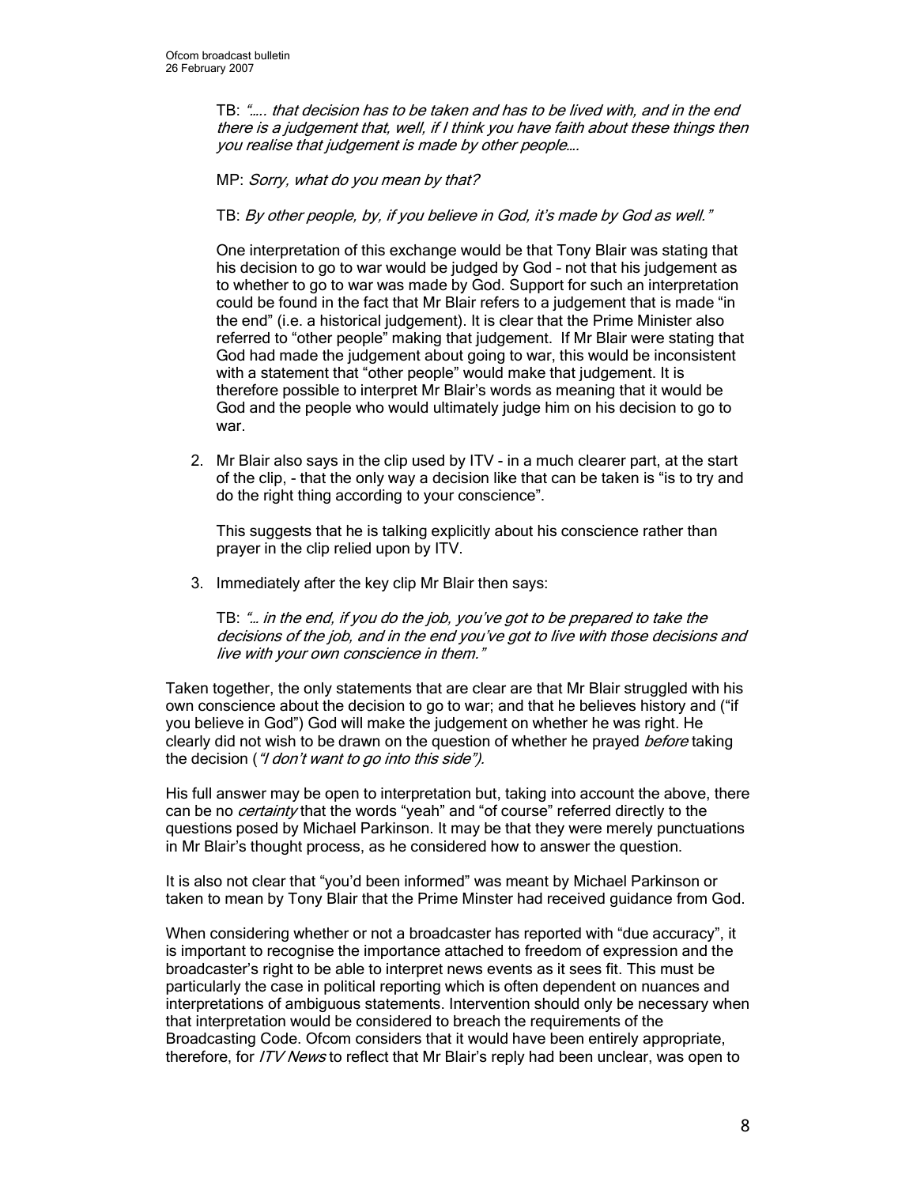TB: *"….. that decision has to be taken and has to be lived with, and in the end there is a judgement that, well, if I think you have faith about these things then you realise that judgement is made by other people….*

MP: *Sorry, what do you mean by that?*

TB: *By other people, by, if you believe in God, it's made by God as well."*

One interpretation of this exchange would be that Tony Blair was stating that his decision to go to war would be judged by God – not that his judgement as to whether to go to war was made by God. Support for such an interpretation could be found in the fact that Mr Blair refers to a judgement that is made "in the end" (i.e. a historical judgement). It is clear that the Prime Minister also referred to "other people" making that judgement. If Mr Blair were stating that God had made the judgement about going to war, this would be inconsistent with a statement that "other people" would make that judgement. It is therefore possible to interpret Mr Blair's words as meaning that it would be God and the people who would ultimately judge him on his decision to go to war.

2. Mr Blair also says in the clip used by ITV - in a much clearer part, at the start of the clip, - that the only way a decision like that can be taken is "is to try and do the right thing according to your conscience".

   This suggests that he is talking explicitly about his conscience rather than prayer in the clip relied upon by ITV.

3. Immediately after the key clip Mr Blair then says:

   TB: *"… in the end, if you do the job, you've got to be prepared to take the decisions of the job, and in the end you've got to live with those decisions and live with your own conscience in them."*

Taken together, the only statements that are clear are that Mr Blair struggled with his own conscience about the decision to go to war; and that he believes history and ("if you believe in God") God will make the judgement on whether he was right. He clearly did not wish to be drawn on the question of whether he prayed *before* taking the decision (*"I don't want to go into this side"*).

His full answer may be open to interpretation but, taking into account the above, there can be no *certainty* that the words "yeah" and "of course" referred directly to the questions posed by Michael Parkinson. It may be that they were merely punctuations in Mr Blair's thought process, as he considered how to answer the question.

It is also not clear that "you'd been informed" was meant by Michael Parkinson or taken to mean by Tony Blair that the Prime Minster had received guidance from God.

When considering whether or not a broadcaster has reported with "due accuracy", it is important to recognise the importance attached to freedom of expression and the broadcaster's right to be able to interpret news events as it sees fit. This must be particularly the case in political reporting which is often dependent on nuances and interpretations of ambiguous statements. Intervention should only be necessary when that interpretation would be considered to breach the requirements of the Broadcasting Code. Ofcom considers that it would have been entirely appropriate, therefore, for *ITV News* to reflect that Mr Blair's reply had been unclear, was open to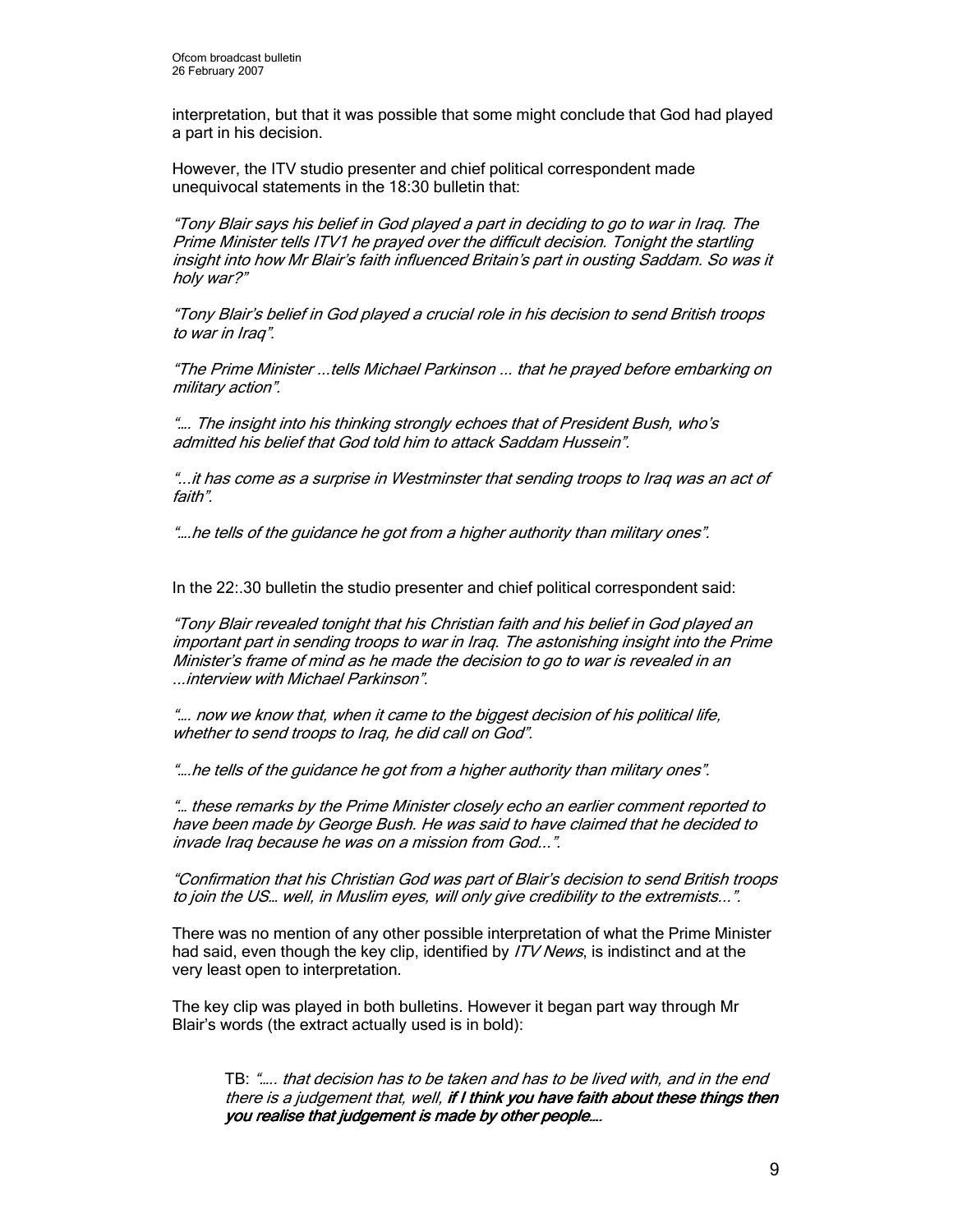interpretation, but that it was possible that some might conclude that God had played a part in his decision.

However, the ITV studio presenter and chief political correspondent made unequivocal statements in the 18:30 bulletin that:

*"Tony Blair says his belief in God played a part in deciding to go to war in Iraq. The Prime Minister tells ITV1 he prayed over the difficult decision. Tonight the startling insight into how Mr Blair's faith influenced Britain's part in ousting Saddam. So was it holy war?"*

*"Tony Blair's belief in God played a crucial role in his decision to send British troops to war in Iraq".*

*"The Prime Minister …tells Michael Parkinson … that he prayed before embarking on military action".*

*"…. The insight into his thinking strongly echoes that of President Bush, who's admitted his belief that God told him to attack Saddam Hussein".*

*"…it has come as a surprise in Westminster that sending troops to Iraq was an act of faith".*

*"….he tells of the guidance he got from a higher authority than military ones".*

In the 22:.30 bulletin the studio presenter and chief political correspondent said:

*"Tony Blair revealed tonight that his Christian faith and his belief in God played an important part in sending troops to war in Iraq. The astonishing insight into the Prime Minister's frame of mind as he made the decision to go to war is revealed in an …interview with Michael Parkinson".*

*"…. now we know that, when it came to the biggest decision of his political life, whether to send troops to Iraq, he did call on God".*

*"….he tells of the guidance he got from a higher authority than military ones".*

*"… these remarks by the Prime Minister closely echo an earlier comment reported to have been made by George Bush. He was said to have claimed that he decided to invade Iraq because he was on a mission from God…".*

*"Confirmation that his Christian God was part of Blair's decision to send British troops to join the US… well, in Muslim eyes, will only give credibility to the extremists…".*

There was no mention of any other possible interpretation of what the Prime Minister had said, even though the key clip, identified by *ITV News*, is indistinct and at the very least open to interpretation.

The key clip was played in both bulletins. However it began part way through Mr Blair's words (the extract actually used is in bold):

> TB: *"….. that decision has to be taken and has to be lived with, and in the end there is a judgement that, well,* ***if I think you have faith about these things then you realise that judgement is made by other people….***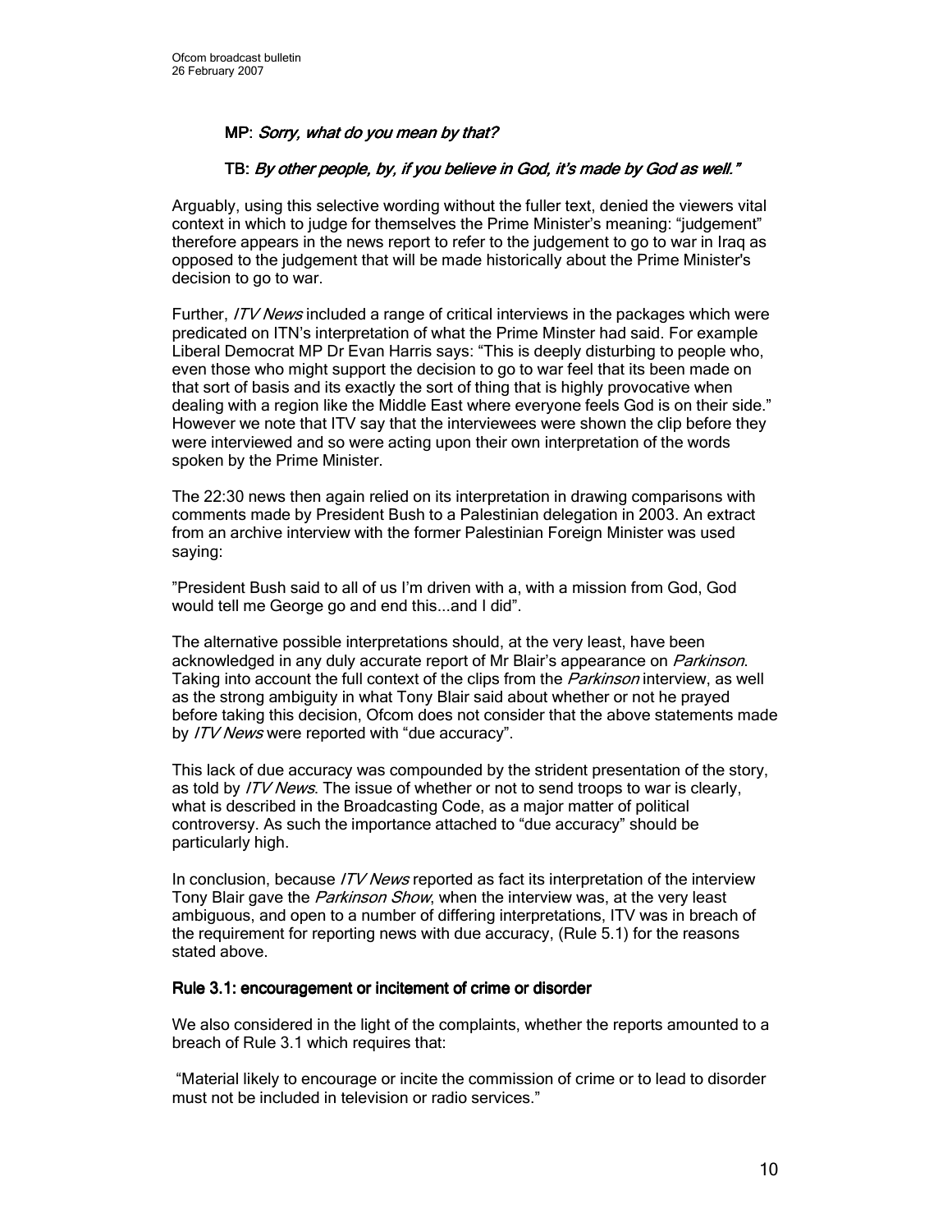**MP**: *Sorry, what do you mean by that?*

**TB**: *By other people, by, if you believe in God, it's made by God as well."*

Arguably, using this selective wording without the fuller text, denied the viewers vital context in which to judge for themselves the Prime Minister's meaning: "judgement" therefore appears in the news report to refer to the judgement to go to war in Iraq as opposed to the judgement that will be made historically about the Prime Minister's decision to go to war.

Further, *ITV News* included a range of critical interviews in the packages which were predicated on ITN's interpretation of what the Prime Minster had said. For example Liberal Democrat MP Dr Evan Harris says: "This is deeply disturbing to people who, even those who might support the decision to go to war feel that its been made on that sort of basis and its exactly the sort of thing that is highly provocative when dealing with a region like the Middle East where everyone feels God is on their side." However we note that ITV say that the interviewees were shown the clip before they were interviewed and so were acting upon their own interpretation of the words spoken by the Prime Minister.

The 22:30 news then again relied on its interpretation in drawing comparisons with comments made by President Bush to a Palestinian delegation in 2003. An extract from an archive interview with the former Palestinian Foreign Minister was used saying:

"President Bush said to all of us I'm driven with a, with a mission from God, God would tell me George go and end this...and I did".

The alternative possible interpretations should, at the very least, have been acknowledged in any duly accurate report of Mr Blair's appearance on *Parkinson*. Taking into account the full context of the clips from the *Parkinson* interview, as well as the strong ambiguity in what Tony Blair said about whether or not he prayed before taking this decision, Ofcom does not consider that the above statements made by *ITV News* were reported with "due accuracy".

This lack of due accuracy was compounded by the strident presentation of the story, as told by *ITV News*. The issue of whether or not to send troops to war is clearly, what is described in the Broadcasting Code, as a major matter of political controversy. As such the importance attached to "due accuracy" should be particularly high.

In conclusion, because *ITV News* reported as fact its interpretation of the interview Tony Blair gave the *Parkinson Show*, when the interview was, at the very least ambiguous, and open to a number of differing interpretations, ITV was in breach of the requirement for reporting news with due accuracy, (Rule 5.1) for the reasons stated above.

### Rule 3.1: encouragement or incitement of crime or disorder

We also considered in the light of the complaints, whether the reports amounted to a breach of Rule 3.1 which requires that:

"Material likely to encourage or incite the commission of crime or to lead to disorder must not be included in television or radio services."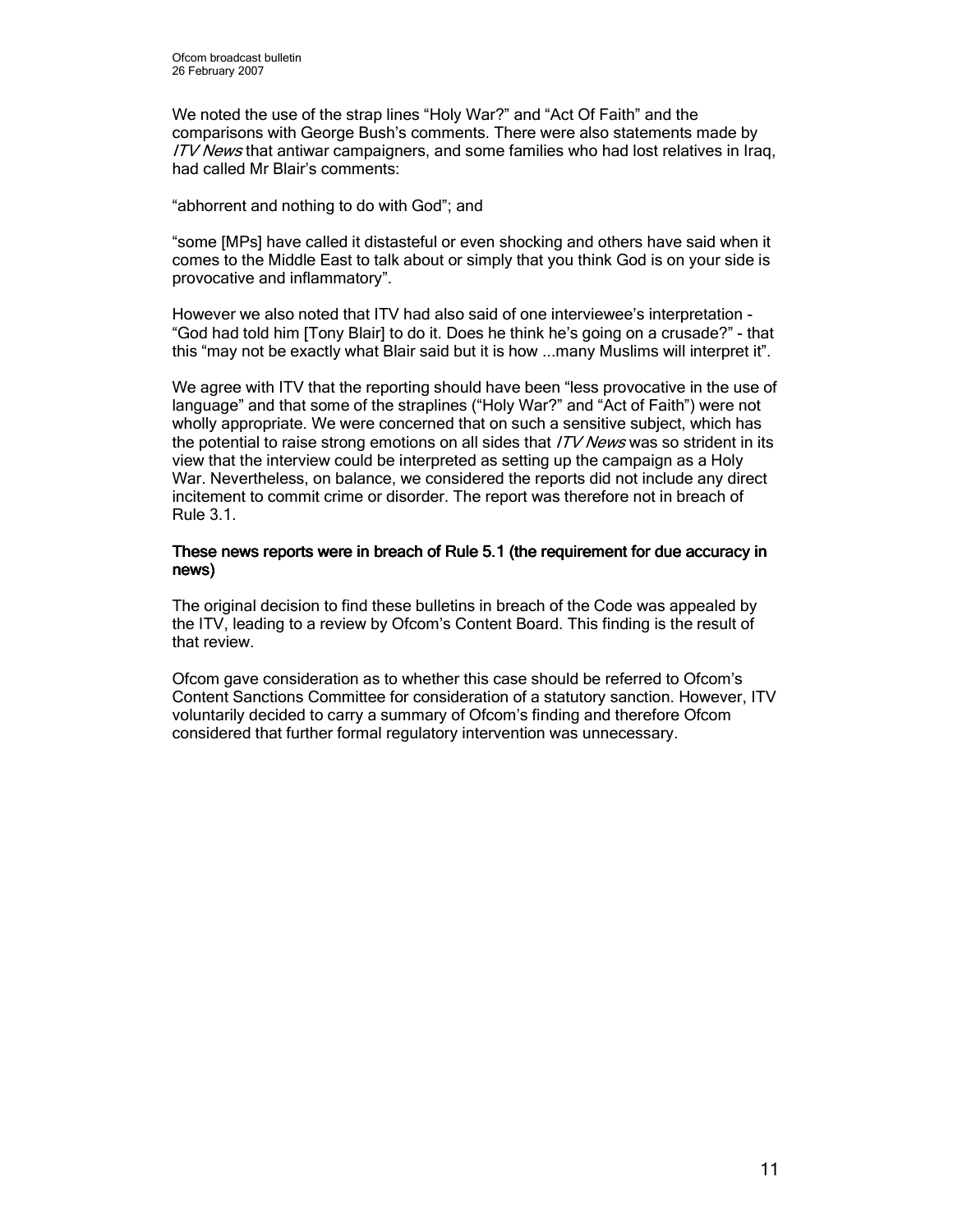We noted the use of the strap lines "Holy War?" and "Act Of Faith" and the comparisons with George Bush's comments. There were also statements made by *ITV News* that antiwar campaigners, and some families who had lost relatives in Iraq, had called Mr Blair's comments:

"abhorrent and nothing to do with God"; and

"some [MPs] have called it distasteful or even shocking and others have said when it comes to the Middle East to talk about or simply that you think God is on your side is provocative and inflammatory".

However we also noted that ITV had also said of one interviewee's interpretation - "God had told him [Tony Blair] to do it. Does he think he's going on a crusade?" - that this "may not be exactly what Blair said but it is how ...many Muslims will interpret it".

We agree with ITV that the reporting should have been "less provocative in the use of language" and that some of the straplines ("Holy War?" and "Act of Faith") were not wholly appropriate. We were concerned that on such a sensitive subject, which has the potential to raise strong emotions on all sides that *ITV News* was so strident in its view that the interview could be interpreted as setting up the campaign as a Holy War. Nevertheless, on balance, we considered the reports did not include any direct incitement to commit crime or disorder. The report was therefore not in breach of Rule 3.1.

**These news reports were in breach of Rule 5.1 (the requirement for due accuracy in news)**

The original decision to find these bulletins in breach of the Code was appealed by the ITV, leading to a review by Ofcom's Content Board. This finding is the result of that review.

Ofcom gave consideration as to whether this case should be referred to Ofcom's Content Sanctions Committee for consideration of a statutory sanction. However, ITV voluntarily decided to carry a summary of Ofcom's finding and therefore Ofcom considered that further formal regulatory intervention was unnecessary.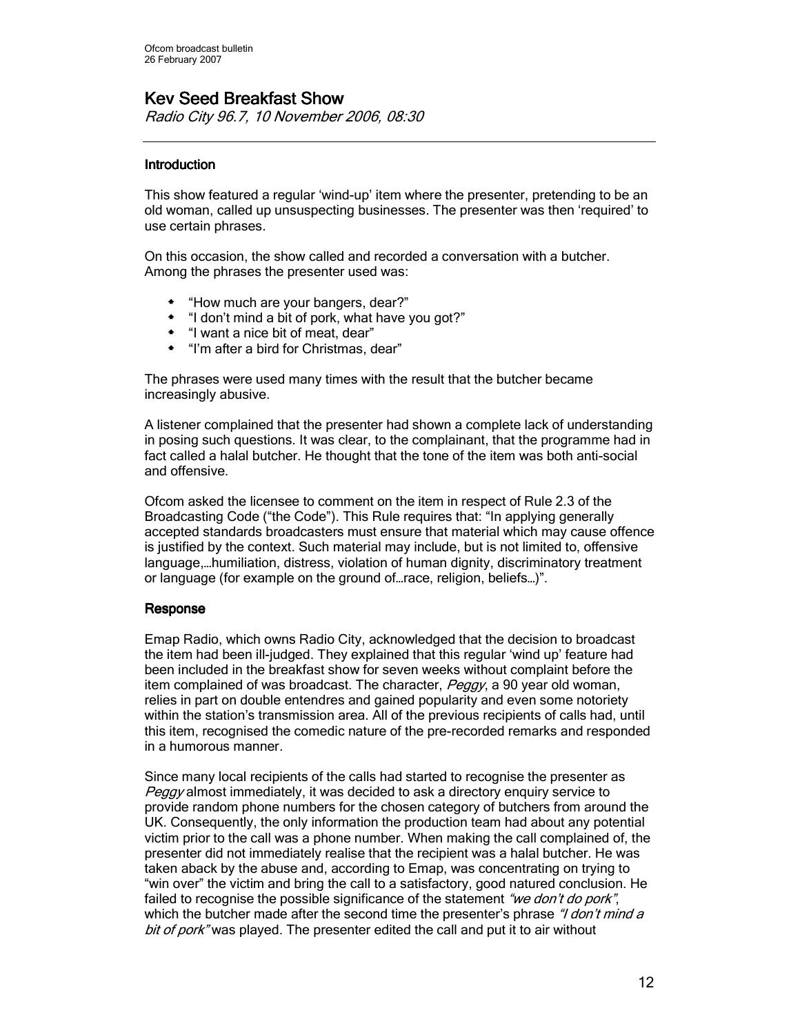## Kev Seed Breakfast Show

*Radio City 96.7, 10 November 2006, 08:30*

---

### Introduction

This show featured a regular 'wind-up' item where the presenter, pretending to be an old woman, called up unsuspecting businesses. The presenter was then 'required' to use certain phrases.

On this occasion, the show called and recorded a conversation with a butcher. Among the phrases the presenter used was:

- "How much are your bangers, dear?"
- "I don't mind a bit of pork, what have you got?"
- "I want a nice bit of meat, dear"
- "I'm after a bird for Christmas, dear"

The phrases were used many times with the result that the butcher became increasingly abusive.

A listener complained that the presenter had shown a complete lack of understanding in posing such questions. It was clear, to the complainant, that the programme had in fact called a halal butcher. He thought that the tone of the item was both anti-social and offensive.

Ofcom asked the licensee to comment on the item in respect of Rule 2.3 of the Broadcasting Code ("the Code"). This Rule requires that: "In applying generally accepted standards broadcasters must ensure that material which may cause offence is justified by the context. Such material may include, but is not limited to, offensive language,…humiliation, distress, violation of human dignity, discriminatory treatment or language (for example on the ground of…race, religion, beliefs…)".

### Response

Emap Radio, which owns Radio City, acknowledged that the decision to broadcast the item had been ill-judged. They explained that this regular 'wind up' feature had been included in the breakfast show for seven weeks without complaint before the item complained of was broadcast. The character, *Peggy*, a 90 year old woman, relies in part on double entendres and gained popularity and even some notoriety within the station's transmission area. All of the previous recipients of calls had, until this item, recognised the comedic nature of the pre-recorded remarks and responded in a humorous manner.

Since many local recipients of the calls had started to recognise the presenter as *Peggy* almost immediately, it was decided to ask a directory enquiry service to provide random phone numbers for the chosen category of butchers from around the UK. Consequently, the only information the production team had about any potential victim prior to the call was a phone number. When making the call complained of, the presenter did not immediately realise that the recipient was a halal butcher. He was taken aback by the abuse and, according to Emap, was concentrating on trying to "win over" the victim and bring the call to a satisfactory, good natured conclusion. He failed to recognise the possible significance of the statement *"we don't do pork"*, which the butcher made after the second time the presenter's phrase *"I don't mind a bit of pork"* was played. The presenter edited the call and put it to air without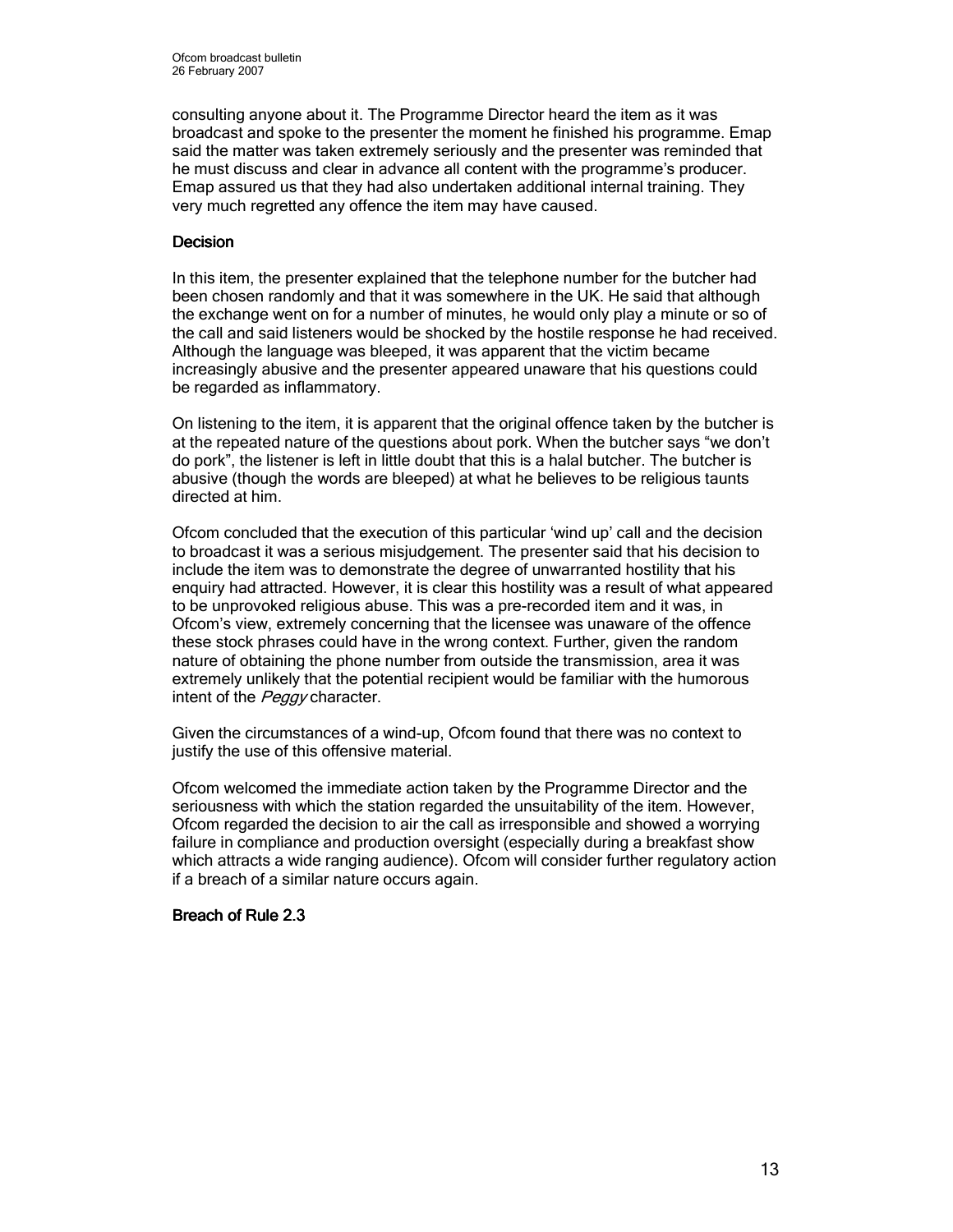consulting anyone about it. The Programme Director heard the item as it was broadcast and spoke to the presenter the moment he finished his programme. Emap said the matter was taken extremely seriously and the presenter was reminded that he must discuss and clear in advance all content with the programme's producer. Emap assured us that they had also undertaken additional internal training. They very much regretted any offence the item may have caused.

### Decision

In this item, the presenter explained that the telephone number for the butcher had been chosen randomly and that it was somewhere in the UK. He said that although the exchange went on for a number of minutes, he would only play a minute or so of the call and said listeners would be shocked by the hostile response he had received. Although the language was bleeped, it was apparent that the victim became increasingly abusive and the presenter appeared unaware that his questions could be regarded as inflammatory.

On listening to the item, it is apparent that the original offence taken by the butcher is at the repeated nature of the questions about pork. When the butcher says "we don't do pork", the listener is left in little doubt that this is a halal butcher. The butcher is abusive (though the words are bleeped) at what he believes to be religious taunts directed at him.

Ofcom concluded that the execution of this particular 'wind up' call and the decision to broadcast it was a serious misjudgement. The presenter said that his decision to include the item was to demonstrate the degree of unwarranted hostility that his enquiry had attracted. However, it is clear this hostility was a result of what appeared to be unprovoked religious abuse. This was a pre-recorded item and it was, in Ofcom's view, extremely concerning that the licensee was unaware of the offence these stock phrases could have in the wrong context. Further, given the random nature of obtaining the phone number from outside the transmission, area it was extremely unlikely that the potential recipient would be familiar with the humorous intent of the *Peggy* character.

Given the circumstances of a wind-up, Ofcom found that there was no context to justify the use of this offensive material.

Ofcom welcomed the immediate action taken by the Programme Director and the seriousness with which the station regarded the unsuitability of the item. However, Ofcom regarded the decision to air the call as irresponsible and showed a worrying failure in compliance and production oversight (especially during a breakfast show which attracts a wide ranging audience). Ofcom will consider further regulatory action if a breach of a similar nature occurs again.

### Breach of Rule 2.3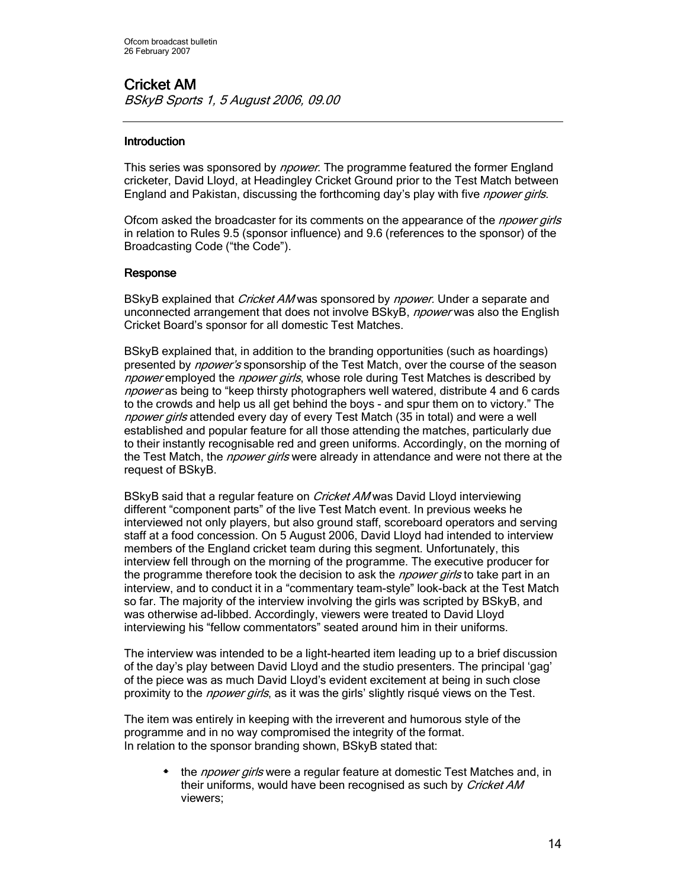## Cricket AM

*BSkyB Sports 1, 5 August 2006, 09.00*

### Introduction

This series was sponsored by *npower*. The programme featured the former England cricketer, David Lloyd, at Headingley Cricket Ground prior to the Test Match between England and Pakistan, discussing the forthcoming day's play with five *npower girls*.

Ofcom asked the broadcaster for its comments on the appearance of the *npower girls* in relation to Rules 9.5 (sponsor influence) and 9.6 (references to the sponsor) of the Broadcasting Code ("the Code").

### Response

BSkyB explained that *Cricket AM* was sponsored by *npower.* Under a separate and unconnected arrangement that does not involve BSkyB, *npower* was also the English Cricket Board's sponsor for all domestic Test Matches.

BSkyB explained that, in addition to the branding opportunities (such as hoardings) presented by *npower's* sponsorship of the Test Match, over the course of the season *npower* employed the *npower girls*, whose role during Test Matches is described by *npower* as being to "keep thirsty photographers well watered, distribute 4 and 6 cards to the crowds and help us all get behind the boys - and spur them on to victory." The *npower girls* attended every day of every Test Match (35 in total) and were a well established and popular feature for all those attending the matches, particularly due to their instantly recognisable red and green uniforms. Accordingly, on the morning of the Test Match, the *npower girls* were already in attendance and were not there at the request of BSkyB.

BSkyB said that a regular feature on *Cricket AM* was David Lloyd interviewing different "component parts" of the live Test Match event. In previous weeks he interviewed not only players, but also ground staff, scoreboard operators and serving staff at a food concession. On 5 August 2006, David Lloyd had intended to interview members of the England cricket team during this segment. Unfortunately, this interview fell through on the morning of the programme. The executive producer for the programme therefore took the decision to ask the *npower girls* to take part in an interview, and to conduct it in a "commentary team-style" look-back at the Test Match so far. The majority of the interview involving the girls was scripted by BSkyB, and was otherwise ad-libbed. Accordingly, viewers were treated to David Lloyd interviewing his "fellow commentators" seated around him in their uniforms.

The interview was intended to be a light-hearted item leading up to a brief discussion of the day's play between David Lloyd and the studio presenters. The principal 'gag' of the piece was as much David Lloyd's evident excitement at being in such close proximity to the *npower girls*, as it was the girls' slightly risqué views on the Test.

The item was entirely in keeping with the irreverent and humorous style of the programme and in no way compromised the integrity of the format.
In relation to the sponsor branding shown, BSkyB stated that:

- the *npower girls* were a regular feature at domestic Test Matches and, in their uniforms, would have been recognised as such by *Cricket AM* viewers;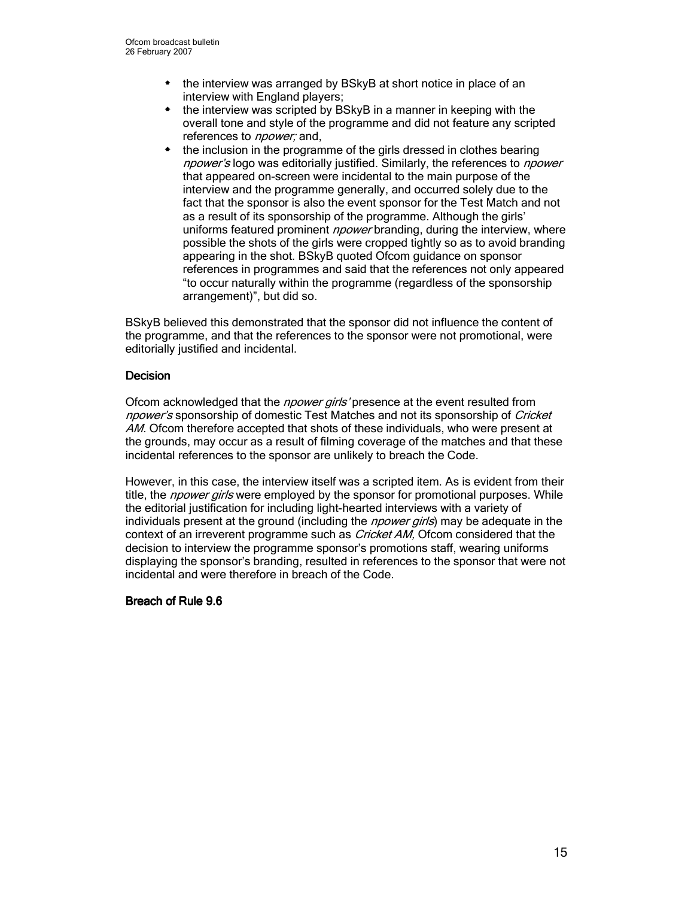- the interview was arranged by BSkyB at short notice in place of an interview with England players;
- the interview was scripted by BSkyB in a manner in keeping with the overall tone and style of the programme and did not feature any scripted references to *npower;* and,
- the inclusion in the programme of the girls dressed in clothes bearing *npower's* logo was editorially justified. Similarly, the references to *npower* that appeared on-screen were incidental to the main purpose of the interview and the programme generally, and occurred solely due to the fact that the sponsor is also the event sponsor for the Test Match and not as a result of its sponsorship of the programme. Although the girls' uniforms featured prominent *npower* branding, during the interview, where possible the shots of the girls were cropped tightly so as to avoid branding appearing in the shot. BSkyB quoted Ofcom guidance on sponsor references in programmes and said that the references not only appeared "to occur naturally within the programme (regardless of the sponsorship arrangement)", but did so.

BSkyB believed this demonstrated that the sponsor did not influence the content of the programme, and that the references to the sponsor were not promotional, were editorially justified and incidental.

### Decision

Ofcom acknowledged that the *npower girls'* presence at the event resulted from *npower's* sponsorship of domestic Test Matches and not its sponsorship of *Cricket AM.* Ofcom therefore accepted that shots of these individuals, who were present at the grounds, may occur as a result of filming coverage of the matches and that these incidental references to the sponsor are unlikely to breach the Code.

However, in this case, the interview itself was a scripted item. As is evident from their title, the *npower girls* were employed by the sponsor for promotional purposes. While the editorial justification for including light-hearted interviews with a variety of individuals present at the ground (including the *npower girls*) may be adequate in the context of an irreverent programme such as *Cricket AM,* Ofcom considered that the decision to interview the programme sponsor's promotions staff, wearing uniforms displaying the sponsor's branding, resulted in references to the sponsor that were not incidental and were therefore in breach of the Code.

### Breach of Rule 9.6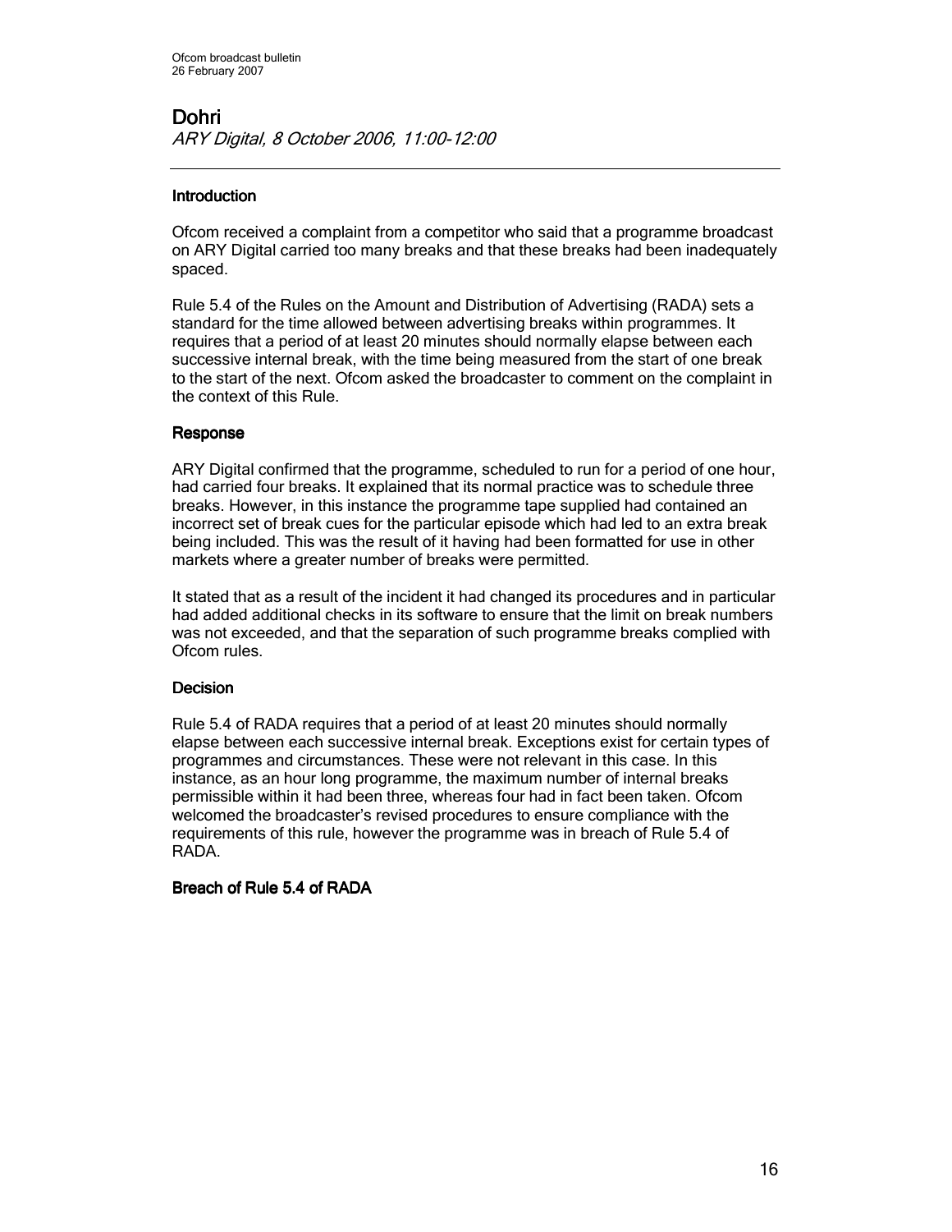## Dohri

*ARY Digital, 8 October 2006, 11:00-12:00*

---

### Introduction

Ofcom received a complaint from a competitor who said that a programme broadcast on ARY Digital carried too many breaks and that these breaks had been inadequately spaced.

Rule 5.4 of the Rules on the Amount and Distribution of Advertising (RADA) sets a standard for the time allowed between advertising breaks within programmes. It requires that a period of at least 20 minutes should normally elapse between each successive internal break, with the time being measured from the start of one break to the start of the next. Ofcom asked the broadcaster to comment on the complaint in the context of this Rule.

### Response

ARY Digital confirmed that the programme, scheduled to run for a period of one hour, had carried four breaks. It explained that its normal practice was to schedule three breaks. However, in this instance the programme tape supplied had contained an incorrect set of break cues for the particular episode which had led to an extra break being included. This was the result of it having had been formatted for use in other markets where a greater number of breaks were permitted.

It stated that as a result of the incident it had changed its procedures and in particular had added additional checks in its software to ensure that the limit on break numbers was not exceeded, and that the separation of such programme breaks complied with Ofcom rules.

### Decision

Rule 5.4 of RADA requires that a period of at least 20 minutes should normally elapse between each successive internal break. Exceptions exist for certain types of programmes and circumstances. These were not relevant in this case. In this instance, as an hour long programme, the maximum number of internal breaks permissible within it had been three, whereas four had in fact been taken. Ofcom welcomed the broadcaster's revised procedures to ensure compliance with the requirements of this rule, however the programme was in breach of Rule 5.4 of RADA.

### Breach of Rule 5.4 of RADA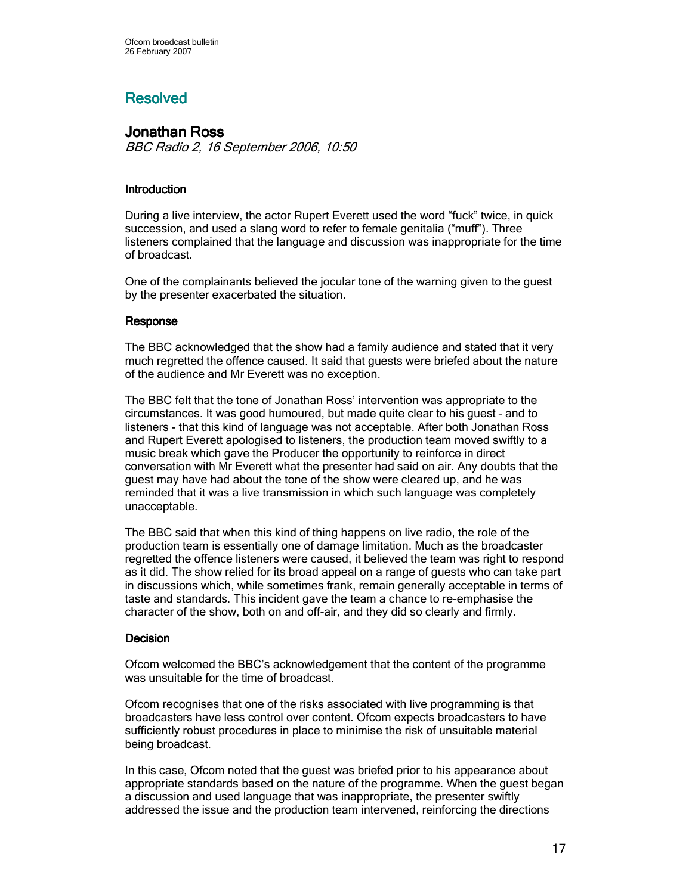## Resolved

### Jonathan Ross

*BBC Radio 2, 16 September 2006, 10:50*

---

#### Introduction

During a live interview, the actor Rupert Everett used the word "fuck" twice, in quick succession, and used a slang word to refer to female genitalia ("muff"). Three listeners complained that the language and discussion was inappropriate for the time of broadcast.

One of the complainants believed the jocular tone of the warning given to the guest by the presenter exacerbated the situation.

#### Response

The BBC acknowledged that the show had a family audience and stated that it very much regretted the offence caused. It said that guests were briefed about the nature of the audience and Mr Everett was no exception.

The BBC felt that the tone of Jonathan Ross' intervention was appropriate to the circumstances. It was good humoured, but made quite clear to his guest – and to listeners - that this kind of language was not acceptable. After both Jonathan Ross and Rupert Everett apologised to listeners, the production team moved swiftly to a music break which gave the Producer the opportunity to reinforce in direct conversation with Mr Everett what the presenter had said on air. Any doubts that the guest may have had about the tone of the show were cleared up, and he was reminded that it was a live transmission in which such language was completely unacceptable.

The BBC said that when this kind of thing happens on live radio, the role of the production team is essentially one of damage limitation. Much as the broadcaster regretted the offence listeners were caused, it believed the team was right to respond as it did. The show relied for its broad appeal on a range of guests who can take part in discussions which, while sometimes frank, remain generally acceptable in terms of taste and standards. This incident gave the team a chance to re-emphasise the character of the show, both on and off-air, and they did so clearly and firmly.

#### Decision

Ofcom welcomed the BBC's acknowledgement that the content of the programme was unsuitable for the time of broadcast.

Ofcom recognises that one of the risks associated with live programming is that broadcasters have less control over content. Ofcom expects broadcasters to have sufficiently robust procedures in place to minimise the risk of unsuitable material being broadcast.

In this case, Ofcom noted that the guest was briefed prior to his appearance about appropriate standards based on the nature of the programme. When the guest began a discussion and used language that was inappropriate, the presenter swiftly addressed the issue and the production team intervened, reinforcing the directions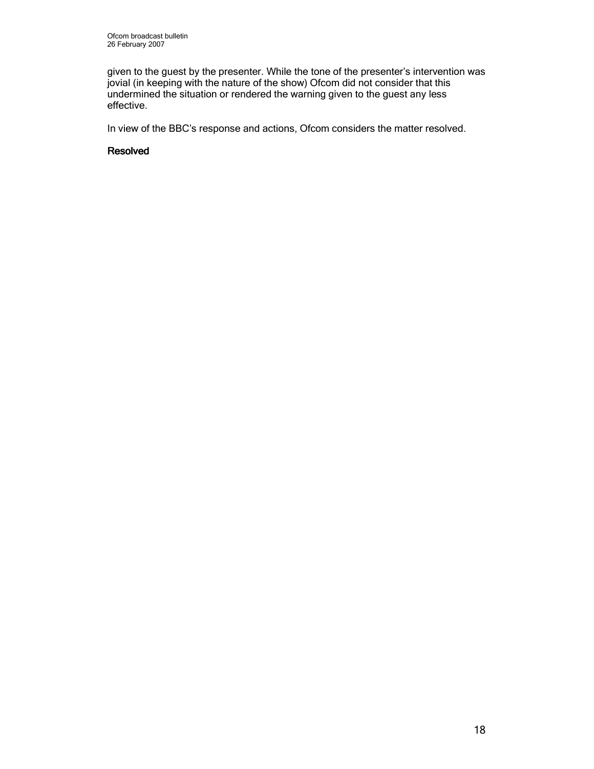given to the guest by the presenter. While the tone of the presenter's intervention was jovial (in keeping with the nature of the show) Ofcom did not consider that this undermined the situation or rendered the warning given to the guest any less effective.

In view of the BBC's response and actions, Ofcom considers the matter resolved.

**Resolved**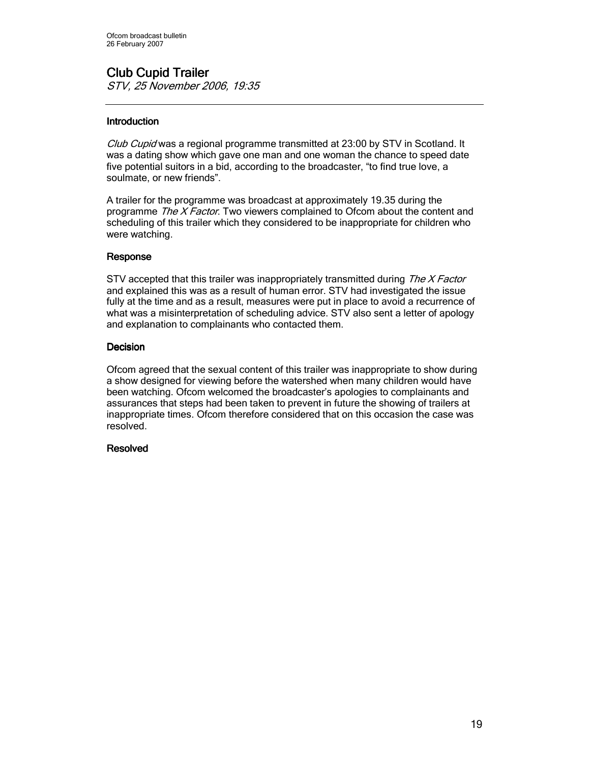## Club Cupid Trailer

*STV, 25 November 2006, 19:35*

---

### Introduction

*Club Cupid* was a regional programme transmitted at 23:00 by STV in Scotland. It was a dating show which gave one man and one woman the chance to speed date five potential suitors in a bid, according to the broadcaster, "to find true love, a soulmate, or new friends".

A trailer for the programme was broadcast at approximately 19.35 during the programme *The X Factor*. Two viewers complained to Ofcom about the content and scheduling of this trailer which they considered to be inappropriate for children who were watching.

### Response

STV accepted that this trailer was inappropriately transmitted during *The X Factor* and explained this was as a result of human error. STV had investigated the issue fully at the time and as a result, measures were put in place to avoid a recurrence of what was a misinterpretation of scheduling advice. STV also sent a letter of apology and explanation to complainants who contacted them.

### Decision

Ofcom agreed that the sexual content of this trailer was inappropriate to show during a show designed for viewing before the watershed when many children would have been watching. Ofcom welcomed the broadcaster's apologies to complainants and assurances that steps had been taken to prevent in future the showing of trailers at inappropriate times. Ofcom therefore considered that on this occasion the case was resolved.

### Resolved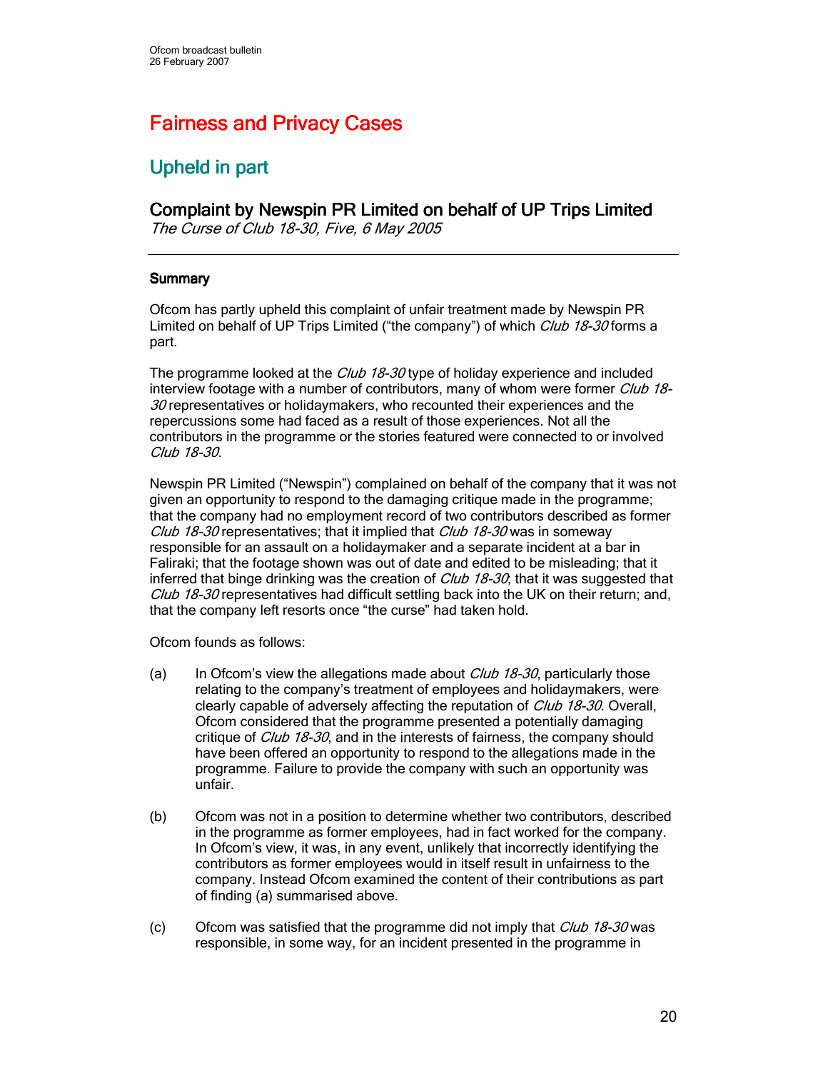# Fairness and Privacy Cases

## Upheld in part

### Complaint by Newspin PR Limited on behalf of UP Trips Limited

*The Curse of Club 18-30, Five, 6 May 2005*

---

#### Summary

Ofcom has partly upheld this complaint of unfair treatment made by Newspin PR Limited on behalf of UP Trips Limited ("the company") of which *Club 18-30* forms a part.

The programme looked at the *Club 18-30* type of holiday experience and included interview footage with a number of contributors, many of whom were former *Club 18-30* representatives or holidaymakers, who recounted their experiences and the repercussions some had faced as a result of those experiences. Not all the contributors in the programme or the stories featured were connected to or involved *Club 18-30*.

Newspin PR Limited ("Newspin") complained on behalf of the company that it was not given an opportunity to respond to the damaging critique made in the programme; that the company had no employment record of two contributors described as former *Club 18-30* representatives; that it implied that *Club 18-30* was in someway responsible for an assault on a holidaymaker and a separate incident at a bar in Faliraki; that the footage shown was out of date and edited to be misleading; that it inferred that binge drinking was the creation of *Club 18-30*; that it was suggested that *Club 18-30* representatives had difficult settling back into the UK on their return; and, that the company left resorts once "the curse" had taken hold.

Ofcom founds as follows:

(a) In Ofcom's view the allegations made about *Club 18-30*, particularly those relating to the company's treatment of employees and holidaymakers, were clearly capable of adversely affecting the reputation of *Club 18-30*. Overall, Ofcom considered that the programme presented a potentially damaging critique of *Club 18-30*, and in the interests of fairness, the company should have been offered an opportunity to respond to the allegations made in the programme. Failure to provide the company with such an opportunity was unfair.

(b) Ofcom was not in a position to determine whether two contributors, described in the programme as former employees, had in fact worked for the company. In Ofcom's view, it was, in any event, unlikely that incorrectly identifying the contributors as former employees would in itself result in unfairness to the company. Instead Ofcom examined the content of their contributions as part of finding (a) summarised above.

(c) Ofcom was satisfied that the programme did not imply that *Club 18-30* was responsible, in some way, for an incident presented in the programme in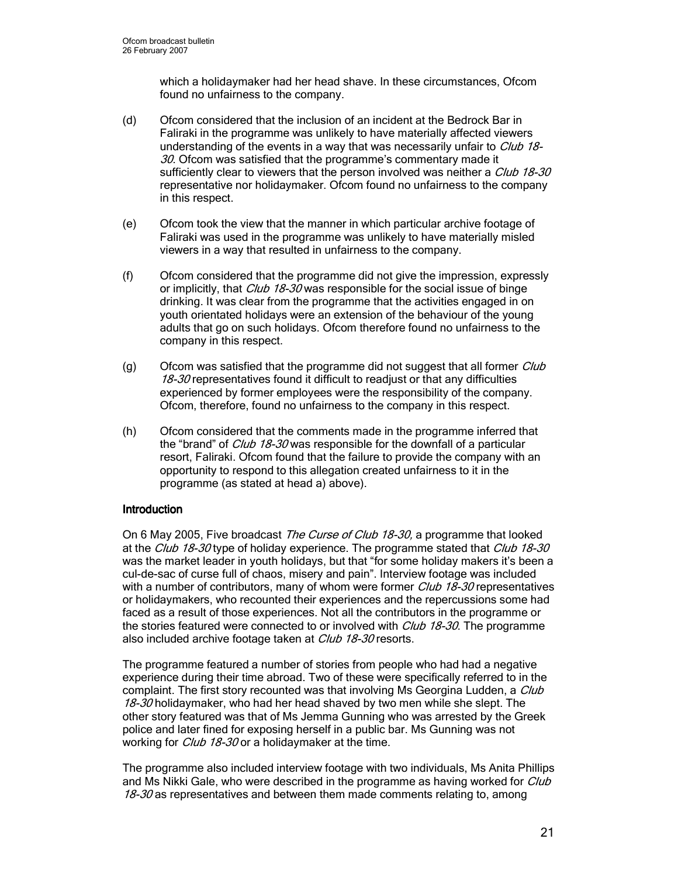which a holidaymaker had her head shave. In these circumstances, Ofcom found no unfairness to the company.

(d) Ofcom considered that the inclusion of an incident at the Bedrock Bar in Faliraki in the programme was unlikely to have materially affected viewers understanding of the events in a way that was necessarily unfair to *Club 18-30*. Ofcom was satisfied that the programme's commentary made it sufficiently clear to viewers that the person involved was neither a *Club 18-30* representative nor holidaymaker. Ofcom found no unfairness to the company in this respect.

(e) Ofcom took the view that the manner in which particular archive footage of Faliraki was used in the programme was unlikely to have materially misled viewers in a way that resulted in unfairness to the company.

(f) Ofcom considered that the programme did not give the impression, expressly or implicitly, that *Club 18-30* was responsible for the social issue of binge drinking. It was clear from the programme that the activities engaged in on youth orientated holidays were an extension of the behaviour of the young adults that go on such holidays. Ofcom therefore found no unfairness to the company in this respect.

(g) Ofcom was satisfied that the programme did not suggest that all former *Club 18-30* representatives found it difficult to readjust or that any difficulties experienced by former employees were the responsibility of the company. Ofcom, therefore, found no unfairness to the company in this respect.

(h) Ofcom considered that the comments made in the programme inferred that the "brand" of *Club 18-30* was responsible for the downfall of a particular resort, Faliraki. Ofcom found that the failure to provide the company with an opportunity to respond to this allegation created unfairness to it in the programme (as stated at head a) above).

## Introduction

On 6 May 2005, Five broadcast *The Curse of Club 18-30,* a programme that looked at the *Club 18-30* type of holiday experience. The programme stated that *Club 18-30* was the market leader in youth holidays, but that "for some holiday makers it's been a cul-de-sac of curse full of chaos, misery and pain". Interview footage was included with a number of contributors, many of whom were former *Club 18-30* representatives or holidaymakers, who recounted their experiences and the repercussions some had faced as a result of those experiences. Not all the contributors in the programme or the stories featured were connected to or involved with *Club 18-30*. The programme also included archive footage taken at *Club 18-30* resorts.

The programme featured a number of stories from people who had had a negative experience during their time abroad. Two of these were specifically referred to in the complaint. The first story recounted was that involving Ms Georgina Ludden, a *Club 18-30* holidaymaker, who had her head shaved by two men while she slept. The other story featured was that of Ms Jemma Gunning who was arrested by the Greek police and later fined for exposing herself in a public bar. Ms Gunning was not working for *Club 18-30* or a holidaymaker at the time.

The programme also included interview footage with two individuals, Ms Anita Phillips and Ms Nikki Gale, who were described in the programme as having worked for *Club 18-30* as representatives and between them made comments relating to, among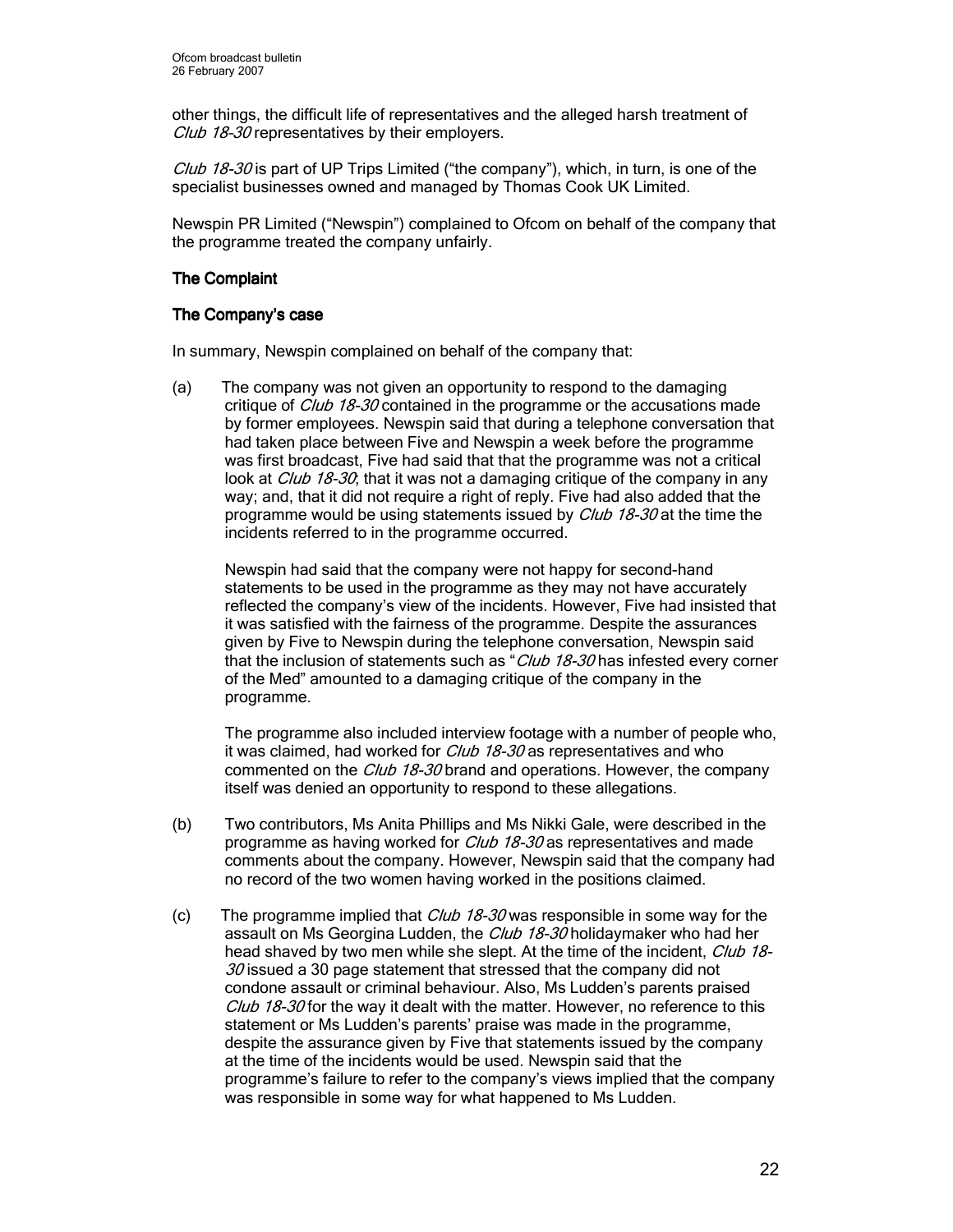other things, the difficult life of representatives and the alleged harsh treatment of *Club 18-30* representatives by their employers.

*Club 18-30* is part of UP Trips Limited ("the company"), which, in turn, is one of the specialist businesses owned and managed by Thomas Cook UK Limited.

Newspin PR Limited ("Newspin") complained to Ofcom on behalf of the company that the programme treated the company unfairly.

## The Complaint

### The Company's case

In summary, Newspin complained on behalf of the company that:

(a) The company was not given an opportunity to respond to the damaging critique of *Club 18-30* contained in the programme or the accusations made by former employees. Newspin said that during a telephone conversation that had taken place between Five and Newspin a week before the programme was first broadcast, Five had said that that the programme was not a critical look at *Club 18-30*; that it was not a damaging critique of the company in any way; and, that it did not require a right of reply. Five had also added that the programme would be using statements issued by *Club 18-30* at the time the incidents referred to in the programme occurred.

Newspin had said that the company were not happy for second-hand statements to be used in the programme as they may not have accurately reflected the company's view of the incidents. However, Five had insisted that it was satisfied with the fairness of the programme. Despite the assurances given by Five to Newspin during the telephone conversation, Newspin said that the inclusion of statements such as "*Club 18-30* has infested every corner of the Med" amounted to a damaging critique of the company in the programme.

The programme also included interview footage with a number of people who, it was claimed, had worked for *Club 18-30* as representatives and who commented on the *Club 18-30* brand and operations. However, the company itself was denied an opportunity to respond to these allegations.

(b) Two contributors, Ms Anita Phillips and Ms Nikki Gale, were described in the programme as having worked for *Club 18-30* as representatives and made comments about the company. However, Newspin said that the company had no record of the two women having worked in the positions claimed.

(c) The programme implied that *Club 18-30* was responsible in some way for the assault on Ms Georgina Ludden, the *Club 18-30* holidaymaker who had her head shaved by two men while she slept. At the time of the incident, *Club 18-30* issued a 30 page statement that stressed that the company did not condone assault or criminal behaviour. Also, Ms Ludden's parents praised *Club 18-30* for the way it dealt with the matter. However, no reference to this statement or Ms Ludden's parents' praise was made in the programme, despite the assurance given by Five that statements issued by the company at the time of the incidents would be used. Newspin said that the programme's failure to refer to the company's views implied that the company was responsible in some way for what happened to Ms Ludden.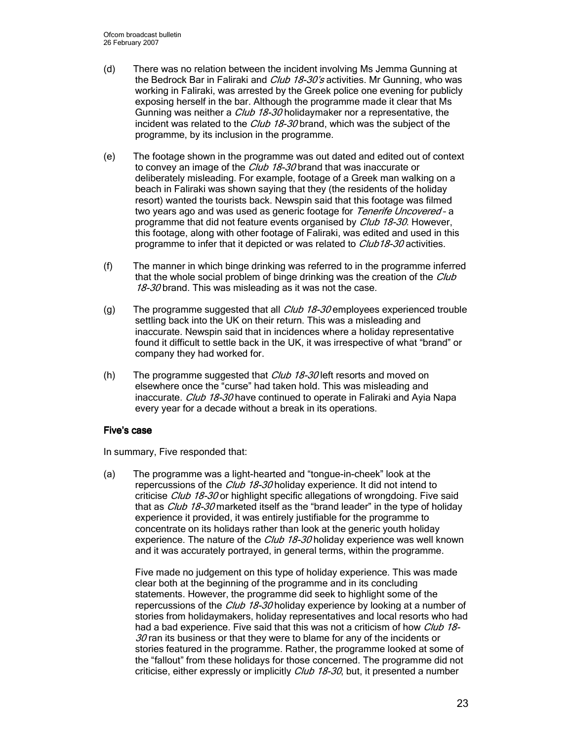(d) There was no relation between the incident involving Ms Jemma Gunning at the Bedrock Bar in Faliraki and *Club 18-30's* activities. Mr Gunning, who was working in Faliraki, was arrested by the Greek police one evening for publicly exposing herself in the bar. Although the programme made it clear that Ms Gunning was neither a *Club 18-30* holidaymaker nor a representative, the incident was related to the *Club 18-30* brand, which was the subject of the programme, by its inclusion in the programme.

(e) The footage shown in the programme was out dated and edited out of context to convey an image of the *Club 18-30* brand that was inaccurate or deliberately misleading. For example, footage of a Greek man walking on a beach in Faliraki was shown saying that they (the residents of the holiday resort) wanted the tourists back. Newspin said that this footage was filmed two years ago and was used as generic footage for *Tenerife Uncovered* – a programme that did not feature events organised by *Club 18-30*. However, this footage, along with other footage of Faliraki, was edited and used in this programme to infer that it depicted or was related to *Club18-30* activities.

(f) The manner in which binge drinking was referred to in the programme inferred that the whole social problem of binge drinking was the creation of the *Club 18-30* brand. This was misleading as it was not the case.

(g) The programme suggested that all *Club 18-30* employees experienced trouble settling back into the UK on their return. This was a misleading and inaccurate. Newspin said that in incidences where a holiday representative found it difficult to settle back in the UK, it was irrespective of what "brand" or company they had worked for.

(h) The programme suggested that *Club 18-30* left resorts and moved on elsewhere once the "curse" had taken hold. This was misleading and inaccurate. *Club 18-30* have continued to operate in Faliraki and Ayia Napa every year for a decade without a break in its operations.

### Five's case

In summary, Five responded that:

(a) The programme was a light-hearted and "tongue-in-cheek" look at the repercussions of the *Club 18-30* holiday experience. It did not intend to criticise *Club 18-30* or highlight specific allegations of wrongdoing. Five said that as *Club 18-30* marketed itself as the "brand leader" in the type of holiday experience it provided, it was entirely justifiable for the programme to concentrate on its holidays rather than look at the generic youth holiday experience. The nature of the *Club 18-30* holiday experience was well known and it was accurately portrayed, in general terms, within the programme.

Five made no judgement on this type of holiday experience. This was made clear both at the beginning of the programme and in its concluding statements. However, the programme did seek to highlight some of the repercussions of the *Club 18-30* holiday experience by looking at a number of stories from holidaymakers, holiday representatives and local resorts who had had a bad experience. Five said that this was not a criticism of how *Club 18-30* ran its business or that they were to blame for any of the incidents or stories featured in the programme. Rather, the programme looked at some of the "fallout" from these holidays for those concerned. The programme did not criticise, either expressly or implicitly *Club 18-30*, but, it presented a number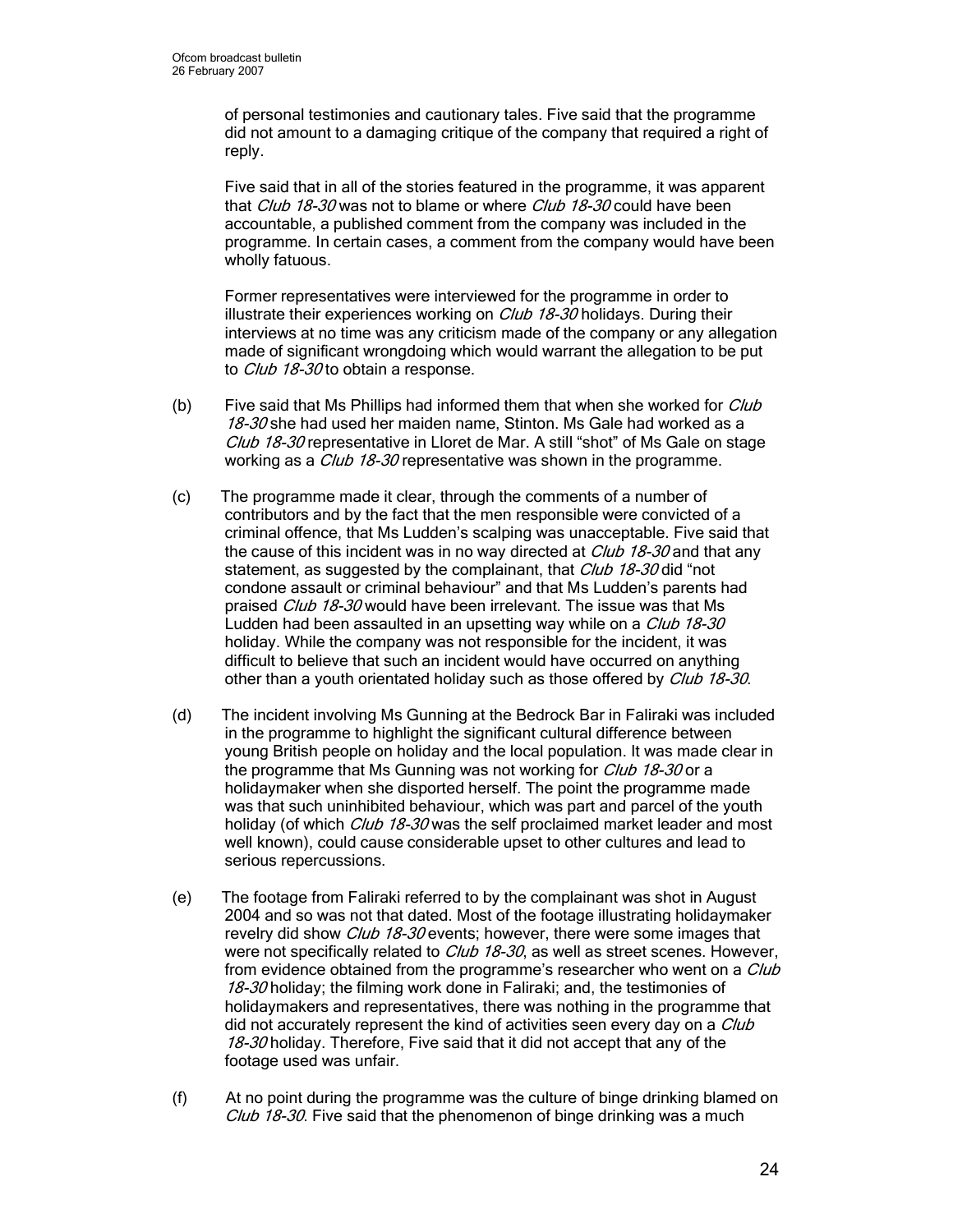of personal testimonies and cautionary tales. Five said that the programme did not amount to a damaging critique of the company that required a right of reply.

Five said that in all of the stories featured in the programme, it was apparent that *Club 18-30* was not to blame or where *Club 18-30* could have been accountable, a published comment from the company was included in the programme. In certain cases, a comment from the company would have been wholly fatuous.

Former representatives were interviewed for the programme in order to illustrate their experiences working on *Club 18-30* holidays. During their interviews at no time was any criticism made of the company or any allegation made of significant wrongdoing which would warrant the allegation to be put to *Club 18-30* to obtain a response.

(b) Five said that Ms Phillips had informed them that when she worked for *Club 18-30* she had used her maiden name, Stinton. Ms Gale had worked as a *Club 18-30* representative in Lloret de Mar. A still "shot" of Ms Gale on stage working as a *Club 18-30* representative was shown in the programme.

(c) The programme made it clear, through the comments of a number of contributors and by the fact that the men responsible were convicted of a criminal offence, that Ms Ludden's scalping was unacceptable. Five said that the cause of this incident was in no way directed at *Club 18-30* and that any statement, as suggested by the complainant, that *Club 18-30* did "not condone assault or criminal behaviour" and that Ms Ludden's parents had praised *Club 18-30* would have been irrelevant. The issue was that Ms Ludden had been assaulted in an upsetting way while on a *Club 18-30* holiday. While the company was not responsible for the incident, it was difficult to believe that such an incident would have occurred on anything other than a youth orientated holiday such as those offered by *Club 18-30*.

(d) The incident involving Ms Gunning at the Bedrock Bar in Faliraki was included in the programme to highlight the significant cultural difference between young British people on holiday and the local population. It was made clear in the programme that Ms Gunning was not working for *Club 18-30* or a holidaymaker when she disported herself. The point the programme made was that such uninhibited behaviour, which was part and parcel of the youth holiday (of which *Club 18-30* was the self proclaimed market leader and most well known), could cause considerable upset to other cultures and lead to serious repercussions.

(e) The footage from Faliraki referred to by the complainant was shot in August 2004 and so was not that dated. Most of the footage illustrating holidaymaker revelry did show *Club 18-30* events; however, there were some images that were not specifically related to *Club 18-30*, as well as street scenes. However, from evidence obtained from the programme's researcher who went on a *Club 18-30* holiday; the filming work done in Faliraki; and, the testimonies of holidaymakers and representatives, there was nothing in the programme that did not accurately represent the kind of activities seen every day on a *Club 18-30* holiday. Therefore, Five said that it did not accept that any of the footage used was unfair.

(f) At no point during the programme was the culture of binge drinking blamed on *Club 18-30*. Five said that the phenomenon of binge drinking was a much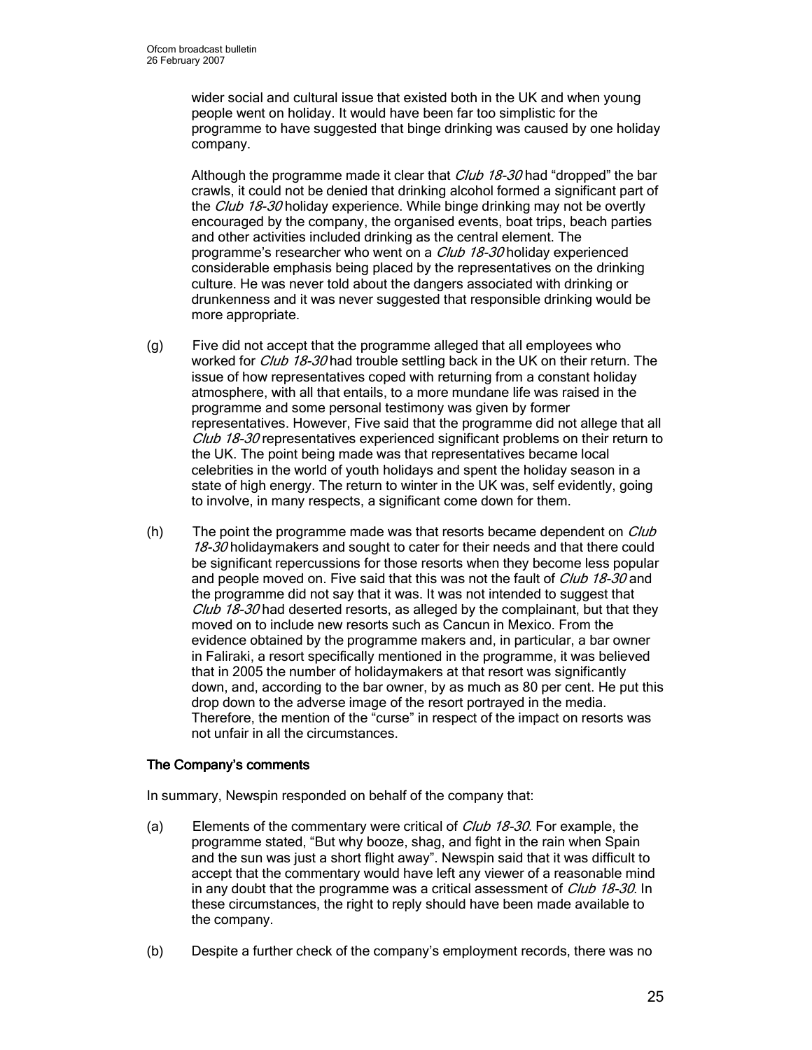wider social and cultural issue that existed both in the UK and when young people went on holiday. It would have been far too simplistic for the programme to have suggested that binge drinking was caused by one holiday company.

Although the programme made it clear that *Club 18-30* had "dropped" the bar crawls, it could not be denied that drinking alcohol formed a significant part of the *Club 18-30* holiday experience. While binge drinking may not be overtly encouraged by the company, the organised events, boat trips, beach parties and other activities included drinking as the central element. The programme's researcher who went on a *Club 18-30* holiday experienced considerable emphasis being placed by the representatives on the drinking culture. He was never told about the dangers associated with drinking or drunkenness and it was never suggested that responsible drinking would be more appropriate.

(g) Five did not accept that the programme alleged that all employees who worked for *Club 18-30* had trouble settling back in the UK on their return. The issue of how representatives coped with returning from a constant holiday atmosphere, with all that entails, to a more mundane life was raised in the programme and some personal testimony was given by former representatives. However, Five said that the programme did not allege that all *Club 18-30* representatives experienced significant problems on their return to the UK. The point being made was that representatives became local celebrities in the world of youth holidays and spent the holiday season in a state of high energy. The return to winter in the UK was, self evidently, going to involve, in many respects, a significant come down for them.

(h) The point the programme made was that resorts became dependent on *Club 18-30* holidaymakers and sought to cater for their needs and that there could be significant repercussions for those resorts when they become less popular and people moved on. Five said that this was not the fault of *Club 18-30* and the programme did not say that it was. It was not intended to suggest that *Club 18-30* had deserted resorts, as alleged by the complainant, but that they moved on to include new resorts such as Cancun in Mexico. From the evidence obtained by the programme makers and, in particular, a bar owner in Faliraki, a resort specifically mentioned in the programme, it was believed that in 2005 the number of holidaymakers at that resort was significantly down, and, according to the bar owner, by as much as 80 per cent. He put this drop down to the adverse image of the resort portrayed in the media. Therefore, the mention of the "curse" in respect of the impact on resorts was not unfair in all the circumstances.

**The Company's comments**

In summary, Newspin responded on behalf of the company that:

(a) Elements of the commentary were critical of *Club 18-30*. For example, the programme stated, "But why booze, shag, and fight in the rain when Spain and the sun was just a short flight away". Newspin said that it was difficult to accept that the commentary would have left any viewer of a reasonable mind in any doubt that the programme was a critical assessment of *Club 18-30*. In these circumstances, the right to reply should have been made available to the company.

(b) Despite a further check of the company's employment records, there was no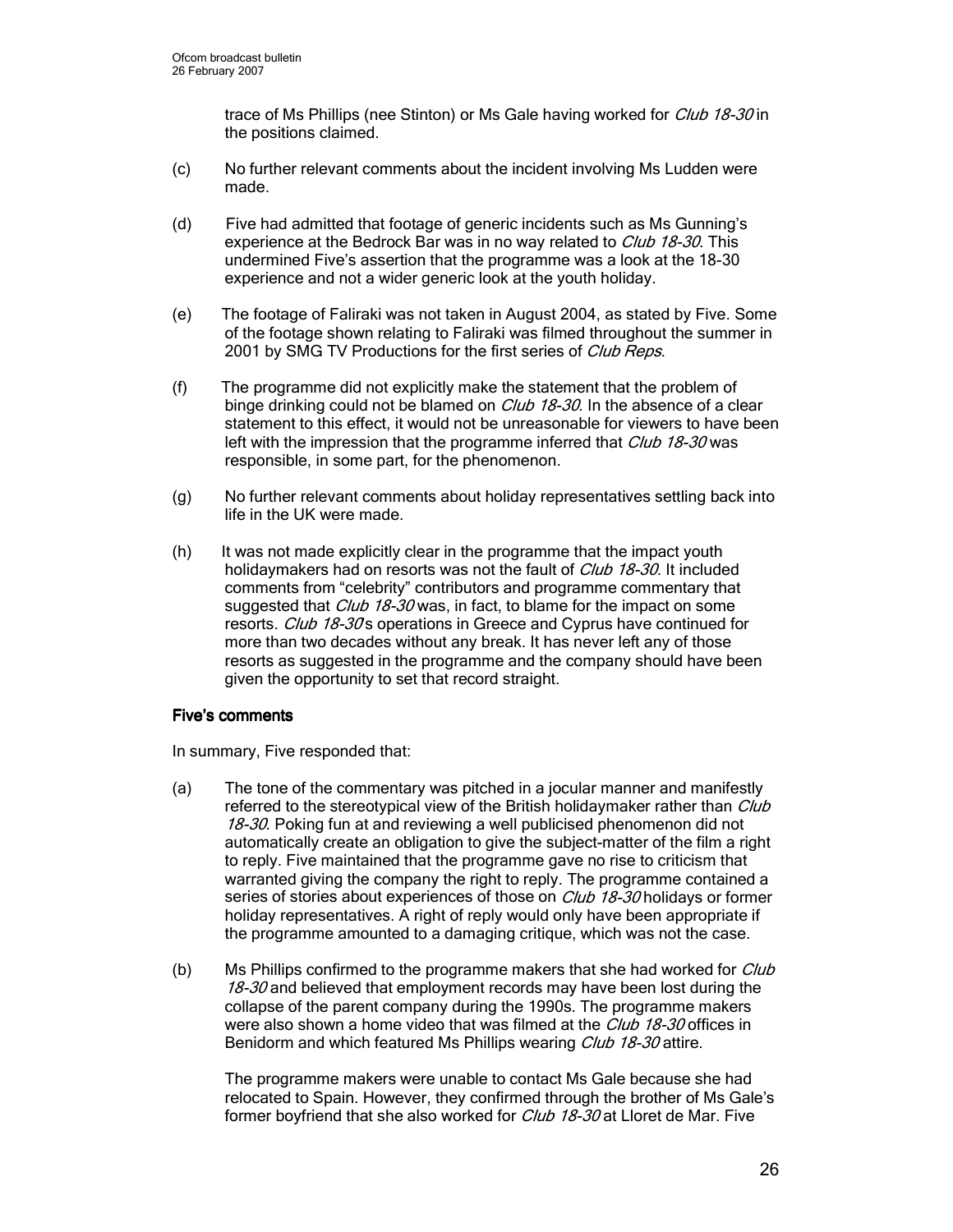trace of Ms Phillips (nee Stinton) or Ms Gale having worked for *Club 18-30* in the positions claimed.

(c) No further relevant comments about the incident involving Ms Ludden were made.

(d) Five had admitted that footage of generic incidents such as Ms Gunning's experience at the Bedrock Bar was in no way related to *Club 18-30*. This undermined Five's assertion that the programme was a look at the 18-30 experience and not a wider generic look at the youth holiday.

(e) The footage of Faliraki was not taken in August 2004, as stated by Five. Some of the footage shown relating to Faliraki was filmed throughout the summer in 2001 by SMG TV Productions for the first series of *Club Reps*.

(f) The programme did not explicitly make the statement that the problem of binge drinking could not be blamed on *Club 18-30*. In the absence of a clear statement to this effect, it would not be unreasonable for viewers to have been left with the impression that the programme inferred that *Club 18-30* was responsible, in some part, for the phenomenon.

(g) No further relevant comments about holiday representatives settling back into life in the UK were made.

(h) It was not made explicitly clear in the programme that the impact youth holidaymakers had on resorts was not the fault of *Club 18-30*. It included comments from "celebrity" contributors and programme commentary that suggested that *Club 18-30* was, in fact, to blame for the impact on some resorts. *Club 18-30*'s operations in Greece and Cyprus have continued for more than two decades without any break. It has never left any of those resorts as suggested in the programme and the company should have been given the opportunity to set that record straight.

**Five's comments**

In summary, Five responded that:

(a) The tone of the commentary was pitched in a jocular manner and manifestly referred to the stereotypical view of the British holidaymaker rather than *Club 18-30*. Poking fun at and reviewing a well publicised phenomenon did not automatically create an obligation to give the subject-matter of the film a right to reply. Five maintained that the programme gave no rise to criticism that warranted giving the company the right to reply. The programme contained a series of stories about experiences of those on *Club 18-30* holidays or former holiday representatives. A right of reply would only have been appropriate if the programme amounted to a damaging critique, which was not the case.

(b) Ms Phillips confirmed to the programme makers that she had worked for *Club 18-30* and believed that employment records may have been lost during the collapse of the parent company during the 1990s. The programme makers were also shown a home video that was filmed at the *Club 18-30* offices in Benidorm and which featured Ms Phillips wearing *Club 18-30* attire.

The programme makers were unable to contact Ms Gale because she had relocated to Spain. However, they confirmed through the brother of Ms Gale's former boyfriend that she also worked for *Club 18-30* at Lloret de Mar. Five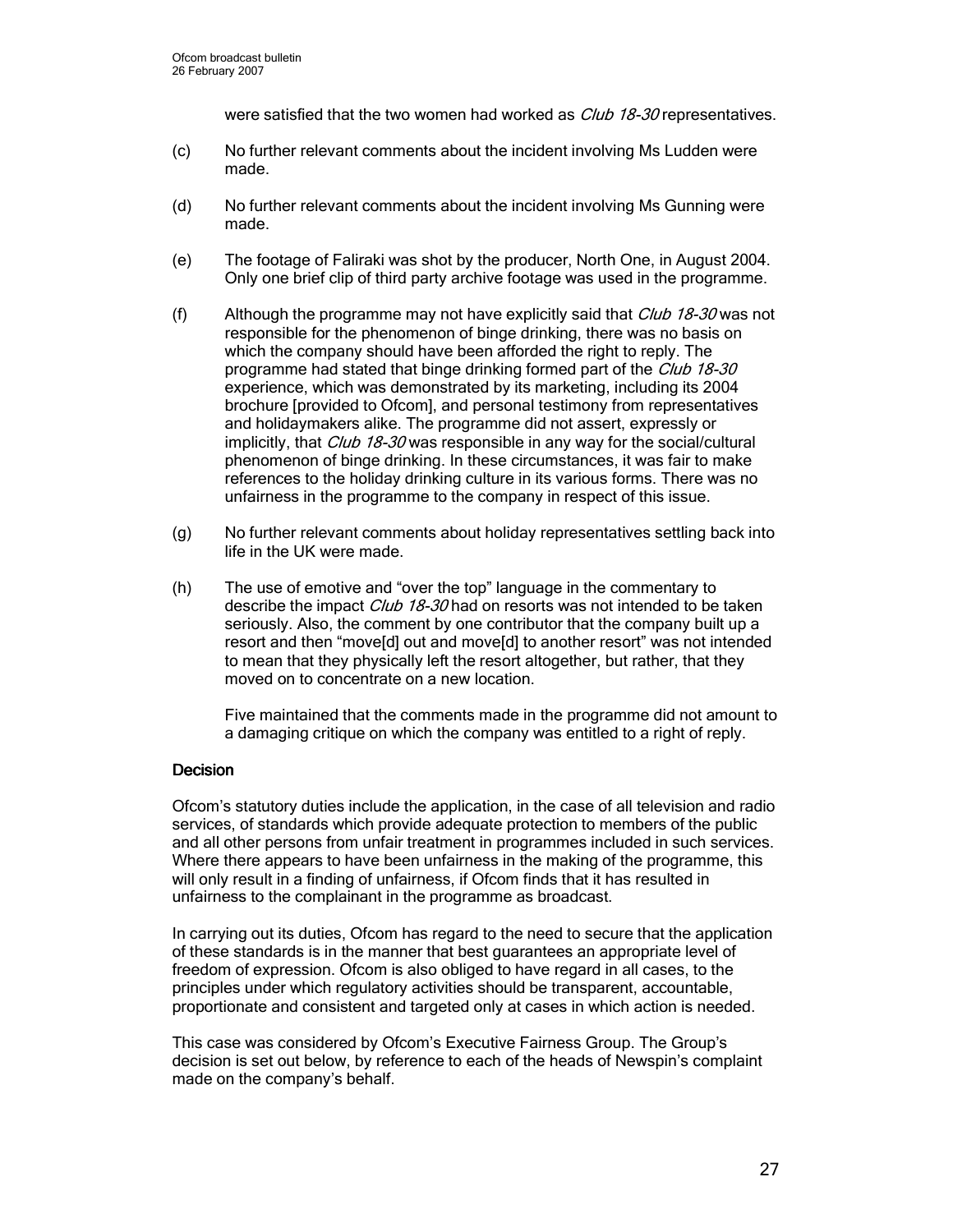were satisfied that the two women had worked as *Club 18-30* representatives.

(c) No further relevant comments about the incident involving Ms Ludden were made.

(d) No further relevant comments about the incident involving Ms Gunning were made.

(e) The footage of Faliraki was shot by the producer, North One, in August 2004. Only one brief clip of third party archive footage was used in the programme.

(f) Although the programme may not have explicitly said that *Club 18-30* was not responsible for the phenomenon of binge drinking, there was no basis on which the company should have been afforded the right to reply. The programme had stated that binge drinking formed part of the *Club 18-30* experience, which was demonstrated by its marketing, including its 2004 brochure [provided to Ofcom], and personal testimony from representatives and holidaymakers alike. The programme did not assert, expressly or implicitly, that *Club 18-30* was responsible in any way for the social/cultural phenomenon of binge drinking. In these circumstances, it was fair to make references to the holiday drinking culture in its various forms. There was no unfairness in the programme to the company in respect of this issue.

(g) No further relevant comments about holiday representatives settling back into life in the UK were made.

(h) The use of emotive and "over the top" language in the commentary to describe the impact *Club 18-30* had on resorts was not intended to be taken seriously. Also, the comment by one contributor that the company built up a resort and then "move[d] out and move[d] to another resort" was not intended to mean that they physically left the resort altogether, but rather, that they moved on to concentrate on a new location.

Five maintained that the comments made in the programme did not amount to a damaging critique on which the company was entitled to a right of reply.

## Decision

Ofcom's statutory duties include the application, in the case of all television and radio services, of standards which provide adequate protection to members of the public and all other persons from unfair treatment in programmes included in such services. Where there appears to have been unfairness in the making of the programme, this will only result in a finding of unfairness, if Ofcom finds that it has resulted in unfairness to the complainant in the programme as broadcast.

In carrying out its duties, Ofcom has regard to the need to secure that the application of these standards is in the manner that best guarantees an appropriate level of freedom of expression. Ofcom is also obliged to have regard in all cases, to the principles under which regulatory activities should be transparent, accountable, proportionate and consistent and targeted only at cases in which action is needed.

This case was considered by Ofcom's Executive Fairness Group. The Group's decision is set out below, by reference to each of the heads of Newspin's complaint made on the company's behalf.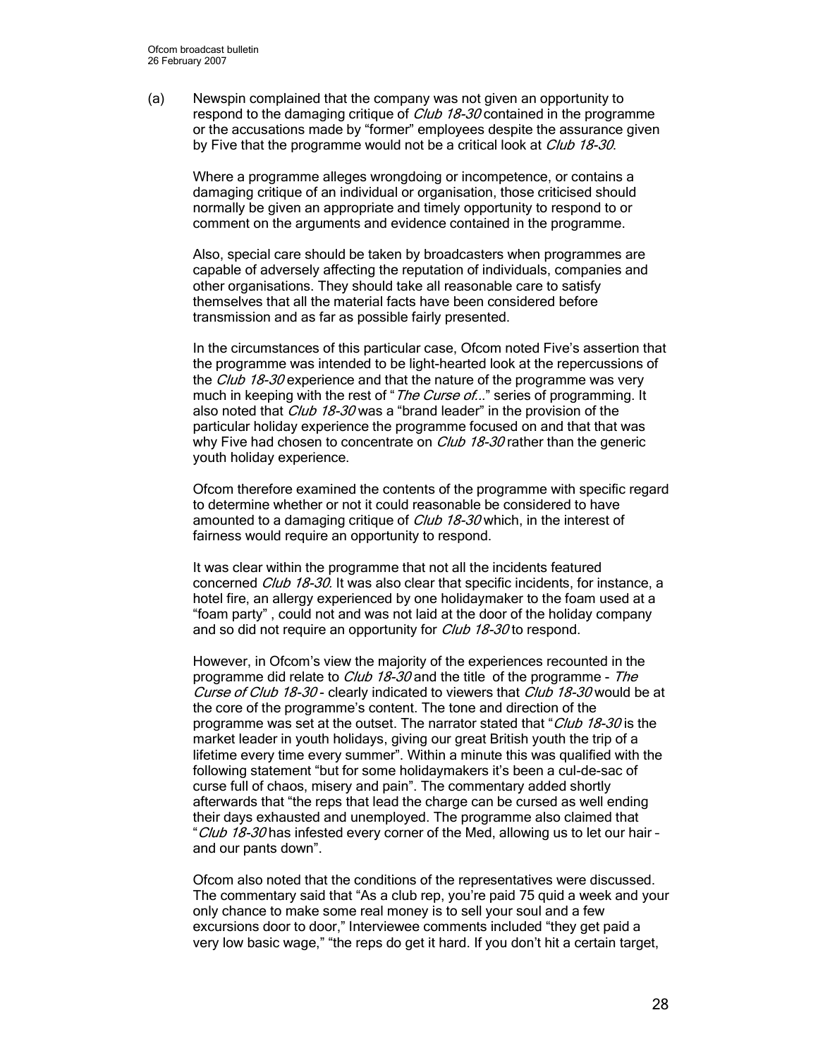(a) Newspin complained that the company was not given an opportunity to respond to the damaging critique of *Club 18-30* contained in the programme or the accusations made by "former" employees despite the assurance given by Five that the programme would not be a critical look at *Club 18-30*.

Where a programme alleges wrongdoing or incompetence, or contains a damaging critique of an individual or organisation, those criticised should normally be given an appropriate and timely opportunity to respond to or comment on the arguments and evidence contained in the programme.

Also, special care should be taken by broadcasters when programmes are capable of adversely affecting the reputation of individuals, companies and other organisations. They should take all reasonable care to satisfy themselves that all the material facts have been considered before transmission and as far as possible fairly presented.

In the circumstances of this particular case, Ofcom noted Five's assertion that the programme was intended to be light-hearted look at the repercussions of the *Club 18-30* experience and that the nature of the programme was very much in keeping with the rest of "*The Curse of…*" series of programming. It also noted that *Club 18-30* was a "brand leader" in the provision of the particular holiday experience the programme focused on and that that was why Five had chosen to concentrate on *Club 18-30* rather than the generic youth holiday experience.

Ofcom therefore examined the contents of the programme with specific regard to determine whether or not it could reasonable be considered to have amounted to a damaging critique of *Club 18-30* which, in the interest of fairness would require an opportunity to respond.

It was clear within the programme that not all the incidents featured concerned *Club 18-30*. It was also clear that specific incidents, for instance, a hotel fire, an allergy experienced by one holidaymaker to the foam used at a "foam party" , could not and was not laid at the door of the holiday company and so did not require an opportunity for *Club 18-30* to respond.

However, in Ofcom's view the majority of the experiences recounted in the programme did relate to *Club 18-30* and the title of the programme - *The Curse of Club 18-30* - clearly indicated to viewers that *Club 18-30* would be at the core of the programme's content. The tone and direction of the programme was set at the outset. The narrator stated that "*Club 18-30* is the market leader in youth holidays, giving our great British youth the trip of a lifetime every time every summer". Within a minute this was qualified with the following statement "but for some holidaymakers it's been a cul-de-sac of curse full of chaos, misery and pain". The commentary added shortly afterwards that "the reps that lead the charge can be cursed as well ending their days exhausted and unemployed. The programme also claimed that "*Club 18-30* has infested every corner of the Med, allowing us to let our hair – and our pants down".

Ofcom also noted that the conditions of the representatives were discussed. The commentary said that "As a club rep, you're paid 75 quid a week and your only chance to make some real money is to sell your soul and a few excursions door to door," Interviewee comments included "they get paid a very low basic wage," "the reps do get it hard. If you don't hit a certain target,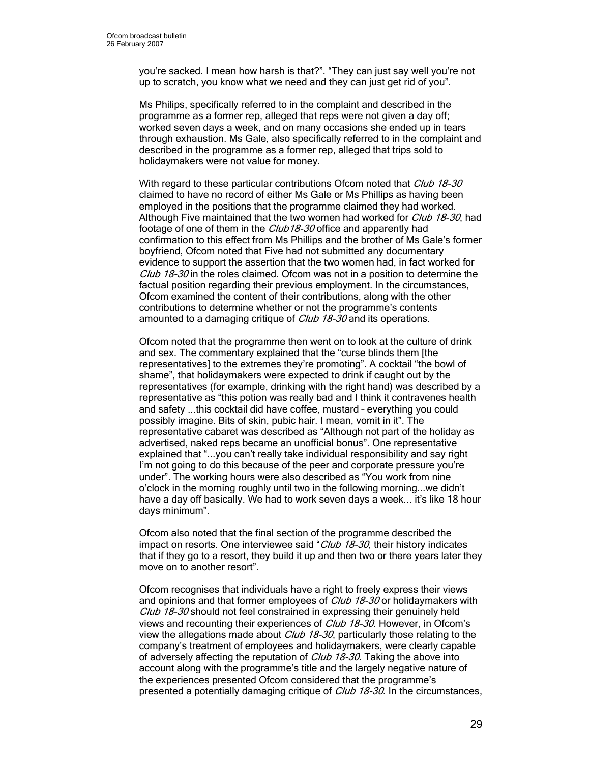you're sacked. I mean how harsh is that?". "They can just say well you're not up to scratch, you know what we need and they can just get rid of you".

Ms Philips, specifically referred to in the complaint and described in the programme as a former rep, alleged that reps were not given a day off; worked seven days a week, and on many occasions she ended up in tears through exhaustion. Ms Gale, also specifically referred to in the complaint and described in the programme as a former rep, alleged that trips sold to holidaymakers were not value for money.

With regard to these particular contributions Ofcom noted that *Club 18-30* claimed to have no record of either Ms Gale or Ms Phillips as having been employed in the positions that the programme claimed they had worked. Although Five maintained that the two women had worked for *Club 18-30*, had footage of one of them in the *Club18-30* office and apparently had confirmation to this effect from Ms Phillips and the brother of Ms Gale's former boyfriend, Ofcom noted that Five had not submitted any documentary evidence to support the assertion that the two women had, in fact worked for *Club 18-30* in the roles claimed. Ofcom was not in a position to determine the factual position regarding their previous employment. In the circumstances, Ofcom examined the content of their contributions, along with the other contributions to determine whether or not the programme's contents amounted to a damaging critique of *Club 18-30* and its operations.

Ofcom noted that the programme then went on to look at the culture of drink and sex. The commentary explained that the "curse blinds them [the representatives] to the extremes they're promoting". A cocktail "the bowl of shame", that holidaymakers were expected to drink if caught out by the representatives (for example, drinking with the right hand) was described by a representative as "this potion was really bad and I think it contravenes health and safety ...this cocktail did have coffee, mustard – everything you could possibly imagine. Bits of skin, pubic hair. I mean, vomit in it". The representative cabaret was described as "Although not part of the holiday as advertised, naked reps became an unofficial bonus". One representative explained that "...you can't really take individual responsibility and say right I'm not going to do this because of the peer and corporate pressure you're under". The working hours were also described as "You work from nine o'clock in the morning roughly until two in the following morning...we didn't have a day off basically. We had to work seven days a week... it's like 18 hour days minimum".

Ofcom also noted that the final section of the programme described the impact on resorts. One interviewee said "*Club 18-30*, their history indicates that if they go to a resort, they build it up and then two or there years later they move on to another resort".

Ofcom recognises that individuals have a right to freely express their views and opinions and that former employees of *Club 18-30* or holidaymakers with *Club 18-30* should not feel constrained in expressing their genuinely held views and recounting their experiences of *Club 18-30*. However, in Ofcom's view the allegations made about *Club 18-30*, particularly those relating to the company's treatment of employees and holidaymakers, were clearly capable of adversely affecting the reputation of *Club 18-30*. Taking the above into account along with the programme's title and the largely negative nature of the experiences presented Ofcom considered that the programme's presented a potentially damaging critique of *Club 18-30*. In the circumstances,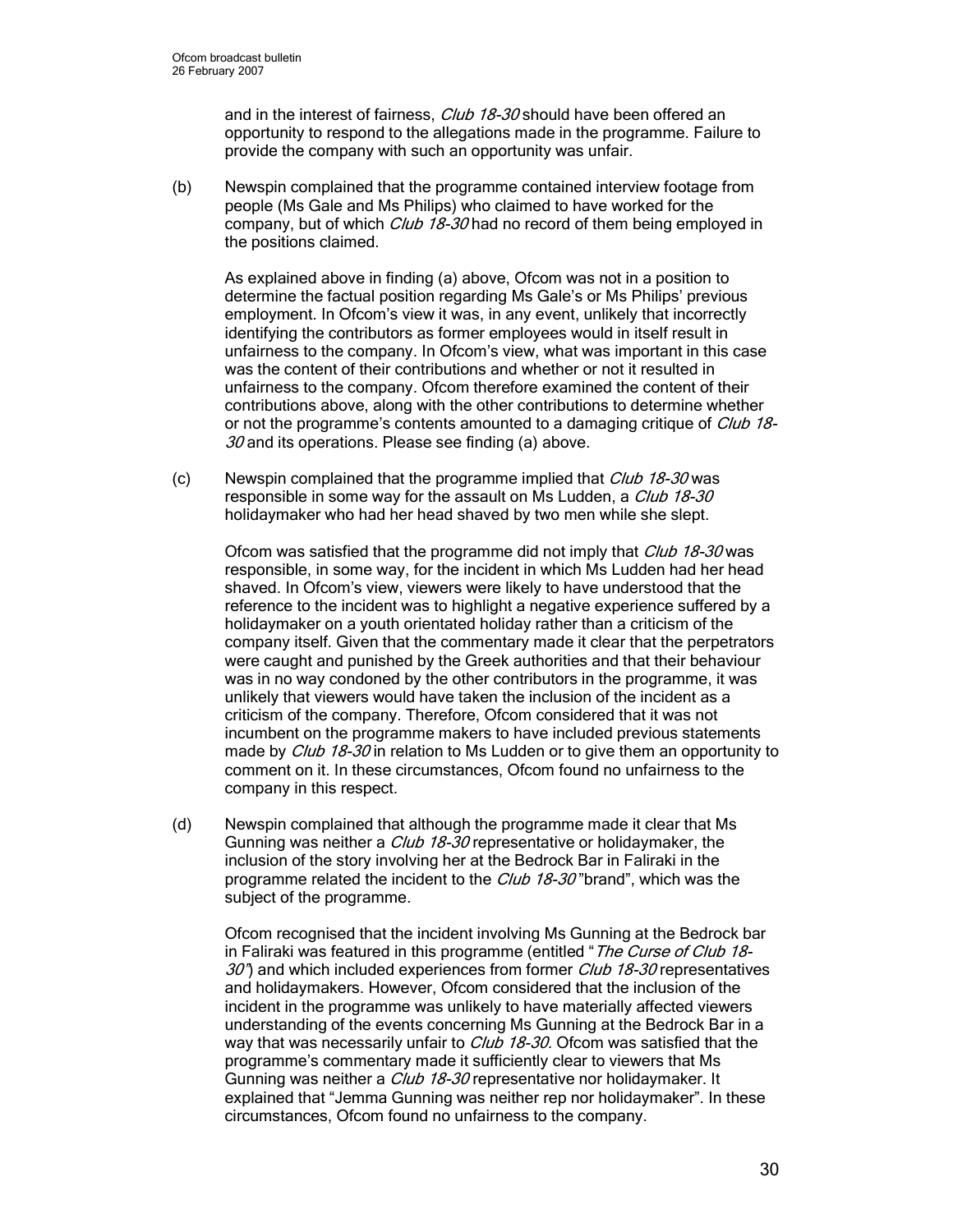and in the interest of fairness, *Club 18-30* should have been offered an opportunity to respond to the allegations made in the programme. Failure to provide the company with such an opportunity was unfair.

(b) Newspin complained that the programme contained interview footage from people (Ms Gale and Ms Philips) who claimed to have worked for the company, but of which *Club 18-30* had no record of them being employed in the positions claimed.

As explained above in finding (a) above, Ofcom was not in a position to determine the factual position regarding Ms Gale's or Ms Philips' previous employment. In Ofcom's view it was, in any event, unlikely that incorrectly identifying the contributors as former employees would in itself result in unfairness to the company. In Ofcom's view, what was important in this case was the content of their contributions and whether or not it resulted in unfairness to the company. Ofcom therefore examined the content of their contributions above, along with the other contributions to determine whether or not the programme's contents amounted to a damaging critique of *Club 18-30* and its operations. Please see finding (a) above.

(c) Newspin complained that the programme implied that *Club 18-30* was responsible in some way for the assault on Ms Ludden, a *Club 18-30* holidaymaker who had her head shaved by two men while she slept.

Ofcom was satisfied that the programme did not imply that *Club 18-30* was responsible, in some way, for the incident in which Ms Ludden had her head shaved. In Ofcom's view, viewers were likely to have understood that the reference to the incident was to highlight a negative experience suffered by a holidaymaker on a youth orientated holiday rather than a criticism of the company itself. Given that the commentary made it clear that the perpetrators were caught and punished by the Greek authorities and that their behaviour was in no way condoned by the other contributors in the programme, it was unlikely that viewers would have taken the inclusion of the incident as a criticism of the company. Therefore, Ofcom considered that it was not incumbent on the programme makers to have included previous statements made by *Club 18-30* in relation to Ms Ludden or to give them an opportunity to comment on it. In these circumstances, Ofcom found no unfairness to the company in this respect.

(d) Newspin complained that although the programme made it clear that Ms Gunning was neither a *Club 18-30* representative or holidaymaker, the inclusion of the story involving her at the Bedrock Bar in Faliraki in the programme related the incident to the *Club 18-30* "brand", which was the subject of the programme.

Ofcom recognised that the incident involving Ms Gunning at the Bedrock bar in Faliraki was featured in this programme (entitled "*The Curse of Club 18-30*") and which included experiences from former *Club 18-30* representatives and holidaymakers. However, Ofcom considered that the inclusion of the incident in the programme was unlikely to have materially affected viewers understanding of the events concerning Ms Gunning at the Bedrock Bar in a way that was necessarily unfair to *Club 18-30.* Ofcom was satisfied that the programme's commentary made it sufficiently clear to viewers that Ms Gunning was neither a *Club 18-30* representative nor holidaymaker. It explained that "Jemma Gunning was neither rep nor holidaymaker". In these circumstances, Ofcom found no unfairness to the company.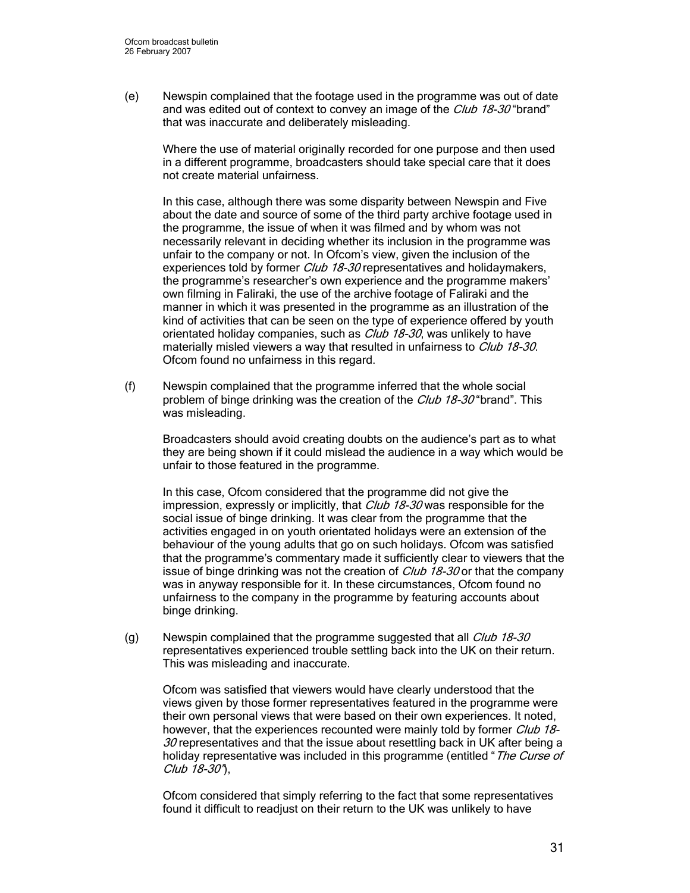(e) Newspin complained that the footage used in the programme was out of date and was edited out of context to convey an image of the *Club 18-30* "brand" that was inaccurate and deliberately misleading.

Where the use of material originally recorded for one purpose and then used in a different programme, broadcasters should take special care that it does not create material unfairness.

In this case, although there was some disparity between Newspin and Five about the date and source of some of the third party archive footage used in the programme, the issue of when it was filmed and by whom was not necessarily relevant in deciding whether its inclusion in the programme was unfair to the company or not. In Ofcom's view, given the inclusion of the experiences told by former *Club 18-30* representatives and holidaymakers, the programme's researcher's own experience and the programme makers' own filming in Faliraki, the use of the archive footage of Faliraki and the manner in which it was presented in the programme as an illustration of the kind of activities that can be seen on the type of experience offered by youth orientated holiday companies, such as *Club 18-30*, was unlikely to have materially misled viewers a way that resulted in unfairness to *Club 18-30*. Ofcom found no unfairness in this regard.

(f) Newspin complained that the programme inferred that the whole social problem of binge drinking was the creation of the *Club 18-30* "brand". This was misleading.

Broadcasters should avoid creating doubts on the audience's part as to what they are being shown if it could mislead the audience in a way which would be unfair to those featured in the programme.

In this case, Ofcom considered that the programme did not give the impression, expressly or implicitly, that *Club 18-30* was responsible for the social issue of binge drinking. It was clear from the programme that the activities engaged in on youth orientated holidays were an extension of the behaviour of the young adults that go on such holidays. Ofcom was satisfied that the programme's commentary made it sufficiently clear to viewers that the issue of binge drinking was not the creation of *Club 18-30* or that the company was in anyway responsible for it. In these circumstances, Ofcom found no unfairness to the company in the programme by featuring accounts about binge drinking.

(g) Newspin complained that the programme suggested that all *Club 18-30* representatives experienced trouble settling back into the UK on their return. This was misleading and inaccurate.

Ofcom was satisfied that viewers would have clearly understood that the views given by those former representatives featured in the programme were their own personal views that were based on their own experiences. It noted, however, that the experiences recounted were mainly told by former *Club 18-30* representatives and that the issue about resettling back in UK after being a holiday representative was included in this programme (entitled "*The Curse of Club 18-30*"),

Ofcom considered that simply referring to the fact that some representatives found it difficult to readjust on their return to the UK was unlikely to have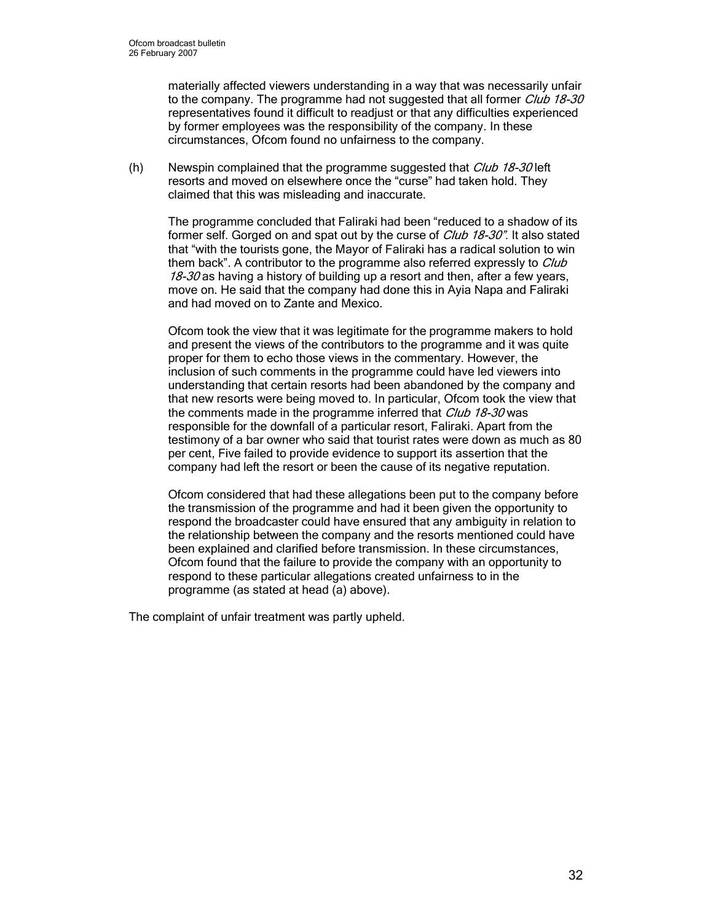materially affected viewers understanding in a way that was necessarily unfair to the company. The programme had not suggested that all former *Club 18-30* representatives found it difficult to readjust or that any difficulties experienced by former employees was the responsibility of the company. In these circumstances, Ofcom found no unfairness to the company.

(h) Newspin complained that the programme suggested that *Club 18-30* left resorts and moved on elsewhere once the "curse" had taken hold. They claimed that this was misleading and inaccurate.

The programme concluded that Faliraki had been "reduced to a shadow of its former self. Gorged on and spat out by the curse of *Club 18-30"*. It also stated that "with the tourists gone, the Mayor of Faliraki has a radical solution to win them back". A contributor to the programme also referred expressly to *Club 18-30* as having a history of building up a resort and then, after a few years, move on. He said that the company had done this in Ayia Napa and Faliraki and had moved on to Zante and Mexico.

Ofcom took the view that it was legitimate for the programme makers to hold and present the views of the contributors to the programme and it was quite proper for them to echo those views in the commentary. However, the inclusion of such comments in the programme could have led viewers into understanding that certain resorts had been abandoned by the company and that new resorts were being moved to. In particular, Ofcom took the view that the comments made in the programme inferred that *Club 18-30* was responsible for the downfall of a particular resort, Faliraki. Apart from the testimony of a bar owner who said that tourist rates were down as much as 80 per cent, Five failed to provide evidence to support its assertion that the company had left the resort or been the cause of its negative reputation.

Ofcom considered that had these allegations been put to the company before the transmission of the programme and had it been given the opportunity to respond the broadcaster could have ensured that any ambiguity in relation to the relationship between the company and the resorts mentioned could have been explained and clarified before transmission. In these circumstances, Ofcom found that the failure to provide the company with an opportunity to respond to these particular allegations created unfairness to in the programme (as stated at head (a) above).

The complaint of unfair treatment was partly upheld.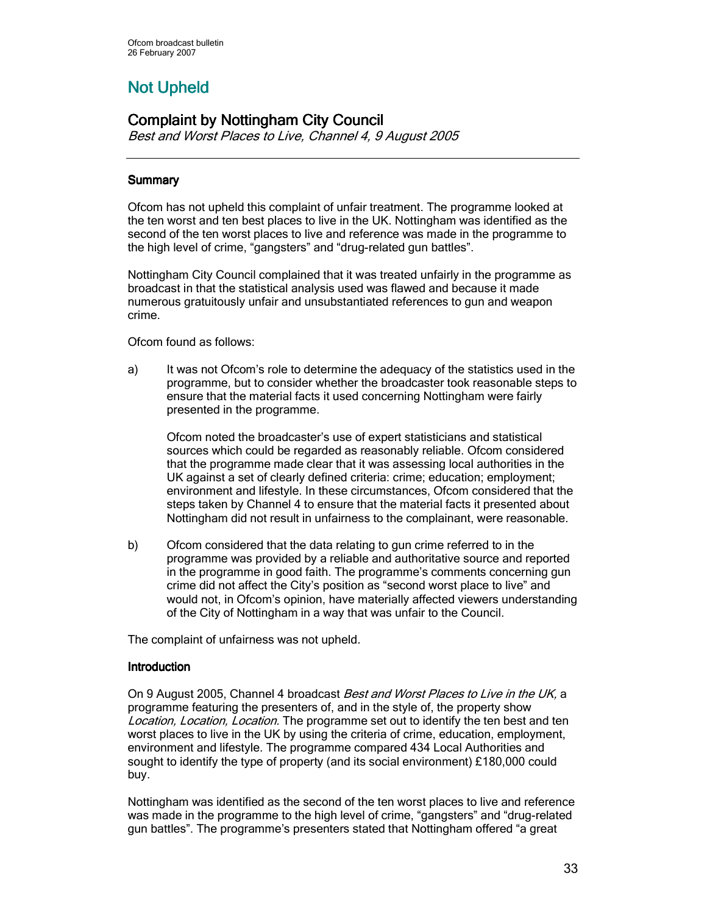# Not Upheld

## Complaint by Nottingham City Council

*Best and Worst Places to Live, Channel 4, 9 August 2005*

---

### Summary

Ofcom has not upheld this complaint of unfair treatment. The programme looked at the ten worst and ten best places to live in the UK. Nottingham was identified as the second of the ten worst places to live and reference was made in the programme to the high level of crime, "gangsters" and "drug-related gun battles".

Nottingham City Council complained that it was treated unfairly in the programme as broadcast in that the statistical analysis used was flawed and because it made numerous gratuitously unfair and unsubstantiated references to gun and weapon crime.

Ofcom found as follows:

a) It was not Ofcom's role to determine the adequacy of the statistics used in the programme, but to consider whether the broadcaster took reasonable steps to ensure that the material facts it used concerning Nottingham were fairly presented in the programme.

   Ofcom noted the broadcaster's use of expert statisticians and statistical sources which could be regarded as reasonably reliable. Ofcom considered that the programme made clear that it was assessing local authorities in the UK against a set of clearly defined criteria: crime; education; employment; environment and lifestyle. In these circumstances, Ofcom considered that the steps taken by Channel 4 to ensure that the material facts it presented about Nottingham did not result in unfairness to the complainant, were reasonable.

b) Ofcom considered that the data relating to gun crime referred to in the programme was provided by a reliable and authoritative source and reported in the programme in good faith. The programme's comments concerning gun crime did not affect the City's position as "second worst place to live" and would not, in Ofcom's opinion, have materially affected viewers understanding of the City of Nottingham in a way that was unfair to the Council.

The complaint of unfairness was not upheld.

### Introduction

On 9 August 2005, Channel 4 broadcast *Best and Worst Places to Live in the UK,* a programme featuring the presenters of, and in the style of, the property show *Location, Location, Location.* The programme set out to identify the ten best and ten worst places to live in the UK by using the criteria of crime, education, employment, environment and lifestyle. The programme compared 434 Local Authorities and sought to identify the type of property (and its social environment) £180,000 could buy.

Nottingham was identified as the second of the ten worst places to live and reference was made in the programme to the high level of crime, "gangsters" and "drug-related gun battles". The programme's presenters stated that Nottingham offered "a great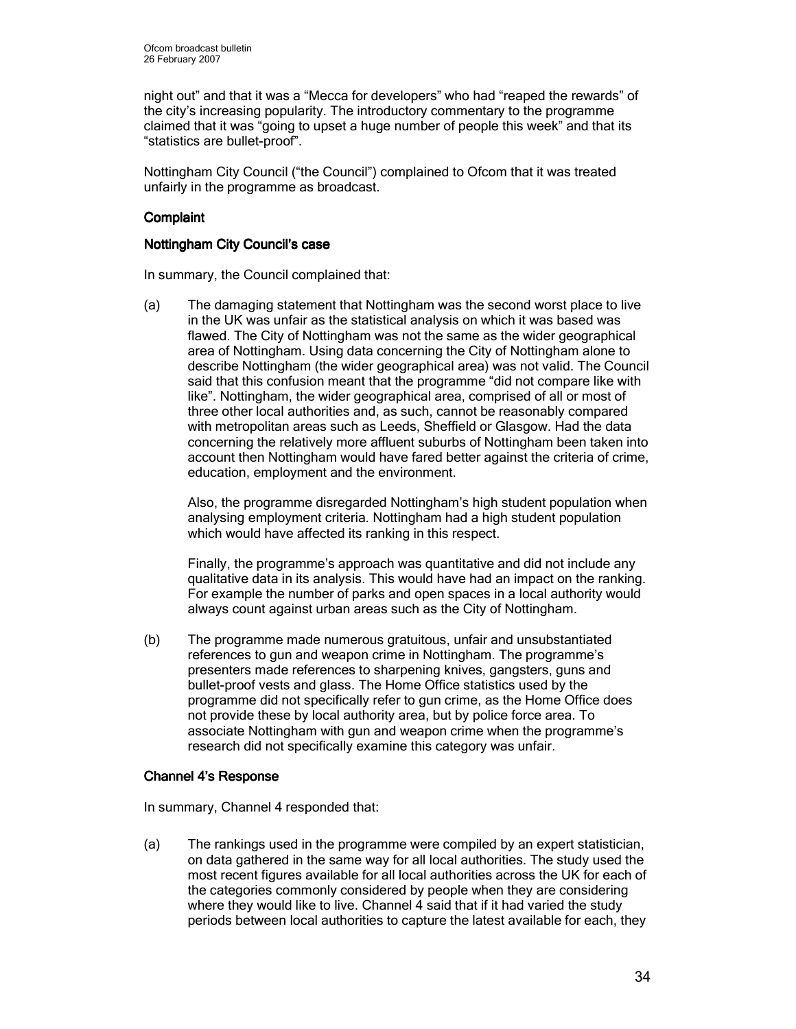night out" and that it was a "Mecca for developers" who had "reaped the rewards" of the city's increasing popularity. The introductory commentary to the programme claimed that it was "going to upset a huge number of people this week" and that its "statistics are bullet-proof".

Nottingham City Council ("the Council") complained to Ofcom that it was treated unfairly in the programme as broadcast.

## Complaint

### Nottingham City Council's case

In summary, the Council complained that:

(a) The damaging statement that Nottingham was the second worst place to live in the UK was unfair as the statistical analysis on which it was based was flawed. The City of Nottingham was not the same as the wider geographical area of Nottingham. Using data concerning the City of Nottingham alone to describe Nottingham (the wider geographical area) was not valid. The Council said that this confusion meant that the programme "did not compare like with like". Nottingham, the wider geographical area, comprised of all or most of three other local authorities and, as such, cannot be reasonably compared with metropolitan areas such as Leeds, Sheffield or Glasgow. Had the data concerning the relatively more affluent suburbs of Nottingham been taken into account then Nottingham would have fared better against the criteria of crime, education, employment and the environment.

Also, the programme disregarded Nottingham's high student population when analysing employment criteria. Nottingham had a high student population which would have affected its ranking in this respect.

Finally, the programme's approach was quantitative and did not include any qualitative data in its analysis. This would have had an impact on the ranking. For example the number of parks and open spaces in a local authority would always count against urban areas such as the City of Nottingham.

(b) The programme made numerous gratuitous, unfair and unsubstantiated references to gun and weapon crime in Nottingham. The programme's presenters made references to sharpening knives, gangsters, guns and bullet-proof vests and glass. The Home Office statistics used by the programme did not specifically refer to gun crime, as the Home Office does not provide these by local authority area, but by police force area. To associate Nottingham with gun and weapon crime when the programme's research did not specifically examine this category was unfair.

### Channel 4's Response

In summary, Channel 4 responded that:

(a) The rankings used in the programme were compiled by an expert statistician, on data gathered in the same way for all local authorities. The study used the most recent figures available for all local authorities across the UK for each of the categories commonly considered by people when they are considering where they would like to live. Channel 4 said that if it had varied the study periods between local authorities to capture the latest available for each, they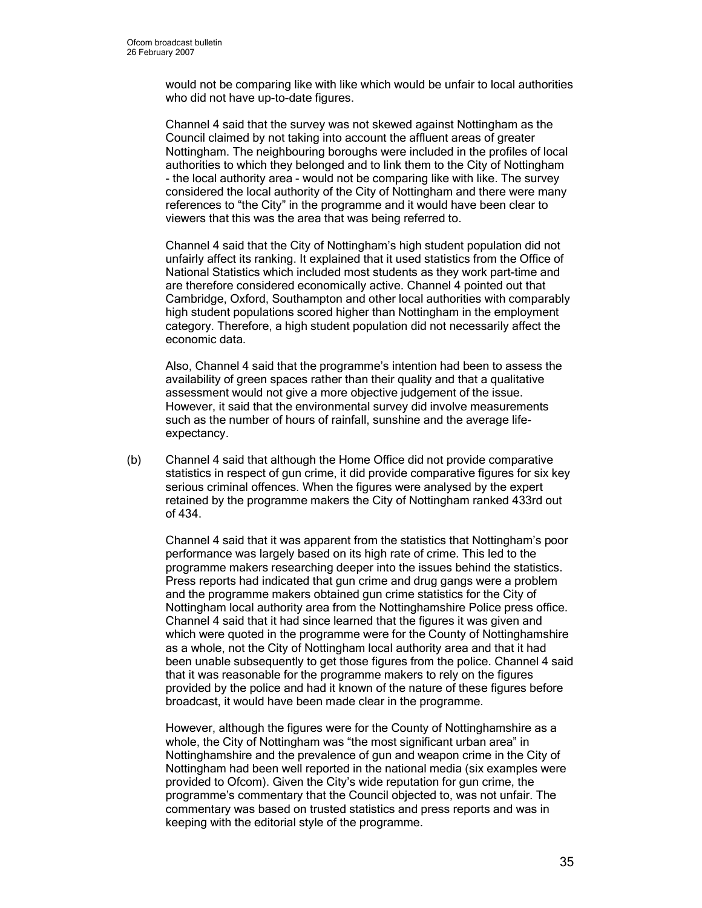would not be comparing like with like which would be unfair to local authorities who did not have up-to-date figures.

Channel 4 said that the survey was not skewed against Nottingham as the Council claimed by not taking into account the affluent areas of greater Nottingham. The neighbouring boroughs were included in the profiles of local authorities to which they belonged and to link them to the City of Nottingham - the local authority area - would not be comparing like with like. The survey considered the local authority of the City of Nottingham and there were many references to "the City" in the programme and it would have been clear to viewers that this was the area that was being referred to.

Channel 4 said that the City of Nottingham's high student population did not unfairly affect its ranking. It explained that it used statistics from the Office of National Statistics which included most students as they work part-time and are therefore considered economically active. Channel 4 pointed out that Cambridge, Oxford, Southampton and other local authorities with comparably high student populations scored higher than Nottingham in the employment category. Therefore, a high student population did not necessarily affect the economic data.

Also, Channel 4 said that the programme's intention had been to assess the availability of green spaces rather than their quality and that a qualitative assessment would not give a more objective judgement of the issue. However, it said that the environmental survey did involve measurements such as the number of hours of rainfall, sunshine and the average life-expectancy.

(b) Channel 4 said that although the Home Office did not provide comparative statistics in respect of gun crime, it did provide comparative figures for six key serious criminal offences. When the figures were analysed by the expert retained by the programme makers the City of Nottingham ranked 433rd out of 434.

Channel 4 said that it was apparent from the statistics that Nottingham's poor performance was largely based on its high rate of crime. This led to the programme makers researching deeper into the issues behind the statistics. Press reports had indicated that gun crime and drug gangs were a problem and the programme makers obtained gun crime statistics for the City of Nottingham local authority area from the Nottinghamshire Police press office. Channel 4 said that it had since learned that the figures it was given and which were quoted in the programme were for the County of Nottinghamshire as a whole, not the City of Nottingham local authority area and that it had been unable subsequently to get those figures from the police. Channel 4 said that it was reasonable for the programme makers to rely on the figures provided by the police and had it known of the nature of these figures before broadcast, it would have been made clear in the programme.

However, although the figures were for the County of Nottinghamshire as a whole, the City of Nottingham was "the most significant urban area" in Nottinghamshire and the prevalence of gun and weapon crime in the City of Nottingham had been well reported in the national media (six examples were provided to Ofcom). Given the City's wide reputation for gun crime, the programme's commentary that the Council objected to, was not unfair. The commentary was based on trusted statistics and press reports and was in keeping with the editorial style of the programme.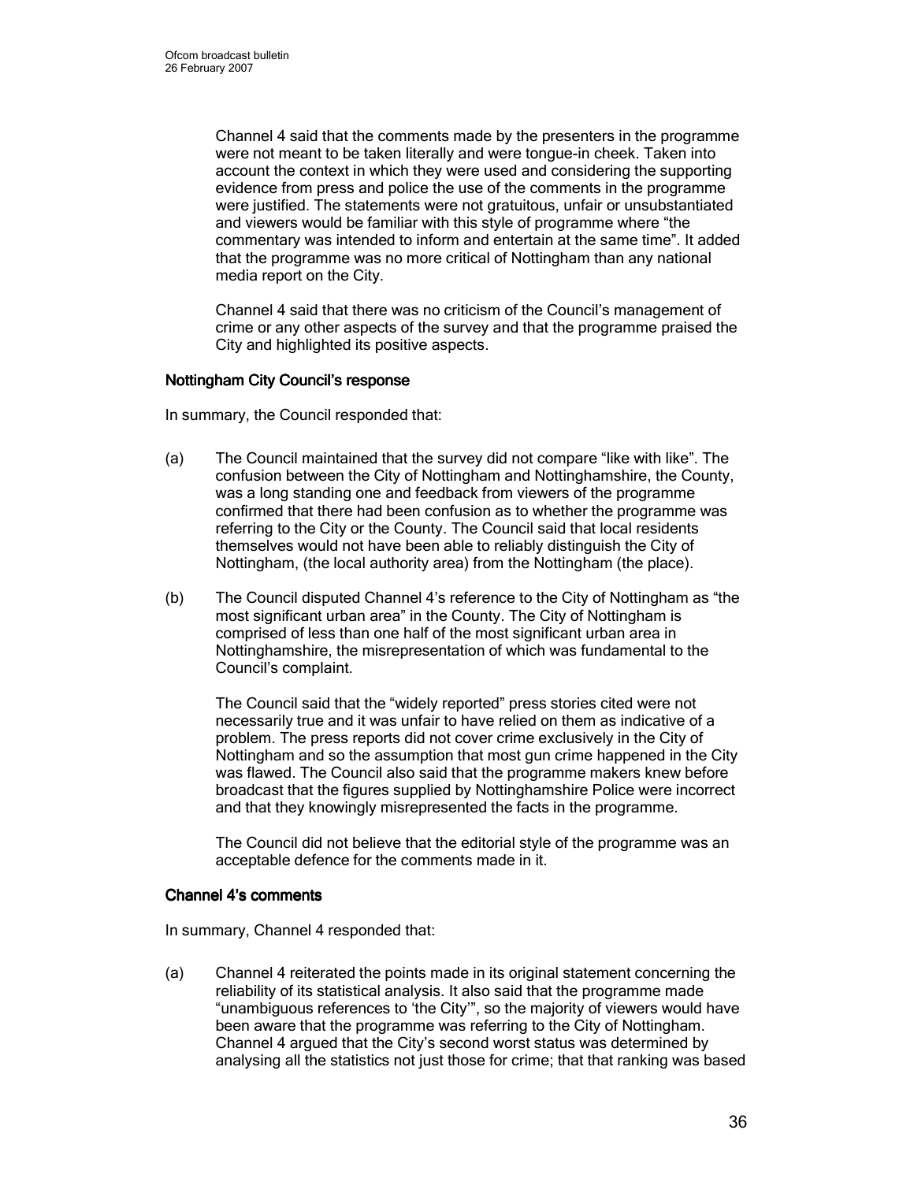Channel 4 said that the comments made by the presenters in the programme were not meant to be taken literally and were tongue-in cheek. Taken into account the context in which they were used and considering the supporting evidence from press and police the use of the comments in the programme were justified. The statements were not gratuitous, unfair or unsubstantiated and viewers would be familiar with this style of programme where "the commentary was intended to inform and entertain at the same time". It added that the programme was no more critical of Nottingham than any national media report on the City.

Channel 4 said that there was no criticism of the Council's management of crime or any other aspects of the survey and that the programme praised the City and highlighted its positive aspects.

#### Nottingham City Council's response

In summary, the Council responded that:

(a) The Council maintained that the survey did not compare "like with like". The confusion between the City of Nottingham and Nottinghamshire, the County, was a long standing one and feedback from viewers of the programme confirmed that there had been confusion as to whether the programme was referring to the City or the County. The Council said that local residents themselves would not have been able to reliably distinguish the City of Nottingham, (the local authority area) from the Nottingham (the place).

(b) The Council disputed Channel 4's reference to the City of Nottingham as "the most significant urban area" in the County. The City of Nottingham is comprised of less than one half of the most significant urban area in Nottinghamshire, the misrepresentation of which was fundamental to the Council's complaint.

The Council said that the "widely reported" press stories cited were not necessarily true and it was unfair to have relied on them as indicative of a problem. The press reports did not cover crime exclusively in the City of Nottingham and so the assumption that most gun crime happened in the City was flawed. The Council also said that the programme makers knew before broadcast that the figures supplied by Nottinghamshire Police were incorrect and that they knowingly misrepresented the facts in the programme.

The Council did not believe that the editorial style of the programme was an acceptable defence for the comments made in it.

#### Channel 4's comments

In summary, Channel 4 responded that:

(a) Channel 4 reiterated the points made in its original statement concerning the reliability of its statistical analysis. It also said that the programme made "unambiguous references to 'the City'", so the majority of viewers would have been aware that the programme was referring to the City of Nottingham. Channel 4 argued that the City's second worst status was determined by analysing all the statistics not just those for crime; that that ranking was based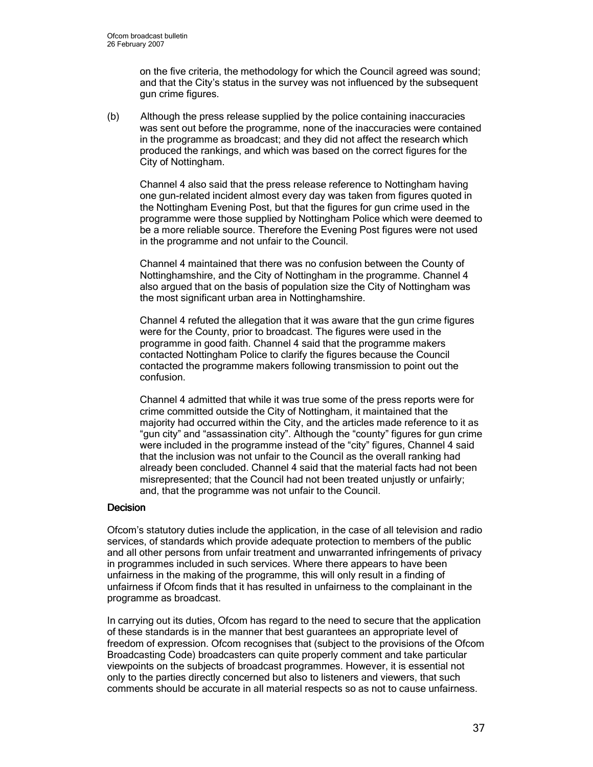on the five criteria, the methodology for which the Council agreed was sound; and that the City's status in the survey was not influenced by the subsequent gun crime figures.

(b) Although the press release supplied by the police containing inaccuracies was sent out before the programme, none of the inaccuracies were contained in the programme as broadcast; and they did not affect the research which produced the rankings, and which was based on the correct figures for the City of Nottingham.

Channel 4 also said that the press release reference to Nottingham having one gun-related incident almost every day was taken from figures quoted in the Nottingham Evening Post, but that the figures for gun crime used in the programme were those supplied by Nottingham Police which were deemed to be a more reliable source. Therefore the Evening Post figures were not used in the programme and not unfair to the Council.

Channel 4 maintained that there was no confusion between the County of Nottinghamshire, and the City of Nottingham in the programme. Channel 4 also argued that on the basis of population size the City of Nottingham was the most significant urban area in Nottinghamshire.

Channel 4 refuted the allegation that it was aware that the gun crime figures were for the County, prior to broadcast. The figures were used in the programme in good faith. Channel 4 said that the programme makers contacted Nottingham Police to clarify the figures because the Council contacted the programme makers following transmission to point out the confusion.

Channel 4 admitted that while it was true some of the press reports were for crime committed outside the City of Nottingham, it maintained that the majority had occurred within the City, and the articles made reference to it as "gun city" and "assassination city". Although the "county" figures for gun crime were included in the programme instead of the "city" figures, Channel 4 said that the inclusion was not unfair to the Council as the overall ranking had already been concluded. Channel 4 said that the material facts had not been misrepresented; that the Council had not been treated unjustly or unfairly; and, that the programme was not unfair to the Council.

## Decision

Ofcom's statutory duties include the application, in the case of all television and radio services, of standards which provide adequate protection to members of the public and all other persons from unfair treatment and unwarranted infringements of privacy in programmes included in such services. Where there appears to have been unfairness in the making of the programme, this will only result in a finding of unfairness if Ofcom finds that it has resulted in unfairness to the complainant in the programme as broadcast.

In carrying out its duties, Ofcom has regard to the need to secure that the application of these standards is in the manner that best guarantees an appropriate level of freedom of expression. Ofcom recognises that (subject to the provisions of the Ofcom Broadcasting Code) broadcasters can quite properly comment and take particular viewpoints on the subjects of broadcast programmes. However, it is essential not only to the parties directly concerned but also to listeners and viewers, that such comments should be accurate in all material respects so as not to cause unfairness.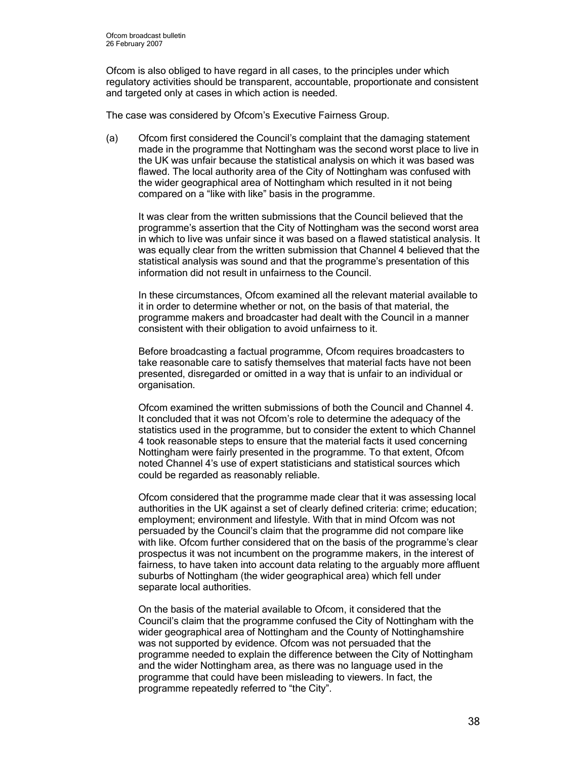Ofcom is also obliged to have regard in all cases, to the principles under which regulatory activities should be transparent, accountable, proportionate and consistent and targeted only at cases in which action is needed.

The case was considered by Ofcom's Executive Fairness Group.

(a) Ofcom first considered the Council's complaint that the damaging statement made in the programme that Nottingham was the second worst place to live in the UK was unfair because the statistical analysis on which it was based was flawed. The local authority area of the City of Nottingham was confused with the wider geographical area of Nottingham which resulted in it not being compared on a "like with like" basis in the programme.

It was clear from the written submissions that the Council believed that the programme's assertion that the City of Nottingham was the second worst area in which to live was unfair since it was based on a flawed statistical analysis. It was equally clear from the written submission that Channel 4 believed that the statistical analysis was sound and that the programme's presentation of this information did not result in unfairness to the Council.

In these circumstances, Ofcom examined all the relevant material available to it in order to determine whether or not, on the basis of that material, the programme makers and broadcaster had dealt with the Council in a manner consistent with their obligation to avoid unfairness to it.

Before broadcasting a factual programme, Ofcom requires broadcasters to take reasonable care to satisfy themselves that material facts have not been presented, disregarded or omitted in a way that is unfair to an individual or organisation.

Ofcom examined the written submissions of both the Council and Channel 4. It concluded that it was not Ofcom's role to determine the adequacy of the statistics used in the programme, but to consider the extent to which Channel 4 took reasonable steps to ensure that the material facts it used concerning Nottingham were fairly presented in the programme. To that extent, Ofcom noted Channel 4's use of expert statisticians and statistical sources which could be regarded as reasonably reliable.

Ofcom considered that the programme made clear that it was assessing local authorities in the UK against a set of clearly defined criteria: crime; education; employment; environment and lifestyle. With that in mind Ofcom was not persuaded by the Council's claim that the programme did not compare like with like. Ofcom further considered that on the basis of the programme's clear prospectus it was not incumbent on the programme makers, in the interest of fairness, to have taken into account data relating to the arguably more affluent suburbs of Nottingham (the wider geographical area) which fell under separate local authorities.

On the basis of the material available to Ofcom, it considered that the Council's claim that the programme confused the City of Nottingham with the wider geographical area of Nottingham and the County of Nottinghamshire was not supported by evidence. Ofcom was not persuaded that the programme needed to explain the difference between the City of Nottingham and the wider Nottingham area, as there was no language used in the programme that could have been misleading to viewers. In fact, the programme repeatedly referred to "the City".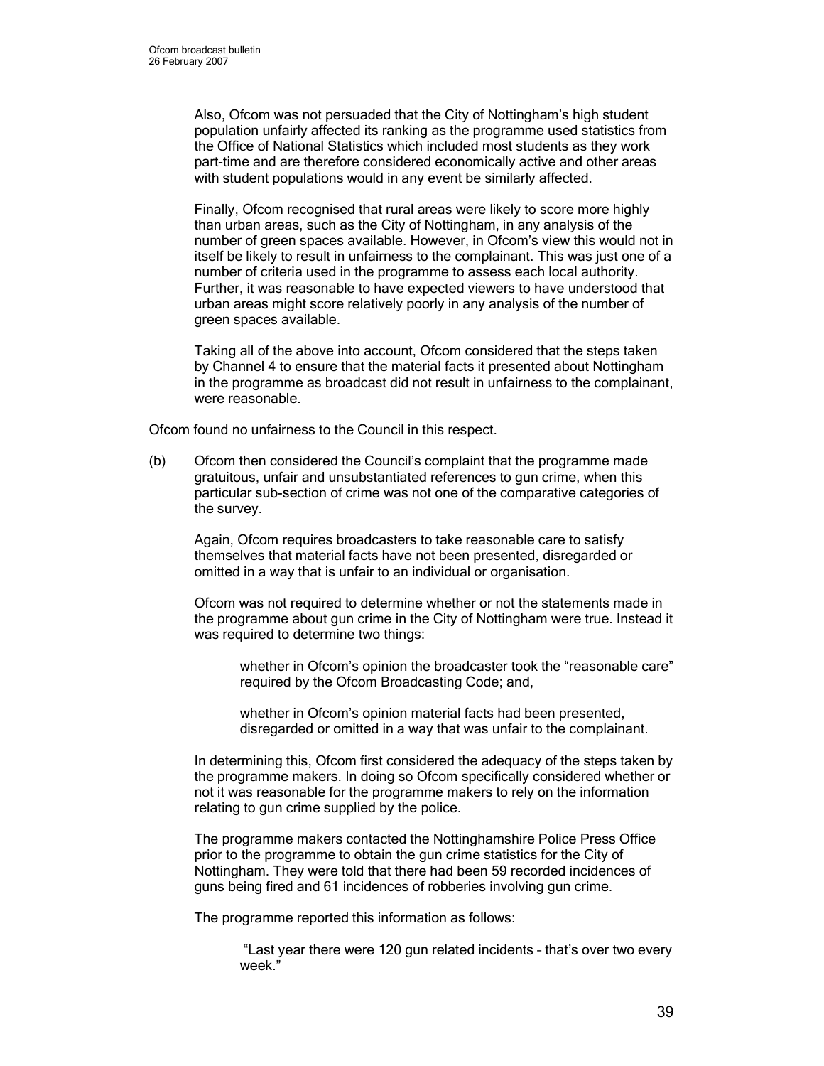Also, Ofcom was not persuaded that the City of Nottingham's high student population unfairly affected its ranking as the programme used statistics from the Office of National Statistics which included most students as they work part-time and are therefore considered economically active and other areas with student populations would in any event be similarly affected.

Finally, Ofcom recognised that rural areas were likely to score more highly than urban areas, such as the City of Nottingham, in any analysis of the number of green spaces available. However, in Ofcom's view this would not in itself be likely to result in unfairness to the complainant. This was just one of a number of criteria used in the programme to assess each local authority. Further, it was reasonable to have expected viewers to have understood that urban areas might score relatively poorly in any analysis of the number of green spaces available.

Taking all of the above into account, Ofcom considered that the steps taken by Channel 4 to ensure that the material facts it presented about Nottingham in the programme as broadcast did not result in unfairness to the complainant, were reasonable.

Ofcom found no unfairness to the Council in this respect.

(b) Ofcom then considered the Council's complaint that the programme made gratuitous, unfair and unsubstantiated references to gun crime, when this particular sub-section of crime was not one of the comparative categories of the survey.

Again, Ofcom requires broadcasters to take reasonable care to satisfy themselves that material facts have not been presented, disregarded or omitted in a way that is unfair to an individual or organisation.

Ofcom was not required to determine whether or not the statements made in the programme about gun crime in the City of Nottingham were true. Instead it was required to determine two things:

> whether in Ofcom's opinion the broadcaster took the "reasonable care" required by the Ofcom Broadcasting Code; and,
>
> whether in Ofcom's opinion material facts had been presented, disregarded or omitted in a way that was unfair to the complainant.

In determining this, Ofcom first considered the adequacy of the steps taken by the programme makers. In doing so Ofcom specifically considered whether or not it was reasonable for the programme makers to rely on the information relating to gun crime supplied by the police.

The programme makers contacted the Nottinghamshire Police Press Office prior to the programme to obtain the gun crime statistics for the City of Nottingham. They were told that there had been 59 recorded incidences of guns being fired and 61 incidences of robberies involving gun crime.

The programme reported this information as follows:

> "Last year there were 120 gun related incidents – that's over two every week."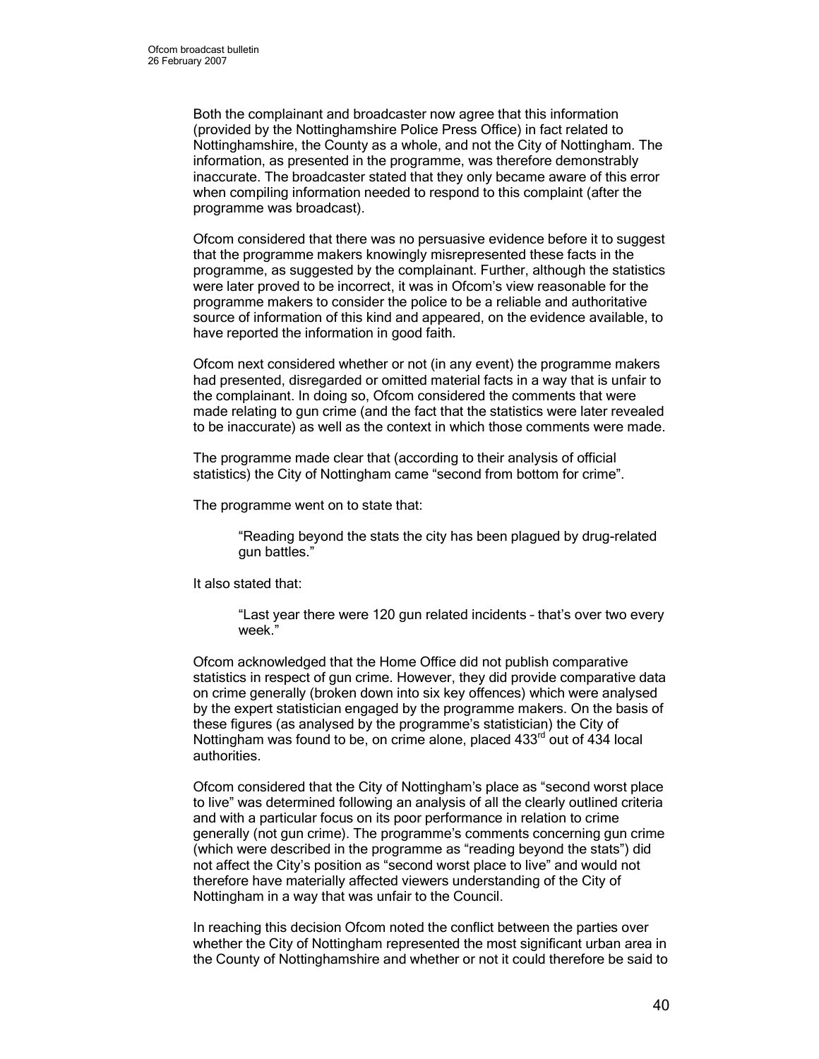Both the complainant and broadcaster now agree that this information (provided by the Nottinghamshire Police Press Office) in fact related to Nottinghamshire, the County as a whole, and not the City of Nottingham. The information, as presented in the programme, was therefore demonstrably inaccurate. The broadcaster stated that they only became aware of this error when compiling information needed to respond to this complaint (after the programme was broadcast).

Ofcom considered that there was no persuasive evidence before it to suggest that the programme makers knowingly misrepresented these facts in the programme, as suggested by the complainant. Further, although the statistics were later proved to be incorrect, it was in Ofcom's view reasonable for the programme makers to consider the police to be a reliable and authoritative source of information of this kind and appeared, on the evidence available, to have reported the information in good faith.

Ofcom next considered whether or not (in any event) the programme makers had presented, disregarded or omitted material facts in a way that is unfair to the complainant. In doing so, Ofcom considered the comments that were made relating to gun crime (and the fact that the statistics were later revealed to be inaccurate) as well as the context in which those comments were made.

The programme made clear that (according to their analysis of official statistics) the City of Nottingham came "second from bottom for crime".

The programme went on to state that:

> "Reading beyond the stats the city has been plagued by drug-related gun battles."

It also stated that:

> "Last year there were 120 gun related incidents – that's over two every week."

Ofcom acknowledged that the Home Office did not publish comparative statistics in respect of gun crime. However, they did provide comparative data on crime generally (broken down into six key offences) which were analysed by the expert statistician engaged by the programme makers. On the basis of these figures (as analysed by the programme's statistician) the City of Nottingham was found to be, on crime alone, placed 433rd out of 434 local authorities.

Ofcom considered that the City of Nottingham's place as "second worst place to live" was determined following an analysis of all the clearly outlined criteria and with a particular focus on its poor performance in relation to crime generally (not gun crime). The programme's comments concerning gun crime (which were described in the programme as "reading beyond the stats") did not affect the City's position as "second worst place to live" and would not therefore have materially affected viewers understanding of the City of Nottingham in a way that was unfair to the Council.

In reaching this decision Ofcom noted the conflict between the parties over whether the City of Nottingham represented the most significant urban area in the County of Nottinghamshire and whether or not it could therefore be said to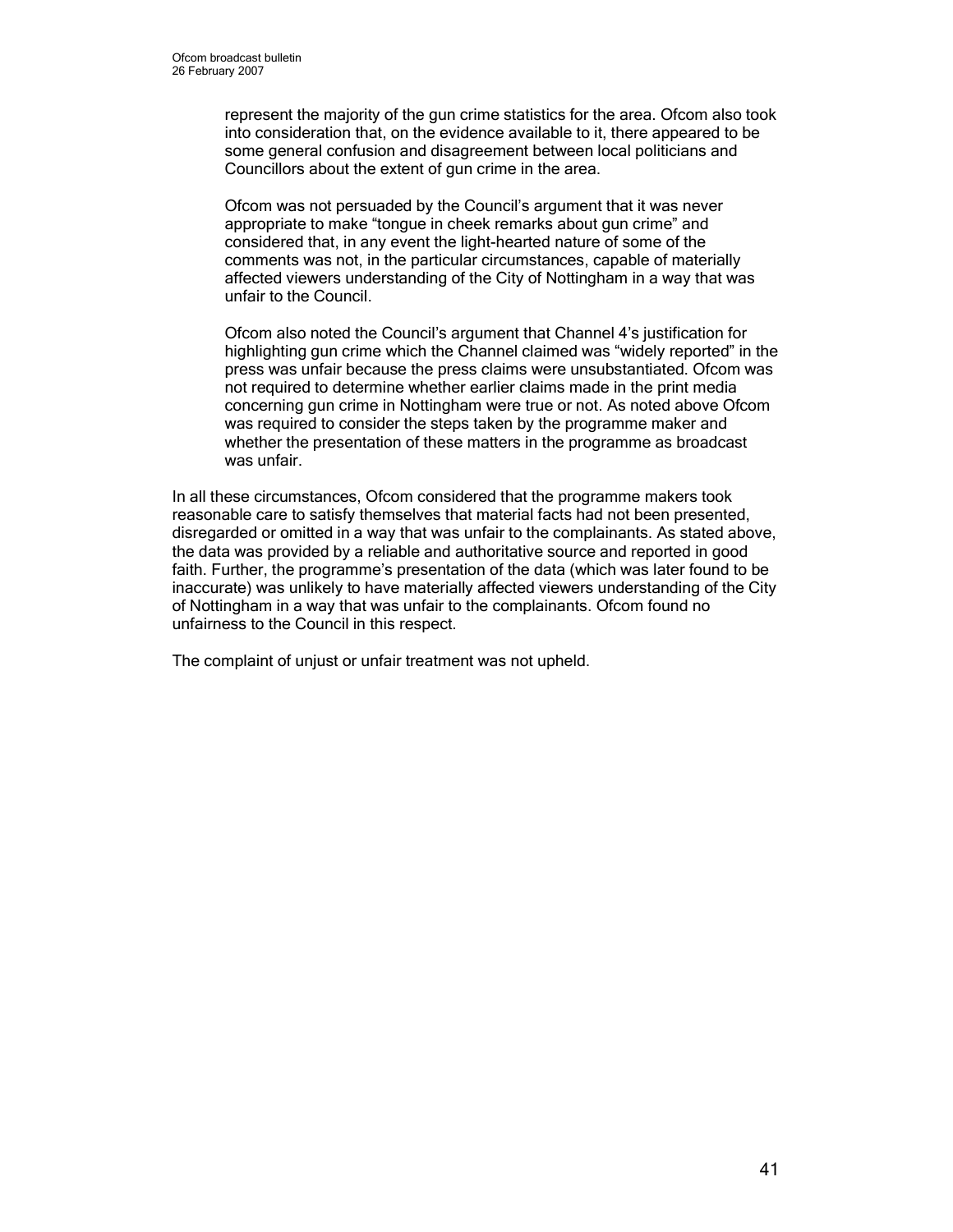represent the majority of the gun crime statistics for the area. Ofcom also took into consideration that, on the evidence available to it, there appeared to be some general confusion and disagreement between local politicians and Councillors about the extent of gun crime in the area.

Ofcom was not persuaded by the Council's argument that it was never appropriate to make "tongue in cheek remarks about gun crime" and considered that, in any event the light-hearted nature of some of the comments was not, in the particular circumstances, capable of materially affected viewers understanding of the City of Nottingham in a way that was unfair to the Council.

Ofcom also noted the Council's argument that Channel 4's justification for highlighting gun crime which the Channel claimed was "widely reported" in the press was unfair because the press claims were unsubstantiated. Ofcom was not required to determine whether earlier claims made in the print media concerning gun crime in Nottingham were true or not. As noted above Ofcom was required to consider the steps taken by the programme maker and whether the presentation of these matters in the programme as broadcast was unfair.

In all these circumstances, Ofcom considered that the programme makers took reasonable care to satisfy themselves that material facts had not been presented, disregarded or omitted in a way that was unfair to the complainants. As stated above, the data was provided by a reliable and authoritative source and reported in good faith. Further, the programme's presentation of the data (which was later found to be inaccurate) was unlikely to have materially affected viewers understanding of the City of Nottingham in a way that was unfair to the complainants. Ofcom found no unfairness to the Council in this respect.

The complaint of unjust or unfair treatment was not upheld.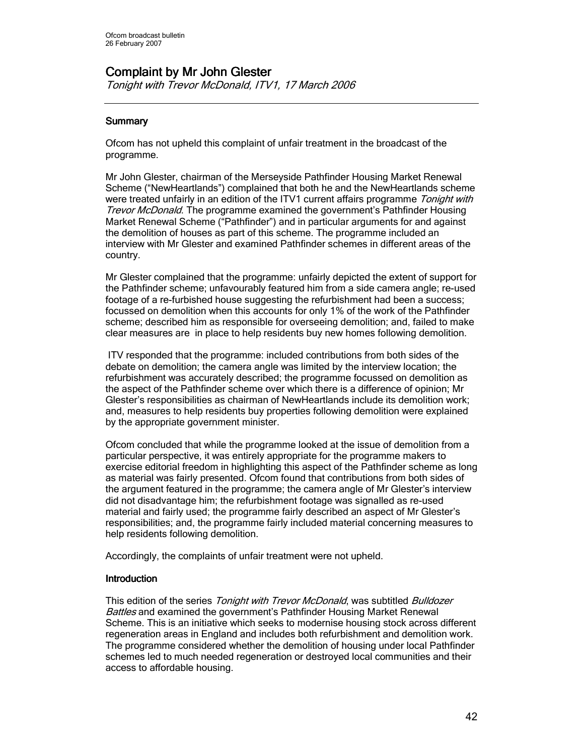## Complaint by Mr John Glester

*Tonight with Trevor McDonald, ITV1, 17 March 2006*

### Summary

Ofcom has not upheld this complaint of unfair treatment in the broadcast of the programme.

Mr John Glester, chairman of the Merseyside Pathfinder Housing Market Renewal Scheme ("NewHeartlands") complained that both he and the NewHeartlands scheme were treated unfairly in an edition of the ITV1 current affairs programme *Tonight with Trevor McDonald*. The programme examined the government's Pathfinder Housing Market Renewal Scheme ("Pathfinder") and in particular arguments for and against the demolition of houses as part of this scheme. The programme included an interview with Mr Glester and examined Pathfinder schemes in different areas of the country.

Mr Glester complained that the programme: unfairly depicted the extent of support for the Pathfinder scheme; unfavourably featured him from a side camera angle; re-used footage of a re-furbished house suggesting the refurbishment had been a success; focussed on demolition when this accounts for only 1% of the work of the Pathfinder scheme; described him as responsible for overseeing demolition; and, failed to make clear measures are in place to help residents buy new homes following demolition.

ITV responded that the programme: included contributions from both sides of the debate on demolition; the camera angle was limited by the interview location; the refurbishment was accurately described; the programme focussed on demolition as the aspect of the Pathfinder scheme over which there is a difference of opinion; Mr Glester's responsibilities as chairman of NewHeartlands include its demolition work; and, measures to help residents buy properties following demolition were explained by the appropriate government minister.

Ofcom concluded that while the programme looked at the issue of demolition from a particular perspective, it was entirely appropriate for the programme makers to exercise editorial freedom in highlighting this aspect of the Pathfinder scheme as long as material was fairly presented. Ofcom found that contributions from both sides of the argument featured in the programme; the camera angle of Mr Glester's interview did not disadvantage him; the refurbishment footage was signalled as re-used material and fairly used; the programme fairly described an aspect of Mr Glester's responsibilities; and, the programme fairly included material concerning measures to help residents following demolition.

Accordingly, the complaints of unfair treatment were not upheld.

### Introduction

This edition of the series *Tonight with Trevor McDonald*, was subtitled *Bulldozer Battles* and examined the government's Pathfinder Housing Market Renewal Scheme. This is an initiative which seeks to modernise housing stock across different regeneration areas in England and includes both refurbishment and demolition work. The programme considered whether the demolition of housing under local Pathfinder schemes led to much needed regeneration or destroyed local communities and their access to affordable housing.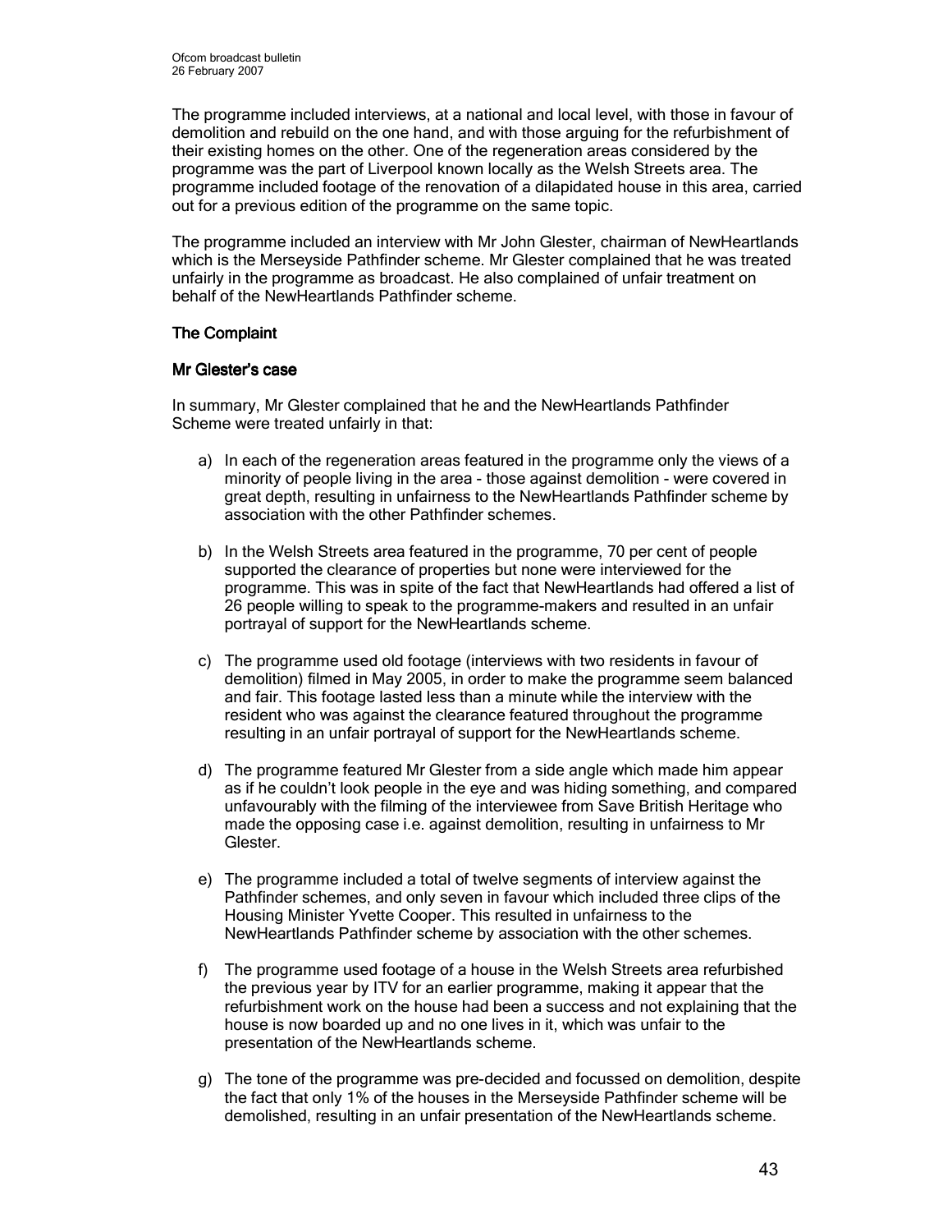The programme included interviews, at a national and local level, with those in favour of demolition and rebuild on the one hand, and with those arguing for the refurbishment of their existing homes on the other. One of the regeneration areas considered by the programme was the part of Liverpool known locally as the Welsh Streets area. The programme included footage of the renovation of a dilapidated house in this area, carried out for a previous edition of the programme on the same topic.

The programme included an interview with Mr John Glester, chairman of NewHeartlands which is the Merseyside Pathfinder scheme. Mr Glester complained that he was treated unfairly in the programme as broadcast. He also complained of unfair treatment on behalf of the NewHeartlands Pathfinder scheme.

## The Complaint

### Mr Glester's case

In summary, Mr Glester complained that he and the NewHeartlands Pathfinder Scheme were treated unfairly in that:

a) In each of the regeneration areas featured in the programme only the views of a minority of people living in the area - those against demolition - were covered in great depth, resulting in unfairness to the NewHeartlands Pathfinder scheme by association with the other Pathfinder schemes.

b) In the Welsh Streets area featured in the programme, 70 per cent of people supported the clearance of properties but none were interviewed for the programme. This was in spite of the fact that NewHeartlands had offered a list of 26 people willing to speak to the programme-makers and resulted in an unfair portrayal of support for the NewHeartlands scheme.

c) The programme used old footage (interviews with two residents in favour of demolition) filmed in May 2005, in order to make the programme seem balanced and fair. This footage lasted less than a minute while the interview with the resident who was against the clearance featured throughout the programme resulting in an unfair portrayal of support for the NewHeartlands scheme.

d) The programme featured Mr Glester from a side angle which made him appear as if he couldn't look people in the eye and was hiding something, and compared unfavourably with the filming of the interviewee from Save British Heritage who made the opposing case i.e. against demolition, resulting in unfairness to Mr Glester.

e) The programme included a total of twelve segments of interview against the Pathfinder schemes, and only seven in favour which included three clips of the Housing Minister Yvette Cooper. This resulted in unfairness to the NewHeartlands Pathfinder scheme by association with the other schemes.

f) The programme used footage of a house in the Welsh Streets area refurbished the previous year by ITV for an earlier programme, making it appear that the refurbishment work on the house had been a success and not explaining that the house is now boarded up and no one lives in it, which was unfair to the presentation of the NewHeartlands scheme.

g) The tone of the programme was pre-decided and focussed on demolition, despite the fact that only 1% of the houses in the Merseyside Pathfinder scheme will be demolished, resulting in an unfair presentation of the NewHeartlands scheme.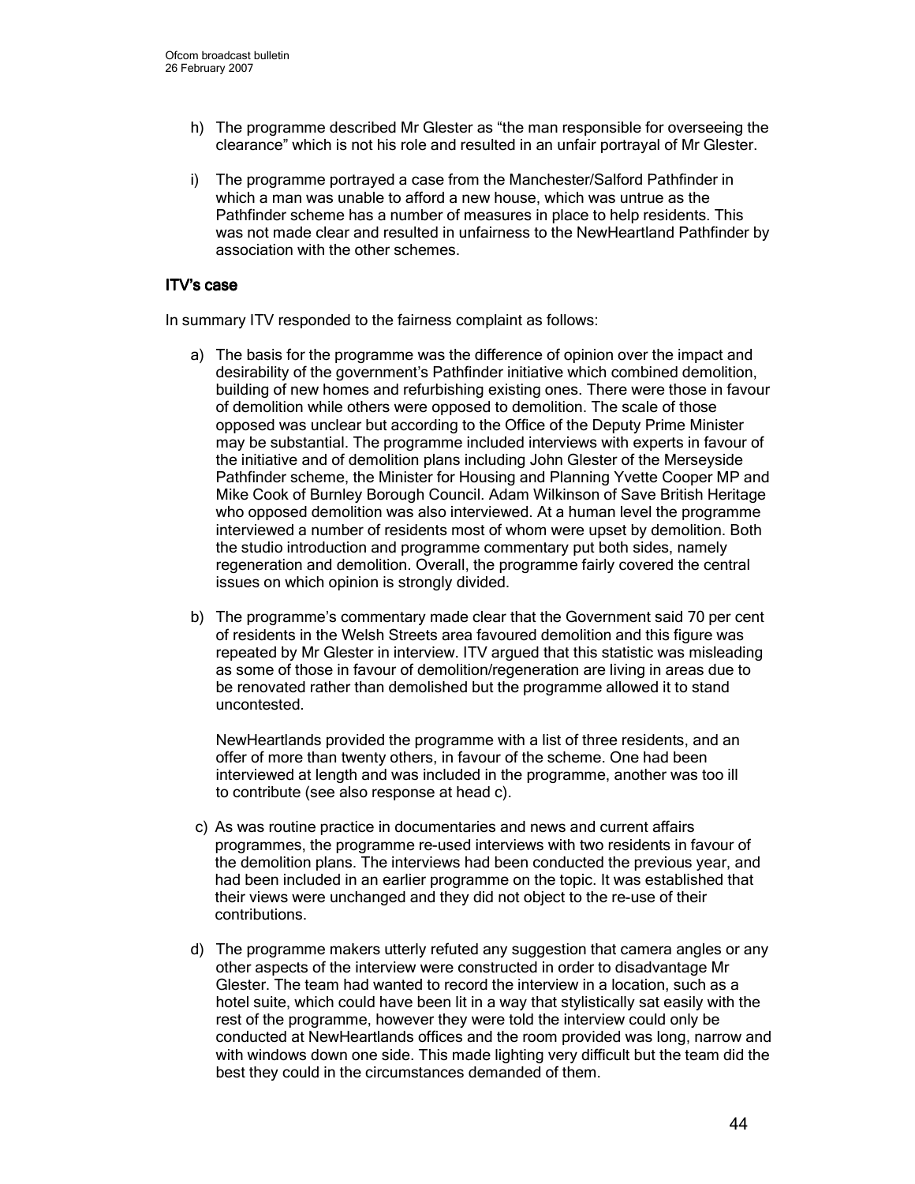h) The programme described Mr Glester as "the man responsible for overseeing the clearance" which is not his role and resulted in an unfair portrayal of Mr Glester.

i) The programme portrayed a case from the Manchester/Salford Pathfinder in which a man was unable to afford a new house, which was untrue as the Pathfinder scheme has a number of measures in place to help residents. This was not made clear and resulted in unfairness to the NewHeartland Pathfinder by association with the other schemes.

## ITV's case

In summary ITV responded to the fairness complaint as follows:

a) The basis for the programme was the difference of opinion over the impact and desirability of the government's Pathfinder initiative which combined demolition, building of new homes and refurbishing existing ones. There were those in favour of demolition while others were opposed to demolition. The scale of those opposed was unclear but according to the Office of the Deputy Prime Minister may be substantial. The programme included interviews with experts in favour of the initiative and of demolition plans including John Glester of the Merseyside Pathfinder scheme, the Minister for Housing and Planning Yvette Cooper MP and Mike Cook of Burnley Borough Council. Adam Wilkinson of Save British Heritage who opposed demolition was also interviewed. At a human level the programme interviewed a number of residents most of whom were upset by demolition. Both the studio introduction and programme commentary put both sides, namely regeneration and demolition. Overall, the programme fairly covered the central issues on which opinion is strongly divided.

b) The programme's commentary made clear that the Government said 70 per cent of residents in the Welsh Streets area favoured demolition and this figure was repeated by Mr Glester in interview. ITV argued that this statistic was misleading as some of those in favour of demolition/regeneration are living in areas due to be renovated rather than demolished but the programme allowed it to stand uncontested.

   NewHeartlands provided the programme with a list of three residents, and an offer of more than twenty others, in favour of the scheme. One had been interviewed at length and was included in the programme, another was too ill to contribute (see also response at head c).

c) As was routine practice in documentaries and news and current affairs programmes, the programme re-used interviews with two residents in favour of the demolition plans. The interviews had been conducted the previous year, and had been included in an earlier programme on the topic. It was established that their views were unchanged and they did not object to the re-use of their contributions.

d) The programme makers utterly refuted any suggestion that camera angles or any other aspects of the interview were constructed in order to disadvantage Mr Glester. The team had wanted to record the interview in a location, such as a hotel suite, which could have been lit in a way that stylistically sat easily with the rest of the programme, however they were told the interview could only be conducted at NewHeartlands offices and the room provided was long, narrow and with windows down one side. This made lighting very difficult but the team did the best they could in the circumstances demanded of them.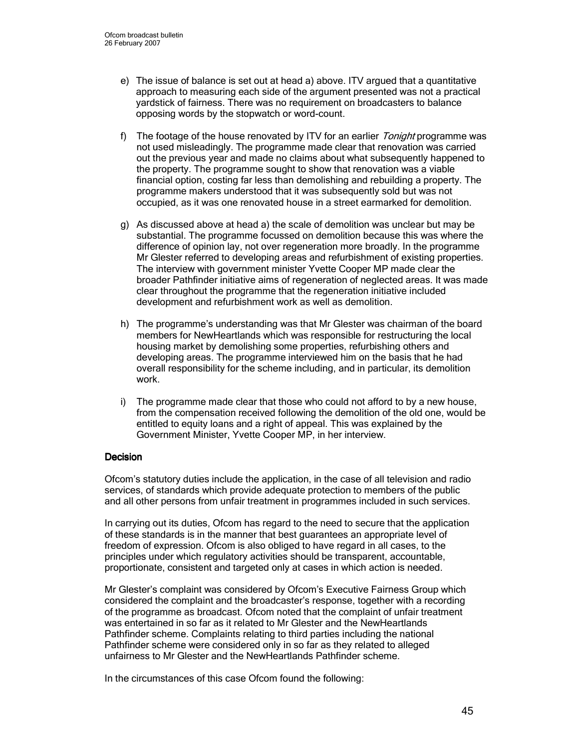e) The issue of balance is set out at head a) above. ITV argued that a quantitative approach to measuring each side of the argument presented was not a practical yardstick of fairness. There was no requirement on broadcasters to balance opposing words by the stopwatch or word-count.

f) The footage of the house renovated by ITV for an earlier *Tonight* programme was not used misleadingly. The programme made clear that renovation was carried out the previous year and made no claims about what subsequently happened to the property. The programme sought to show that renovation was a viable financial option, costing far less than demolishing and rebuilding a property. The programme makers understood that it was subsequently sold but was not occupied, as it was one renovated house in a street earmarked for demolition.

g) As discussed above at head a) the scale of demolition was unclear but may be substantial. The programme focussed on demolition because this was where the difference of opinion lay, not over regeneration more broadly. In the programme Mr Glester referred to developing areas and refurbishment of existing properties. The interview with government minister Yvette Cooper MP made clear the broader Pathfinder initiative aims of regeneration of neglected areas. It was made clear throughout the programme that the regeneration initiative included development and refurbishment work as well as demolition.

h) The programme's understanding was that Mr Glester was chairman of the board members for NewHeartlands which was responsible for restructuring the local housing market by demolishing some properties, refurbishing others and developing areas. The programme interviewed him on the basis that he had overall responsibility for the scheme including, and in particular, its demolition work.

i) The programme made clear that those who could not afford to by a new house, from the compensation received following the demolition of the old one, would be entitled to equity loans and a right of appeal. This was explained by the Government Minister, Yvette Cooper MP, in her interview.

## Decision

Ofcom's statutory duties include the application, in the case of all television and radio services, of standards which provide adequate protection to members of the public and all other persons from unfair treatment in programmes included in such services.

In carrying out its duties, Ofcom has regard to the need to secure that the application of these standards is in the manner that best guarantees an appropriate level of freedom of expression. Ofcom is also obliged to have regard in all cases, to the principles under which regulatory activities should be transparent, accountable, proportionate, consistent and targeted only at cases in which action is needed.

Mr Glester's complaint was considered by Ofcom's Executive Fairness Group which considered the complaint and the broadcaster's response, together with a recording of the programme as broadcast. Ofcom noted that the complaint of unfair treatment was entertained in so far as it related to Mr Glester and the NewHeartlands Pathfinder scheme. Complaints relating to third parties including the national Pathfinder scheme were considered only in so far as they related to alleged unfairness to Mr Glester and the NewHeartlands Pathfinder scheme.

In the circumstances of this case Ofcom found the following: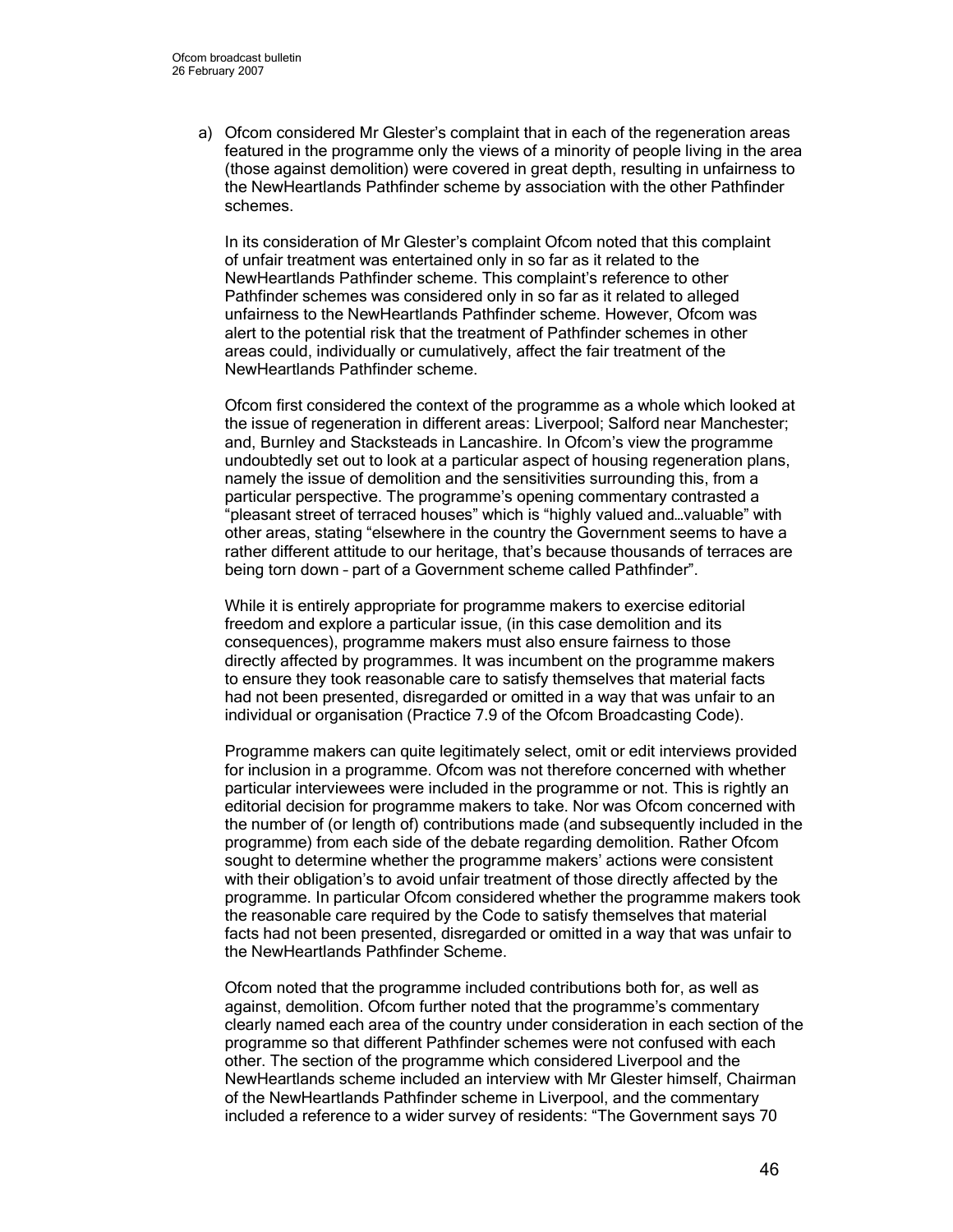a) Ofcom considered Mr Glester's complaint that in each of the regeneration areas featured in the programme only the views of a minority of people living in the area (those against demolition) were covered in great depth, resulting in unfairness to the NewHeartlands Pathfinder scheme by association with the other Pathfinder schemes.

   In its consideration of Mr Glester's complaint Ofcom noted that this complaint of unfair treatment was entertained only in so far as it related to the NewHeartlands Pathfinder scheme. This complaint's reference to other Pathfinder schemes was considered only in so far as it related to alleged unfairness to the NewHeartlands Pathfinder scheme. However, Ofcom was alert to the potential risk that the treatment of Pathfinder schemes in other areas could, individually or cumulatively, affect the fair treatment of the NewHeartlands Pathfinder scheme.

   Ofcom first considered the context of the programme as a whole which looked at the issue of regeneration in different areas: Liverpool; Salford near Manchester; and, Burnley and Stacksteads in Lancashire. In Ofcom's view the programme undoubtedly set out to look at a particular aspect of housing regeneration plans, namely the issue of demolition and the sensitivities surrounding this, from a particular perspective. The programme's opening commentary contrasted a "pleasant street of terraced houses" which is "highly valued and…valuable" with other areas, stating "elsewhere in the country the Government seems to have a rather different attitude to our heritage, that's because thousands of terraces are being torn down – part of a Government scheme called Pathfinder".

   While it is entirely appropriate for programme makers to exercise editorial freedom and explore a particular issue, (in this case demolition and its consequences), programme makers must also ensure fairness to those directly affected by programmes. It was incumbent on the programme makers to ensure they took reasonable care to satisfy themselves that material facts had not been presented, disregarded or omitted in a way that was unfair to an individual or organisation (Practice 7.9 of the Ofcom Broadcasting Code).

   Programme makers can quite legitimately select, omit or edit interviews provided for inclusion in a programme. Ofcom was not therefore concerned with whether particular interviewees were included in the programme or not. This is rightly an editorial decision for programme makers to take. Nor was Ofcom concerned with the number of (or length of) contributions made (and subsequently included in the programme) from each side of the debate regarding demolition. Rather Ofcom sought to determine whether the programme makers' actions were consistent with their obligation's to avoid unfair treatment of those directly affected by the programme. In particular Ofcom considered whether the programme makers took the reasonable care required by the Code to satisfy themselves that material facts had not been presented, disregarded or omitted in a way that was unfair to the NewHeartlands Pathfinder Scheme.

   Ofcom noted that the programme included contributions both for, as well as against, demolition. Ofcom further noted that the programme's commentary clearly named each area of the country under consideration in each section of the programme so that different Pathfinder schemes were not confused with each other. The section of the programme which considered Liverpool and the NewHeartlands scheme included an interview with Mr Glester himself, Chairman of the NewHeartlands Pathfinder scheme in Liverpool, and the commentary included a reference to a wider survey of residents: "The Government says 70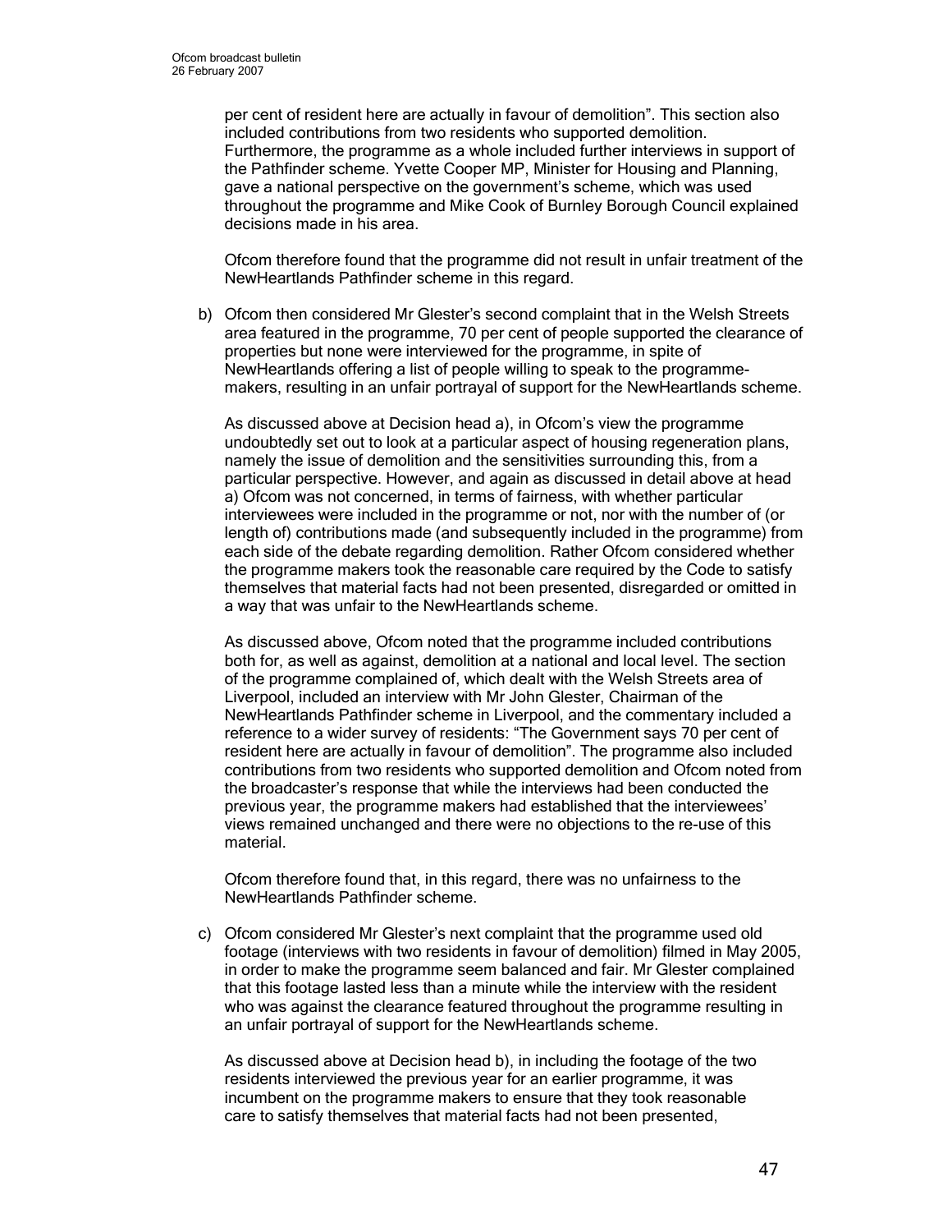per cent of resident here are actually in favour of demolition". This section also included contributions from two residents who supported demolition. Furthermore, the programme as a whole included further interviews in support of the Pathfinder scheme. Yvette Cooper MP, Minister for Housing and Planning, gave a national perspective on the government's scheme, which was used throughout the programme and Mike Cook of Burnley Borough Council explained decisions made in his area.

Ofcom therefore found that the programme did not result in unfair treatment of the NewHeartlands Pathfinder scheme in this regard.

b) Ofcom then considered Mr Glester's second complaint that in the Welsh Streets area featured in the programme, 70 per cent of people supported the clearance of properties but none were interviewed for the programme, in spite of NewHeartlands offering a list of people willing to speak to the programme-makers, resulting in an unfair portrayal of support for the NewHeartlands scheme.

As discussed above at Decision head a), in Ofcom's view the programme undoubtedly set out to look at a particular aspect of housing regeneration plans, namely the issue of demolition and the sensitivities surrounding this, from a particular perspective. However, and again as discussed in detail above at head a) Ofcom was not concerned, in terms of fairness, with whether particular interviewees were included in the programme or not, nor with the number of (or length of) contributions made (and subsequently included in the programme) from each side of the debate regarding demolition. Rather Ofcom considered whether the programme makers took the reasonable care required by the Code to satisfy themselves that material facts had not been presented, disregarded or omitted in a way that was unfair to the NewHeartlands scheme.

As discussed above, Ofcom noted that the programme included contributions both for, as well as against, demolition at a national and local level. The section of the programme complained of, which dealt with the Welsh Streets area of Liverpool, included an interview with Mr John Glester, Chairman of the NewHeartlands Pathfinder scheme in Liverpool, and the commentary included a reference to a wider survey of residents: "The Government says 70 per cent of resident here are actually in favour of demolition". The programme also included contributions from two residents who supported demolition and Ofcom noted from the broadcaster's response that while the interviews had been conducted the previous year, the programme makers had established that the interviewees' views remained unchanged and there were no objections to the re-use of this material.

Ofcom therefore found that, in this regard, there was no unfairness to the NewHeartlands Pathfinder scheme.

c) Ofcom considered Mr Glester's next complaint that the programme used old footage (interviews with two residents in favour of demolition) filmed in May 2005, in order to make the programme seem balanced and fair. Mr Glester complained that this footage lasted less than a minute while the interview with the resident who was against the clearance featured throughout the programme resulting in an unfair portrayal of support for the NewHeartlands scheme.

As discussed above at Decision head b), in including the footage of the two residents interviewed the previous year for an earlier programme, it was incumbent on the programme makers to ensure that they took reasonable care to satisfy themselves that material facts had not been presented,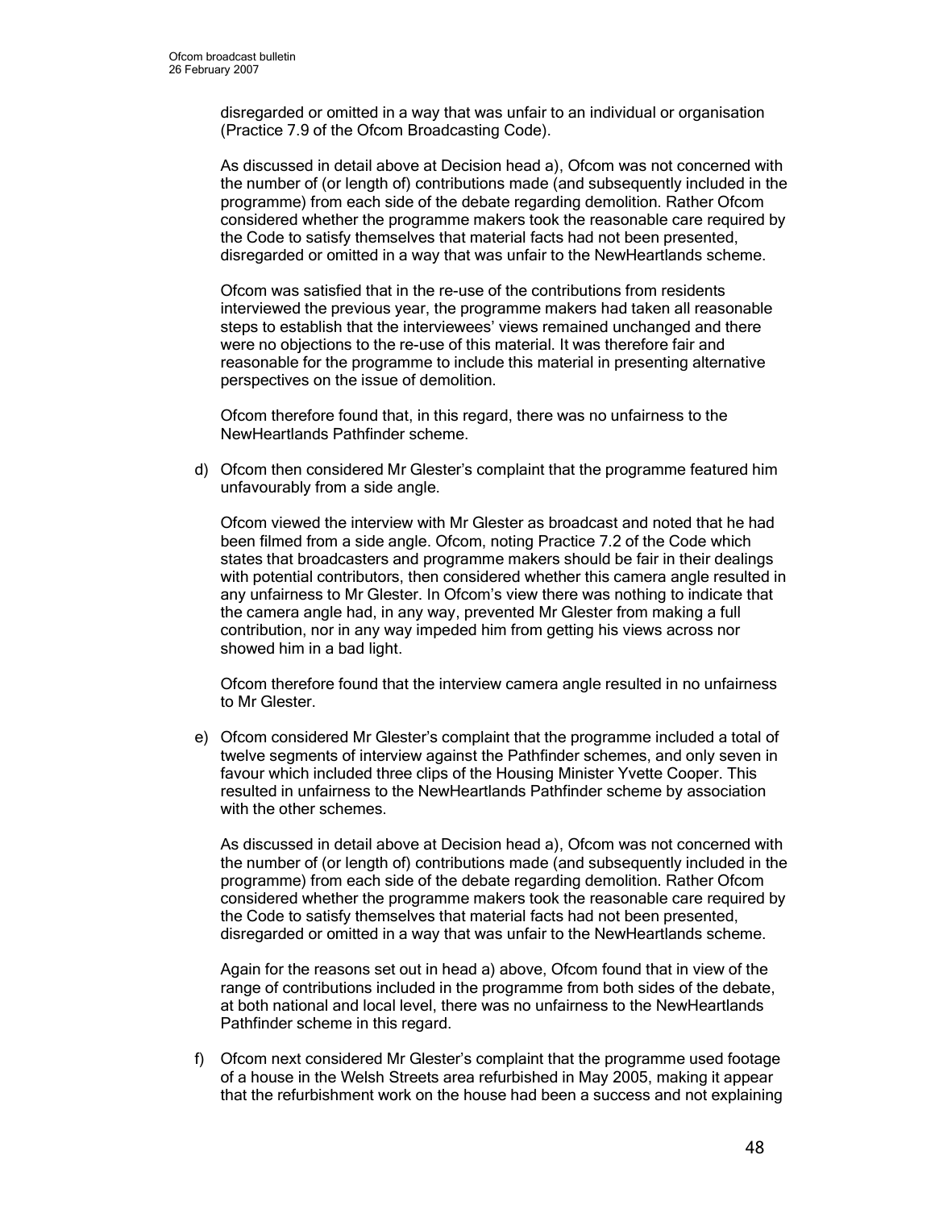disregarded or omitted in a way that was unfair to an individual or organisation (Practice 7.9 of the Ofcom Broadcasting Code).

As discussed in detail above at Decision head a), Ofcom was not concerned with the number of (or length of) contributions made (and subsequently included in the programme) from each side of the debate regarding demolition. Rather Ofcom considered whether the programme makers took the reasonable care required by the Code to satisfy themselves that material facts had not been presented, disregarded or omitted in a way that was unfair to the NewHeartlands scheme.

Ofcom was satisfied that in the re-use of the contributions from residents interviewed the previous year, the programme makers had taken all reasonable steps to establish that the interviewees' views remained unchanged and there were no objections to the re-use of this material. It was therefore fair and reasonable for the programme to include this material in presenting alternative perspectives on the issue of demolition.

Ofcom therefore found that, in this regard, there was no unfairness to the NewHeartlands Pathfinder scheme.

d) Ofcom then considered Mr Glester's complaint that the programme featured him unfavourably from a side angle.

   Ofcom viewed the interview with Mr Glester as broadcast and noted that he had been filmed from a side angle. Ofcom, noting Practice 7.2 of the Code which states that broadcasters and programme makers should be fair in their dealings with potential contributors, then considered whether this camera angle resulted in any unfairness to Mr Glester. In Ofcom's view there was nothing to indicate that the camera angle had, in any way, prevented Mr Glester from making a full contribution, nor in any way impeded him from getting his views across nor showed him in a bad light.

   Ofcom therefore found that the interview camera angle resulted in no unfairness to Mr Glester.

e) Ofcom considered Mr Glester's complaint that the programme included a total of twelve segments of interview against the Pathfinder schemes, and only seven in favour which included three clips of the Housing Minister Yvette Cooper. This resulted in unfairness to the NewHeartlands Pathfinder scheme by association with the other schemes.

   As discussed in detail above at Decision head a), Ofcom was not concerned with the number of (or length of) contributions made (and subsequently included in the programme) from each side of the debate regarding demolition. Rather Ofcom considered whether the programme makers took the reasonable care required by the Code to satisfy themselves that material facts had not been presented, disregarded or omitted in a way that was unfair to the NewHeartlands scheme.

   Again for the reasons set out in head a) above, Ofcom found that in view of the range of contributions included in the programme from both sides of the debate, at both national and local level, there was no unfairness to the NewHeartlands Pathfinder scheme in this regard.

f) Ofcom next considered Mr Glester's complaint that the programme used footage of a house in the Welsh Streets area refurbished in May 2005, making it appear that the refurbishment work on the house had been a success and not explaining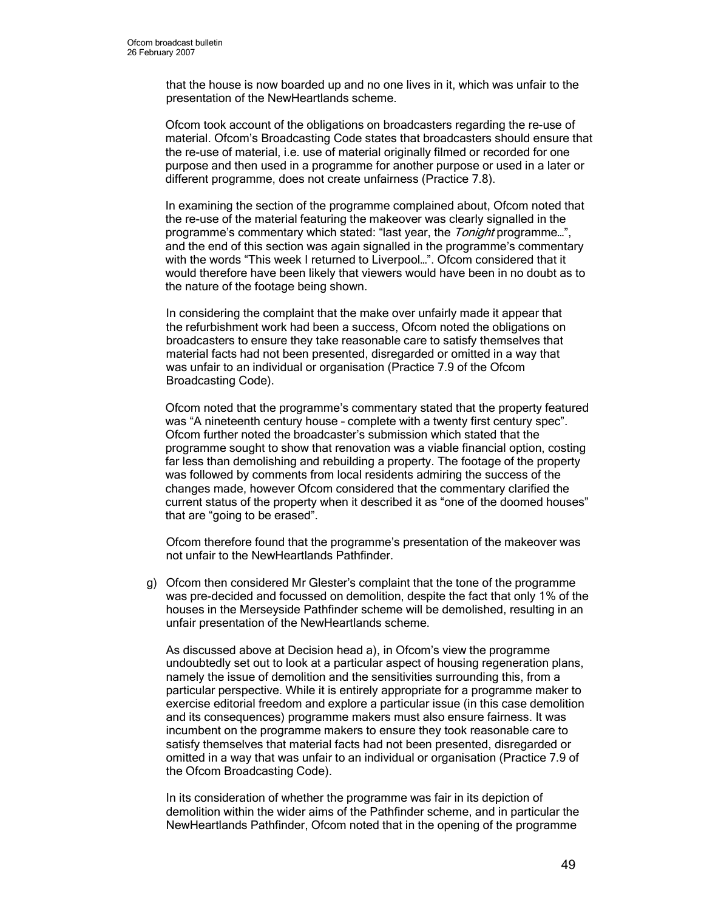that the house is now boarded up and no one lives in it, which was unfair to the presentation of the NewHeartlands scheme.

Ofcom took account of the obligations on broadcasters regarding the re-use of material. Ofcom's Broadcasting Code states that broadcasters should ensure that the re-use of material, i.e. use of material originally filmed or recorded for one purpose and then used in a programme for another purpose or used in a later or different programme, does not create unfairness (Practice 7.8).

In examining the section of the programme complained about, Ofcom noted that the re-use of the material featuring the makeover was clearly signalled in the programme's commentary which stated: "last year, the *Tonight* programme…", and the end of this section was again signalled in the programme's commentary with the words "This week I returned to Liverpool…". Ofcom considered that it would therefore have been likely that viewers would have been in no doubt as to the nature of the footage being shown.

In considering the complaint that the make over unfairly made it appear that the refurbishment work had been a success, Ofcom noted the obligations on broadcasters to ensure they take reasonable care to satisfy themselves that material facts had not been presented, disregarded or omitted in a way that was unfair to an individual or organisation (Practice 7.9 of the Ofcom Broadcasting Code).

Ofcom noted that the programme's commentary stated that the property featured was "A nineteenth century house – complete with a twenty first century spec". Ofcom further noted the broadcaster's submission which stated that the programme sought to show that renovation was a viable financial option, costing far less than demolishing and rebuilding a property. The footage of the property was followed by comments from local residents admiring the success of the changes made, however Ofcom considered that the commentary clarified the current status of the property when it described it as "one of the doomed houses" that are "going to be erased".

Ofcom therefore found that the programme's presentation of the makeover was not unfair to the NewHeartlands Pathfinder.

g) Ofcom then considered Mr Glester's complaint that the tone of the programme was pre-decided and focussed on demolition, despite the fact that only 1% of the houses in the Merseyside Pathfinder scheme will be demolished, resulting in an unfair presentation of the NewHeartlands scheme.

As discussed above at Decision head a), in Ofcom's view the programme undoubtedly set out to look at a particular aspect of housing regeneration plans, namely the issue of demolition and the sensitivities surrounding this, from a particular perspective. While it is entirely appropriate for a programme maker to exercise editorial freedom and explore a particular issue (in this case demolition and its consequences) programme makers must also ensure fairness. It was incumbent on the programme makers to ensure they took reasonable care to satisfy themselves that material facts had not been presented, disregarded or omitted in a way that was unfair to an individual or organisation (Practice 7.9 of the Ofcom Broadcasting Code).

In its consideration of whether the programme was fair in its depiction of demolition within the wider aims of the Pathfinder scheme, and in particular the NewHeartlands Pathfinder, Ofcom noted that in the opening of the programme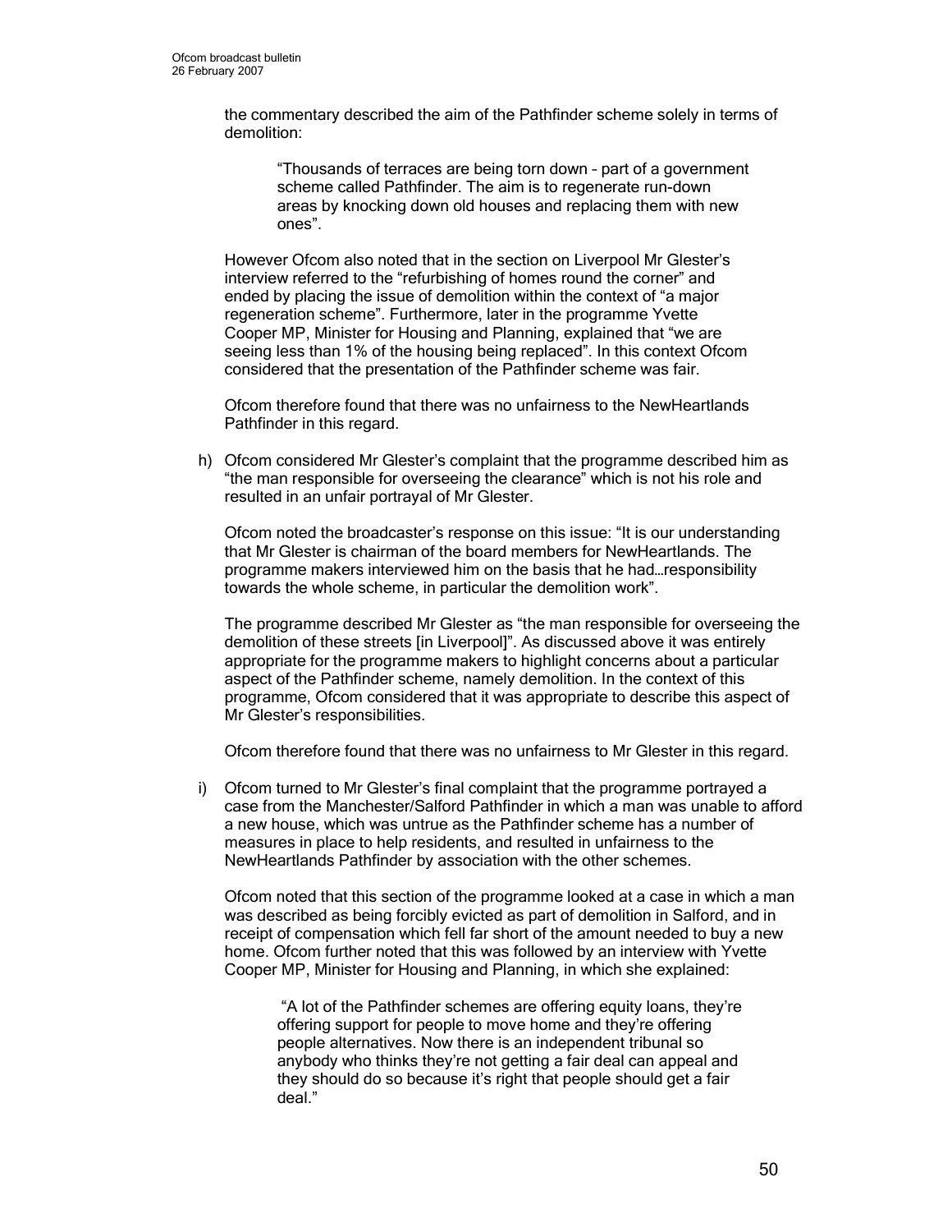the commentary described the aim of the Pathfinder scheme solely in terms of demolition:

> "Thousands of terraces are being torn down – part of a government scheme called Pathfinder. The aim is to regenerate run-down areas by knocking down old houses and replacing them with new ones".

However Ofcom also noted that in the section on Liverpool Mr Glester's interview referred to the "refurbishing of homes round the corner" and ended by placing the issue of demolition within the context of "a major regeneration scheme". Furthermore, later in the programme Yvette Cooper MP, Minister for Housing and Planning, explained that "we are seeing less than 1% of the housing being replaced". In this context Ofcom considered that the presentation of the Pathfinder scheme was fair.

Ofcom therefore found that there was no unfairness to the NewHeartlands Pathfinder in this regard.

h) Ofcom considered Mr Glester's complaint that the programme described him as "the man responsible for overseeing the clearance" which is not his role and resulted in an unfair portrayal of Mr Glester.

   Ofcom noted the broadcaster's response on this issue: "It is our understanding that Mr Glester is chairman of the board members for NewHeartlands. The programme makers interviewed him on the basis that he had…responsibility towards the whole scheme, in particular the demolition work".

   The programme described Mr Glester as "the man responsible for overseeing the demolition of these streets [in Liverpool]". As discussed above it was entirely appropriate for the programme makers to highlight concerns about a particular aspect of the Pathfinder scheme, namely demolition. In the context of this programme, Ofcom considered that it was appropriate to describe this aspect of Mr Glester's responsibilities.

   Ofcom therefore found that there was no unfairness to Mr Glester in this regard.

i) Ofcom turned to Mr Glester's final complaint that the programme portrayed a case from the Manchester/Salford Pathfinder in which a man was unable to afford a new house, which was untrue as the Pathfinder scheme has a number of measures in place to help residents, and resulted in unfairness to the NewHeartlands Pathfinder by association with the other schemes.

   Ofcom noted that this section of the programme looked at a case in which a man was described as being forcibly evicted as part of demolition in Salford, and in receipt of compensation which fell far short of the amount needed to buy a new home. Ofcom further noted that this was followed by an interview with Yvette Cooper MP, Minister for Housing and Planning, in which she explained:

   > "A lot of the Pathfinder schemes are offering equity loans, they're offering support for people to move home and they're offering people alternatives. Now there is an independent tribunal so anybody who thinks they're not getting a fair deal can appeal and they should do so because it's right that people should get a fair deal."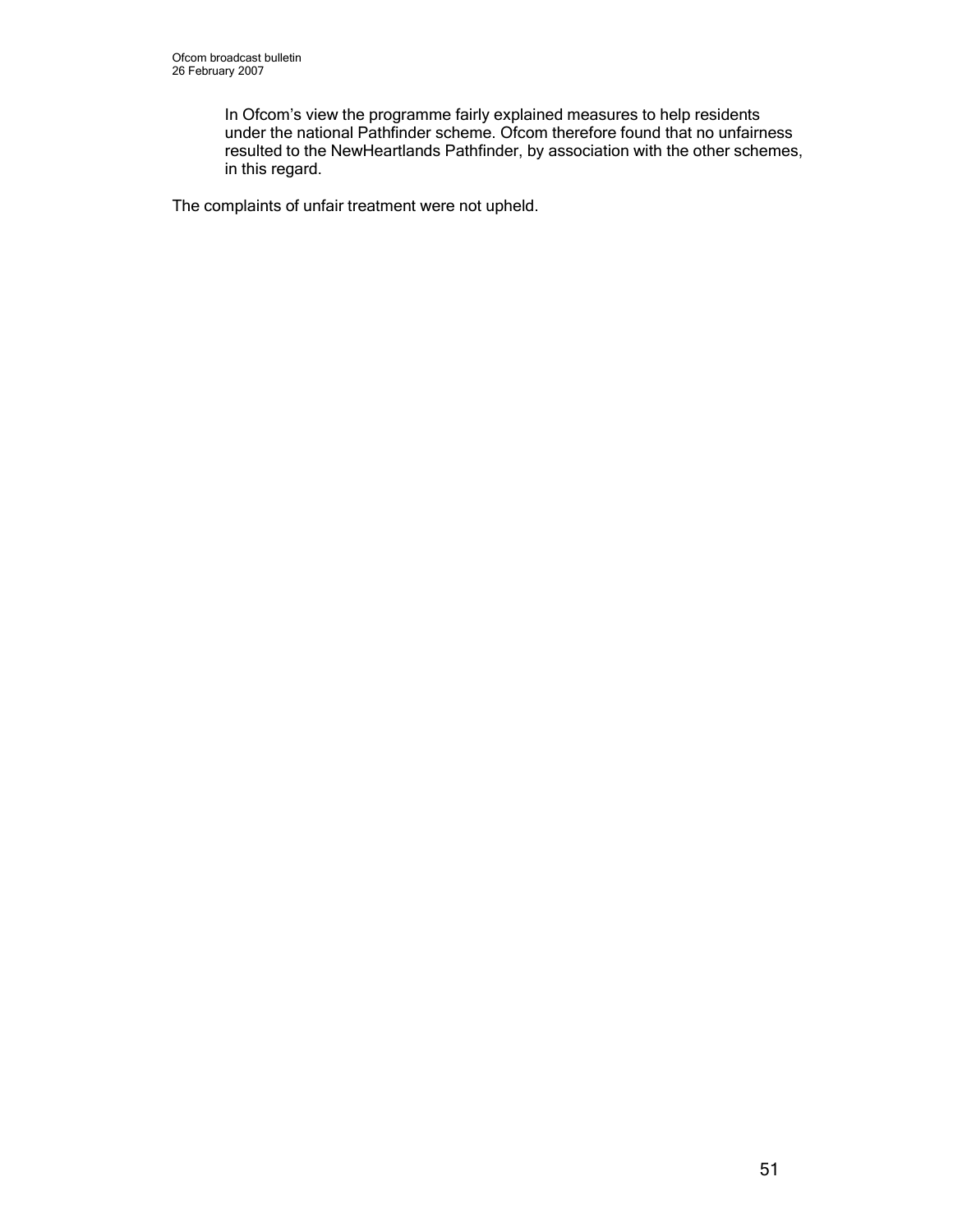In Ofcom's view the programme fairly explained measures to help residents under the national Pathfinder scheme. Ofcom therefore found that no unfairness resulted to the NewHeartlands Pathfinder, by association with the other schemes, in this regard.

The complaints of unfair treatment were not upheld.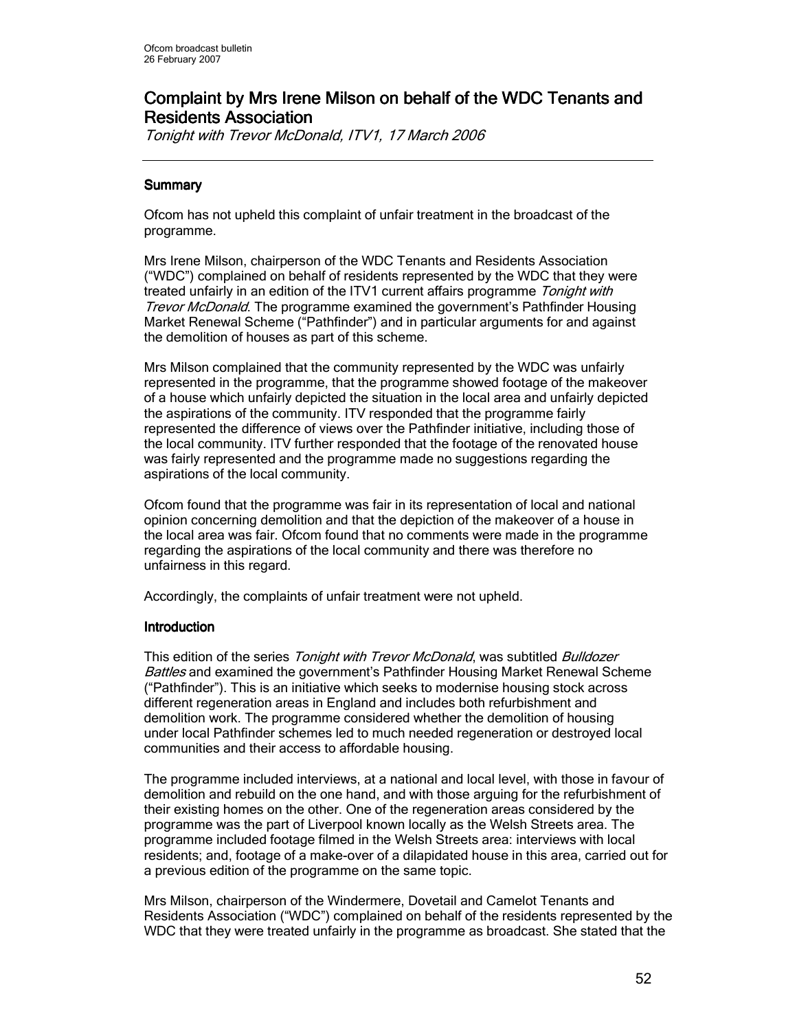# Complaint by Mrs Irene Milson on behalf of the WDC Tenants and Residents Association

*Tonight with Trevor McDonald, ITV1, 17 March 2006*

## Summary

Ofcom has not upheld this complaint of unfair treatment in the broadcast of the programme.

Mrs Irene Milson, chairperson of the WDC Tenants and Residents Association ("WDC") complained on behalf of residents represented by the WDC that they were treated unfairly in an edition of the ITV1 current affairs programme *Tonight with Trevor McDonald*. The programme examined the government's Pathfinder Housing Market Renewal Scheme ("Pathfinder") and in particular arguments for and against the demolition of houses as part of this scheme.

Mrs Milson complained that the community represented by the WDC was unfairly represented in the programme, that the programme showed footage of the makeover of a house which unfairly depicted the situation in the local area and unfairly depicted the aspirations of the community. ITV responded that the programme fairly represented the difference of views over the Pathfinder initiative, including those of the local community. ITV further responded that the footage of the renovated house was fairly represented and the programme made no suggestions regarding the aspirations of the local community.

Ofcom found that the programme was fair in its representation of local and national opinion concerning demolition and that the depiction of the makeover of a house in the local area was fair. Ofcom found that no comments were made in the programme regarding the aspirations of the local community and there was therefore no unfairness in this regard.

Accordingly, the complaints of unfair treatment were not upheld.

## Introduction

This edition of the series *Tonight with Trevor McDonald*, was subtitled *Bulldozer Battles* and examined the government's Pathfinder Housing Market Renewal Scheme ("Pathfinder"). This is an initiative which seeks to modernise housing stock across different regeneration areas in England and includes both refurbishment and demolition work. The programme considered whether the demolition of housing under local Pathfinder schemes led to much needed regeneration or destroyed local communities and their access to affordable housing.

The programme included interviews, at a national and local level, with those in favour of demolition and rebuild on the one hand, and with those arguing for the refurbishment of their existing homes on the other. One of the regeneration areas considered by the programme was the part of Liverpool known locally as the Welsh Streets area. The programme included footage filmed in the Welsh Streets area: interviews with local residents; and, footage of a make-over of a dilapidated house in this area, carried out for a previous edition of the programme on the same topic.

Mrs Milson, chairperson of the Windermere, Dovetail and Camelot Tenants and Residents Association ("WDC") complained on behalf of the residents represented by the WDC that they were treated unfairly in the programme as broadcast. She stated that the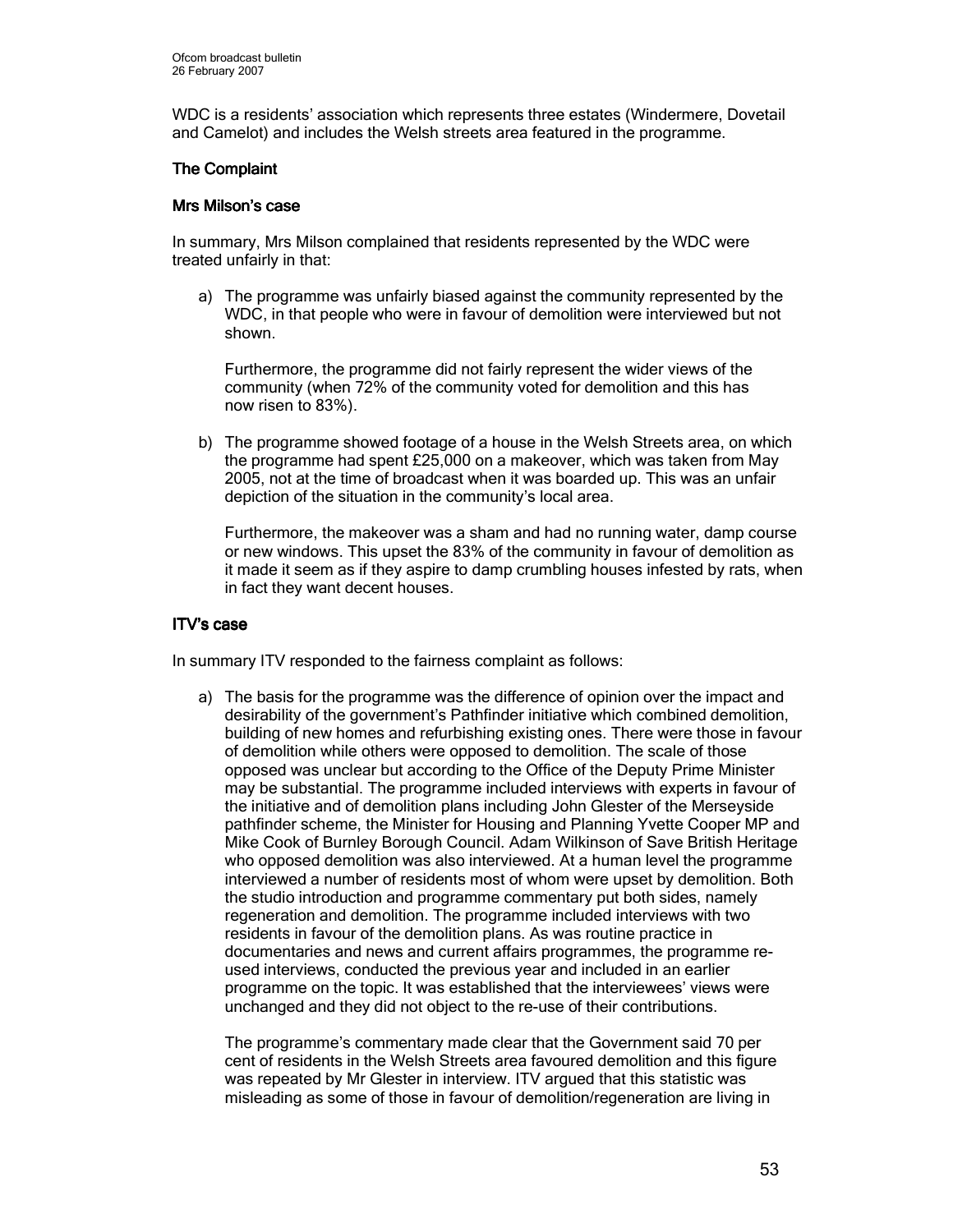WDC is a residents' association which represents three estates (Windermere, Dovetail and Camelot) and includes the Welsh streets area featured in the programme.

## The Complaint

### Mrs Milson's case

In summary, Mrs Milson complained that residents represented by the WDC were treated unfairly in that:

a) The programme was unfairly biased against the community represented by the WDC, in that people who were in favour of demolition were interviewed but not shown.

   Furthermore, the programme did not fairly represent the wider views of the community (when 72% of the community voted for demolition and this has now risen to 83%).

b) The programme showed footage of a house in the Welsh Streets area, on which the programme had spent £25,000 on a makeover, which was taken from May 2005, not at the time of broadcast when it was boarded up. This was an unfair depiction of the situation in the community's local area.

   Furthermore, the makeover was a sham and had no running water, damp course or new windows. This upset the 83% of the community in favour of demolition as it made it seem as if they aspire to damp crumbling houses infested by rats, when in fact they want decent houses.

## ITV's case

In summary ITV responded to the fairness complaint as follows:

a) The basis for the programme was the difference of opinion over the impact and desirability of the government's Pathfinder initiative which combined demolition, building of new homes and refurbishing existing ones. There were those in favour of demolition while others were opposed to demolition. The scale of those opposed was unclear but according to the Office of the Deputy Prime Minister may be substantial. The programme included interviews with experts in favour of the initiative and of demolition plans including John Glester of the Merseyside pathfinder scheme, the Minister for Housing and Planning Yvette Cooper MP and Mike Cook of Burnley Borough Council. Adam Wilkinson of Save British Heritage who opposed demolition was also interviewed. At a human level the programme interviewed a number of residents most of whom were upset by demolition. Both the studio introduction and programme commentary put both sides, namely regeneration and demolition. The programme included interviews with two residents in favour of the demolition plans. As was routine practice in documentaries and news and current affairs programmes, the programme re-used interviews, conducted the previous year and included in an earlier programme on the topic. It was established that the interviewees' views were unchanged and they did not object to the re-use of their contributions.

   The programme's commentary made clear that the Government said 70 per cent of residents in the Welsh Streets area favoured demolition and this figure was repeated by Mr Glester in interview. ITV argued that this statistic was misleading as some of those in favour of demolition/regeneration are living in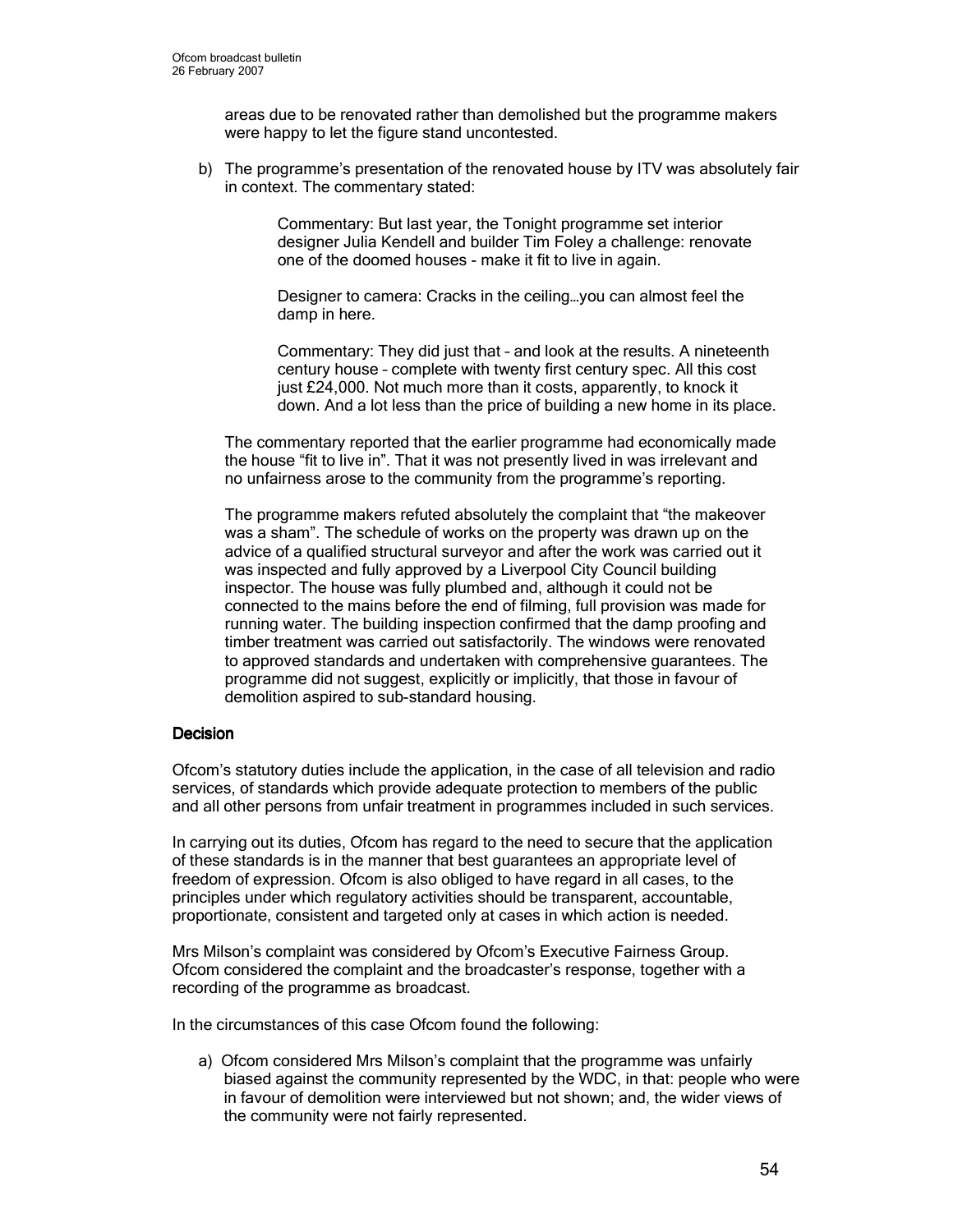areas due to be renovated rather than demolished but the programme makers were happy to let the figure stand uncontested.

b) The programme's presentation of the renovated house by ITV was absolutely fair in context. The commentary stated:

> Commentary: But last year, the Tonight programme set interior designer Julia Kendell and builder Tim Foley a challenge: renovate one of the doomed houses - make it fit to live in again.
>
> Designer to camera: Cracks in the ceiling…you can almost feel the damp in here.
>
> Commentary: They did just that – and look at the results. A nineteenth century house – complete with twenty first century spec. All this cost just £24,000. Not much more than it costs, apparently, to knock it down. And a lot less than the price of building a new home in its place.

The commentary reported that the earlier programme had economically made the house "fit to live in". That it was not presently lived in was irrelevant and no unfairness arose to the community from the programme's reporting.

The programme makers refuted absolutely the complaint that "the makeover was a sham". The schedule of works on the property was drawn up on the advice of a qualified structural surveyor and after the work was carried out it was inspected and fully approved by a Liverpool City Council building inspector. The house was fully plumbed and, although it could not be connected to the mains before the end of filming, full provision was made for running water. The building inspection confirmed that the damp proofing and timber treatment was carried out satisfactorily. The windows were renovated to approved standards and undertaken with comprehensive guarantees. The programme did not suggest, explicitly or implicitly, that those in favour of demolition aspired to sub-standard housing.

## Decision

Ofcom's statutory duties include the application, in the case of all television and radio services, of standards which provide adequate protection to members of the public and all other persons from unfair treatment in programmes included in such services.

In carrying out its duties, Ofcom has regard to the need to secure that the application of these standards is in the manner that best guarantees an appropriate level of freedom of expression. Ofcom is also obliged to have regard in all cases, to the principles under which regulatory activities should be transparent, accountable, proportionate, consistent and targeted only at cases in which action is needed.

Mrs Milson's complaint was considered by Ofcom's Executive Fairness Group. Ofcom considered the complaint and the broadcaster's response, together with a recording of the programme as broadcast.

In the circumstances of this case Ofcom found the following:

a) Ofcom considered Mrs Milson's complaint that the programme was unfairly biased against the community represented by the WDC, in that: people who were in favour of demolition were interviewed but not shown; and, the wider views of the community were not fairly represented.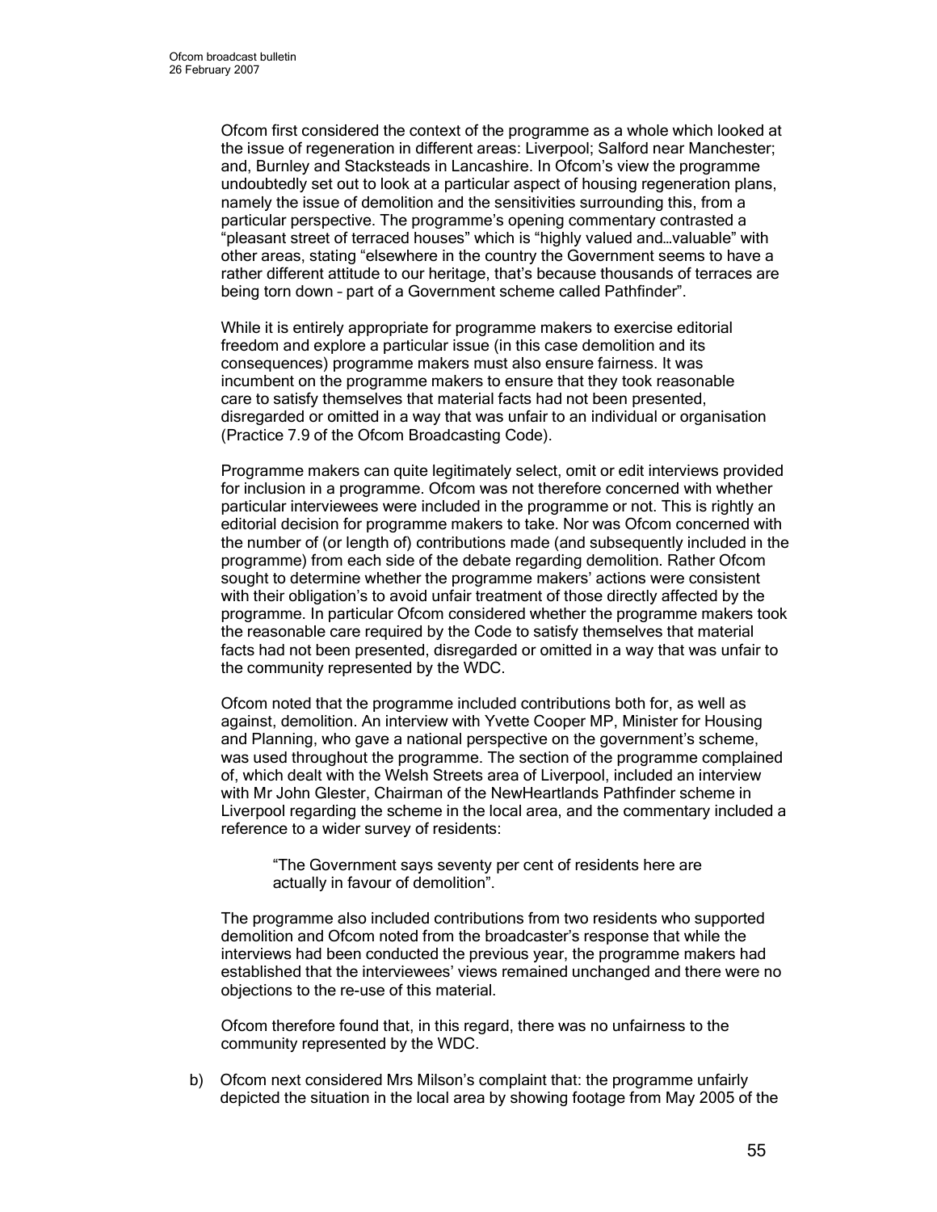Ofcom first considered the context of the programme as a whole which looked at the issue of regeneration in different areas: Liverpool; Salford near Manchester; and, Burnley and Stacksteads in Lancashire. In Ofcom's view the programme undoubtedly set out to look at a particular aspect of housing regeneration plans, namely the issue of demolition and the sensitivities surrounding this, from a particular perspective. The programme's opening commentary contrasted a "pleasant street of terraced houses" which is "highly valued and…valuable" with other areas, stating "elsewhere in the country the Government seems to have a rather different attitude to our heritage, that's because thousands of terraces are being torn down – part of a Government scheme called Pathfinder".

While it is entirely appropriate for programme makers to exercise editorial freedom and explore a particular issue (in this case demolition and its consequences) programme makers must also ensure fairness. It was incumbent on the programme makers to ensure that they took reasonable care to satisfy themselves that material facts had not been presented, disregarded or omitted in a way that was unfair to an individual or organisation (Practice 7.9 of the Ofcom Broadcasting Code).

Programme makers can quite legitimately select, omit or edit interviews provided for inclusion in a programme. Ofcom was not therefore concerned with whether particular interviewees were included in the programme or not. This is rightly an editorial decision for programme makers to take. Nor was Ofcom concerned with the number of (or length of) contributions made (and subsequently included in the programme) from each side of the debate regarding demolition. Rather Ofcom sought to determine whether the programme makers' actions were consistent with their obligation's to avoid unfair treatment of those directly affected by the programme. In particular Ofcom considered whether the programme makers took the reasonable care required by the Code to satisfy themselves that material facts had not been presented, disregarded or omitted in a way that was unfair to the community represented by the WDC.

Ofcom noted that the programme included contributions both for, as well as against, demolition. An interview with Yvette Cooper MP, Minister for Housing and Planning, who gave a national perspective on the government's scheme, was used throughout the programme. The section of the programme complained of, which dealt with the Welsh Streets area of Liverpool, included an interview with Mr John Glester, Chairman of the NewHeartlands Pathfinder scheme in Liverpool regarding the scheme in the local area, and the commentary included a reference to a wider survey of residents:

> "The Government says seventy per cent of residents here are actually in favour of demolition".

The programme also included contributions from two residents who supported demolition and Ofcom noted from the broadcaster's response that while the interviews had been conducted the previous year, the programme makers had established that the interviewees' views remained unchanged and there were no objections to the re-use of this material.

Ofcom therefore found that, in this regard, there was no unfairness to the community represented by the WDC.

b) Ofcom next considered Mrs Milson's complaint that: the programme unfairly depicted the situation in the local area by showing footage from May 2005 of the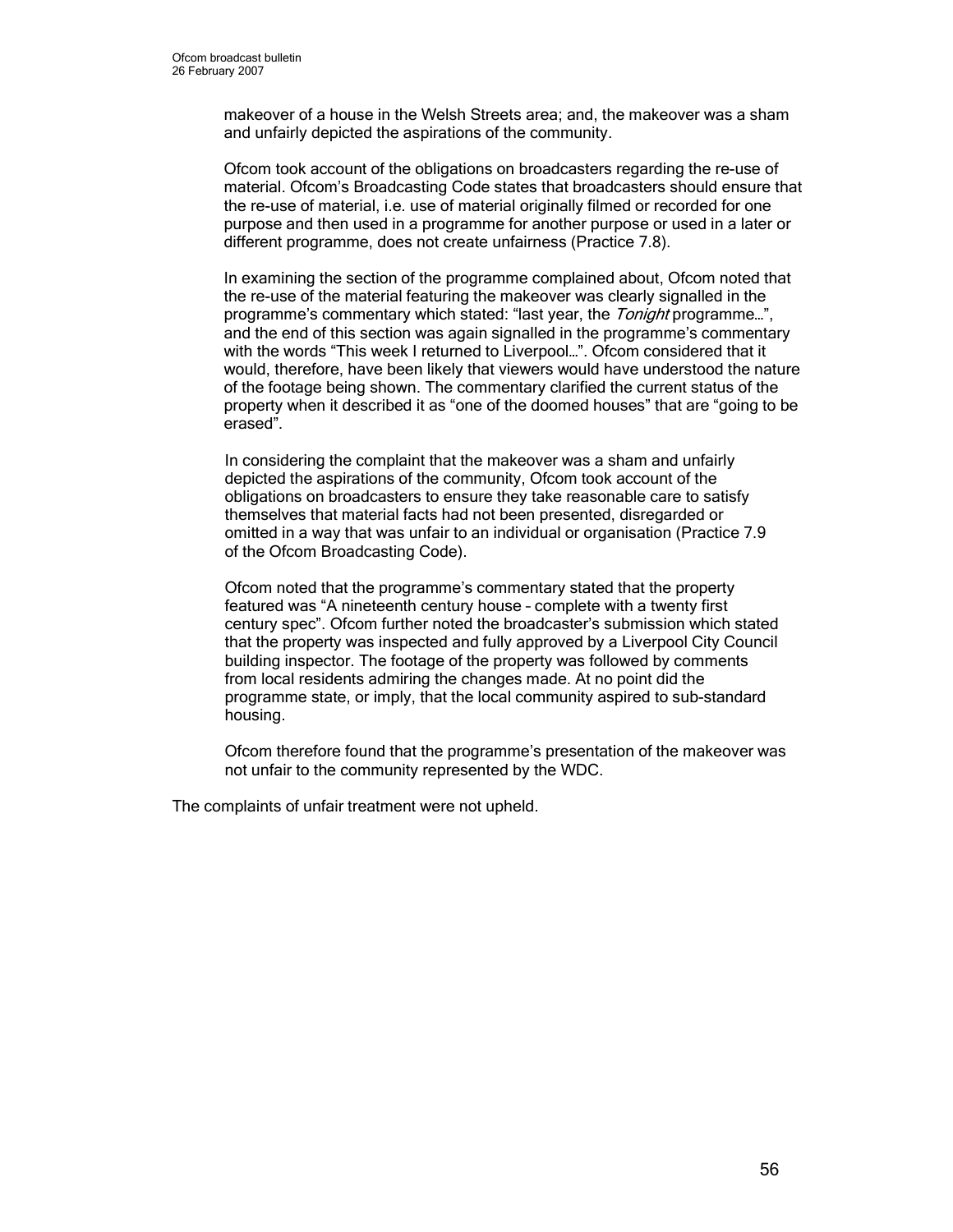makeover of a house in the Welsh Streets area; and, the makeover was a sham and unfairly depicted the aspirations of the community.

Ofcom took account of the obligations on broadcasters regarding the re-use of material. Ofcom's Broadcasting Code states that broadcasters should ensure that the re-use of material, i.e. use of material originally filmed or recorded for one purpose and then used in a programme for another purpose or used in a later or different programme, does not create unfairness (Practice 7.8).

In examining the section of the programme complained about, Ofcom noted that the re-use of the material featuring the makeover was clearly signalled in the programme's commentary which stated: "last year, the *Tonight* programme…", and the end of this section was again signalled in the programme's commentary with the words "This week I returned to Liverpool…". Ofcom considered that it would, therefore, have been likely that viewers would have understood the nature of the footage being shown. The commentary clarified the current status of the property when it described it as "one of the doomed houses" that are "going to be erased".

In considering the complaint that the makeover was a sham and unfairly depicted the aspirations of the community, Ofcom took account of the obligations on broadcasters to ensure they take reasonable care to satisfy themselves that material facts had not been presented, disregarded or omitted in a way that was unfair to an individual or organisation (Practice 7.9 of the Ofcom Broadcasting Code).

Ofcom noted that the programme's commentary stated that the property featured was "A nineteenth century house – complete with a twenty first century spec". Ofcom further noted the broadcaster's submission which stated that the property was inspected and fully approved by a Liverpool City Council building inspector. The footage of the property was followed by comments from local residents admiring the changes made. At no point did the programme state, or imply, that the local community aspired to sub-standard housing.

Ofcom therefore found that the programme's presentation of the makeover was not unfair to the community represented by the WDC.

The complaints of unfair treatment were not upheld.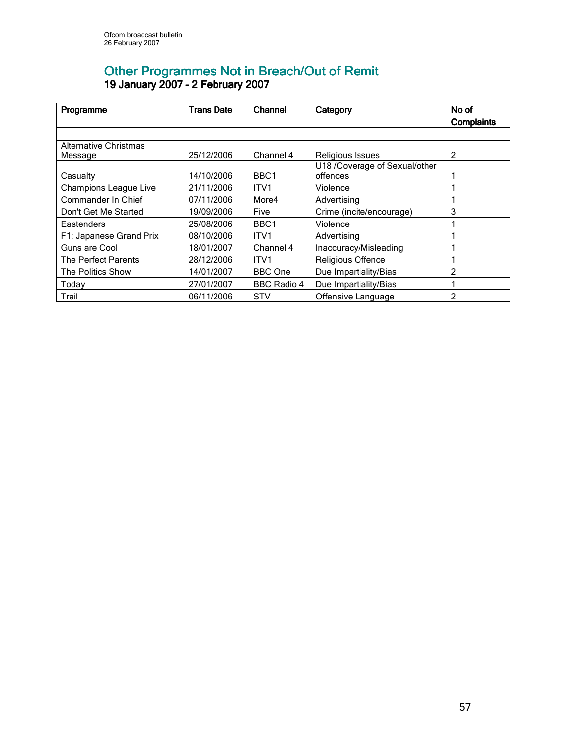## Other Programmes Not in Breach/Out of Remit

### 19 January 2007 – 2 February 2007

| Programme | Trans Date | Channel | Category | No of Complaints |
|---|---|---|---|---|
| Alternative Christmas Message | 25/12/2006 | Channel 4 | Religious Issues | 2 |
| Casualty | 14/10/2006 | BBC1 | U18 /Coverage of Sexual/other offences | 1 |
| Champions League Live | 21/11/2006 | ITV1 | Violence | 1 |
| Commander In Chief | 07/11/2006 | More4 | Advertising | 1 |
| Don't Get Me Started | 19/09/2006 | Five | Crime (incite/encourage) | 3 |
| Eastenders | 25/08/2006 | BBC1 | Violence | 1 |
| F1: Japanese Grand Prix | 08/10/2006 | ITV1 | Advertising | 1 |
| Guns are Cool | 18/01/2007 | Channel 4 | Inaccuracy/Misleading | 1 |
| The Perfect Parents | 28/12/2006 | ITV1 | Religious Offence | 1 |
| The Politics Show | 14/01/2007 | BBC One | Due Impartiality/Bias | 2 |
| Today | 27/01/2007 | BBC Radio 4 | Due Impartiality/Bias | 1 |
| Trail | 06/11/2006 | STV | Offensive Language | 2 |